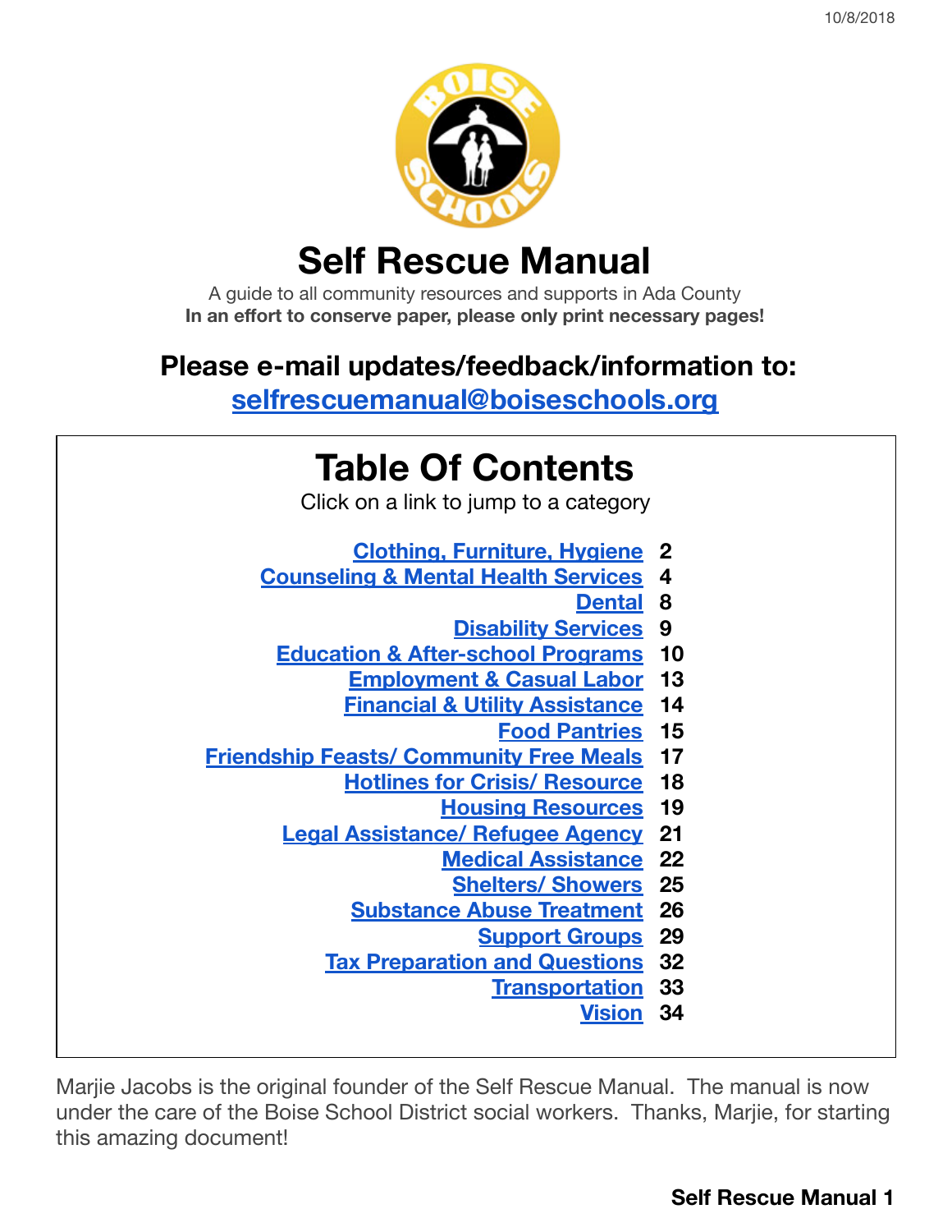10/8/2018

# Self Rescue Manual

A guide to all community resources and supports in Ada County
**In an effort to conserve paper, please only print necessary pages!**

## Please e-mail updates/feedback/information to:

## selfrescuemanual@boiseschools.org

## Table Of Contents

Click on a link to jump to a category

| Category | Page |
| --- | --- |
| Clothing, Furniture, Hygiene | 2 |
| Counseling & Mental Health Services | 4 |
| Dental | 8 |
| Disability Services | 9 |
| Education & After-school Programs | 10 |
| Employment & Casual Labor | 13 |
| Financial & Utility Assistance | 14 |
| Food Pantries | 15 |
| Friendship Feasts/ Community Free Meals | 17 |
| Hotlines for Crisis/ Resource | 18 |
| Housing Resources | 19 |
| Legal Assistance/ Refugee Agency | 21 |
| Medical Assistance | 22 |
| Shelters/ Showers | 25 |
| Substance Abuse Treatment | 26 |
| Support Groups | 29 |
| Tax Preparation and Questions | 32 |
| Transportation | 33 |
| Vision | 34 |

Marjie Jacobs is the original founder of the Self Rescue Manual. The manual is now under the care of the Boise School District social workers. Thanks, Marjie, for starting this amazing document!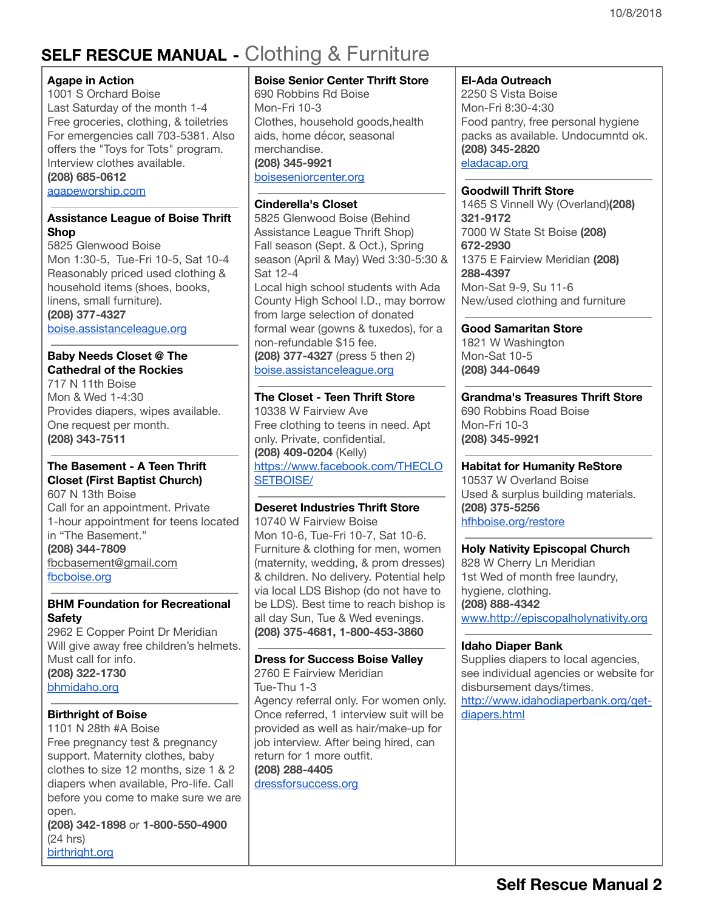# SELF RESCUE MANUAL - Clothing & Furniture

**Agape in Action**
1001 S Orchard Boise
Last Saturday of the month 1-4
Free groceries, clothing, & toiletries
For emergencies call 703-5381. Also offers the "Toys for Tots" program. Interview clothes available.
**(208) 685-0612**
agapeworship.com

**Assistance League of Boise Thrift Shop**
5825 Glenwood Boise
Mon 1:30-5, Tue-Fri 10-5, Sat 10-4
Reasonably priced used clothing & household items (shoes, books, linens, small furniture).
**(208) 377-4327**
boise.assistanceleague.org

**Baby Needs Closet @ The Cathedral of the Rockies**
717 N 11th Boise
Mon & Wed 1-4:30
Provides diapers, wipes available. One request per month.
**(208) 343-7511**

**The Basement - A Teen Thrift Closet (First Baptist Church)**
607 N 13th Boise
Call for an appointment. Private 1-hour appointment for teens located in "The Basement."
**(208) 344-7809**
fbcbasement@gmail.com
fbcboise.org

**BHM Foundation for Recreational Safety**
2962 E Copper Point Dr Meridian
Will give away free children's helmets. Must call for info.
**(208) 322-1730**
bhmidaho.org

**Birthright of Boise**
1101 N 28th #A Boise
Free pregnancy test & pregnancy support. Maternity clothes, baby clothes to size 12 months, size 1 & 2 diapers when available, Pro-life. Call before you come to make sure we are open.
**(208) 342-1898** or **1-800-550-4900** (24 hrs)
birthright.org

**Boise Senior Center Thrift Store**
690 Robbins Rd Boise
Mon-Fri 10-3
Clothes, household goods,health aids, home décor, seasonal merchandise.
**(208) 345-9921**
boiseseniorcenter.org

**Cinderella's Closet**
5825 Glenwood Boise (Behind Assistance League Thrift Shop)
Fall season (Sept. & Oct.), Spring season (April & May) Wed 3:30-5:30 & Sat 12-4
Local high school students with Ada County High School I.D., may borrow from large selection of donated formal wear (gowns & tuxedos), for a non-refundable $15 fee.
**(208) 377-4327** (press 5 then 2)
boise.assistanceleague.org

**The Closet - Teen Thrift Store**
10338 W Fairview Ave
Free clothing to teens in need. Apt only. Private, confidential.
**(208) 409-0204** (Kelly)
https://www.facebook.com/THECLOSETBOISE/

**Deseret Industries Thrift Store**
10740 W Fairview Boise
Mon 10-6, Tue-Fri 10-7, Sat 10-6.
Furniture & clothing for men, women (maternity, wedding, & prom dresses) & children. No delivery. Potential help via local LDS Bishop (do not have to be LDS). Best time to reach bishop is all day Sun, Tue & Wed evenings.
**(208) 375-4681, 1-800-453-3860**

**Dress for Success Boise Valley**
2760 E Fairview Meridian
Tue-Thu 1-3
Agency referral only. For women only. Once referred, 1 interview suit will be provided as well as hair/make-up for job interview. After being hired, can return for 1 more outfit.
**(208) 288-4405**
dressforsuccess.org

**El-Ada Outreach**
2250 S Vista Boise
Mon-Fri 8:30-4:30
Food pantry, free personal hygiene packs as available. Undocumntd ok.
**(208) 345-2820**
eladacap.org

**Goodwill Thrift Store**
1465 S Vinnell Wy (Overland)**(208) 321-9172**
7000 W State St Boise **(208) 672-2930**
1375 E Fairview Meridian **(208) 288-4397**
Mon-Sat 9-9, Su 11-6
New/used clothing and furniture

**Good Samaritan Store**
1821 W Washington
Mon-Sat 10-5
**(208) 344-0649**

**Grandma's Treasures Thrift Store**
690 Robbins Road Boise
Mon-Fri 10-3
**(208) 345-9921**

**Habitat for Humanity ReStore**
10537 W Overland Boise
Used & surplus building materials.
**(208) 375-5256**
hfhboise.org/restore

**Holy Nativity Episcopal Church**
828 W Cherry Ln Meridian
1st Wed of month free laundry, hygiene, clothing.
**(208) 888-4342**
www.http://episcopalholynativity.org

**Idaho Diaper Bank**
Supplies diapers to local agencies, see individual agencies or website for disbursement days/times.
http://www.idahodiaperbank.org/get-diapers.html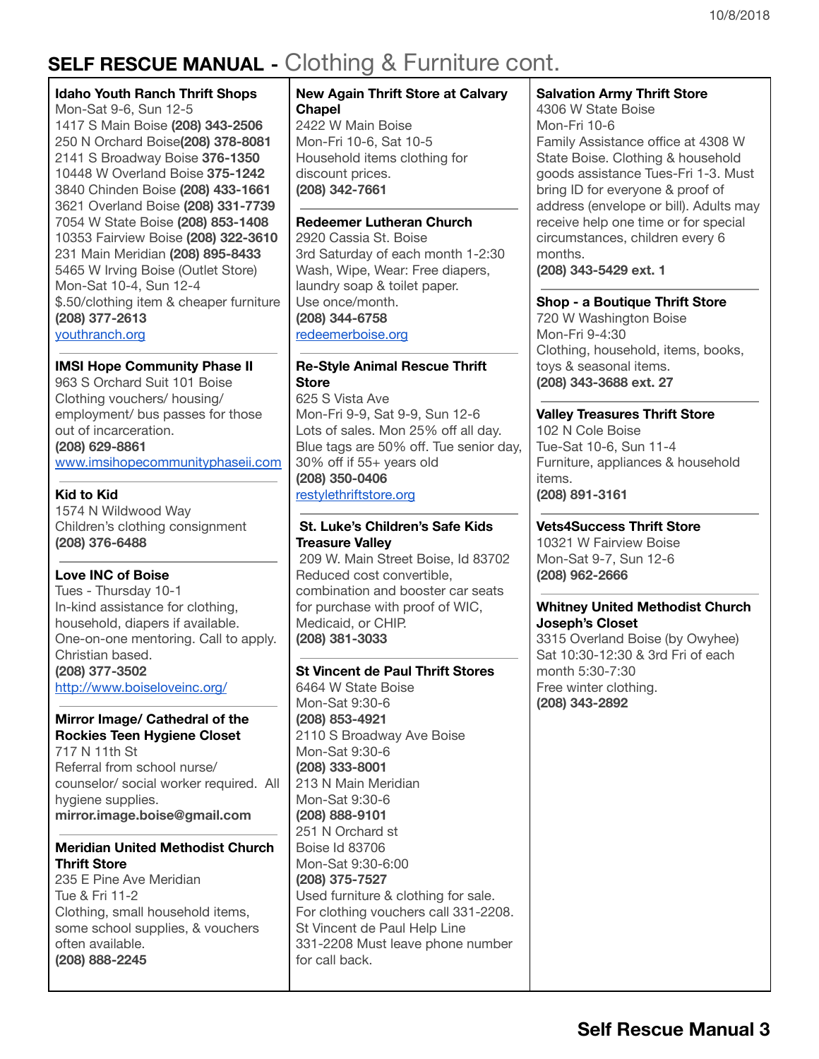# SELF RESCUE MANUAL - Clothing & Furniture cont.

**Idaho Youth Ranch Thrift Shops**
Mon-Sat 9-6, Sun 12-5
1417 S Main Boise **(208) 343-2506**
250 N Orchard Boise**(208) 378-8081**
2141 S Broadway Boise **376-1350**
10448 W Overland Boise **375-1242**
3840 Chinden Boise **(208) 433-1661**
3621 Overland Boise **(208) 331-7739**
7054 W State Boise **(208) 853-1408**
10353 Fairview Boise **(208) 322-3610**
231 Main Meridian **(208) 895-8433**
5465 W Irving Boise (Outlet Store)
Mon-Sat 10-4, Sun 12-4
$.50/clothing item & cheaper furniture
**(208) 377-2613**
youthranch.org

---

**IMSI Hope Community Phase II**
963 S Orchard Suit 101 Boise
Clothing vouchers/ housing/ employment/ bus passes for those out of incarceration.
**(208) 629-8861**
www.imsihopecommunityphaseii.com

---

**Kid to Kid**
1574 N Wildwood Way
Children's clothing consignment
**(208) 376-6488**

---

**Love INC of Boise**
Tues - Thursday 10-1
In-kind assistance for clothing, household, diapers if available. One-on-one mentoring. Call to apply. Christian based.
**(208) 377-3502**
http://www.boiseloveinc.org/

---

**Mirror Image/ Cathedral of the Rockies Teen Hygiene Closet**
717 N 11th St
Referral from school nurse/ counselor/ social worker required. All hygiene supplies.
**mirror.image.boise@gmail.com**

**Meridian United Methodist Church Thrift Store**
235 E Pine Ave Meridian
Tue & Fri 11-2
Clothing, small household items, some school supplies, & vouchers often available.
**(208) 888-2245**

---

**New Again Thrift Store at Calvary Chapel**
2422 W Main Boise
Mon-Fri 10-6, Sat 10-5
Household items clothing for discount prices.
**(208) 342-7661**

---

**Redeemer Lutheran Church**
2920 Cassia St. Boise
3rd Saturday of each month 1-2:30
Wash, Wipe, Wear: Free diapers, laundry soap & toilet paper.
Use once/month.
**(208) 344-6758**
redeemerboise.org

---

**Re-Style Animal Rescue Thrift Store**
625 S Vista Ave
Mon-Fri 9-9, Sat 9-9, Sun 12-6
Lots of sales. Mon 25% off all day. Blue tags are 50% off. Tue senior day, 30% off if 55+ years old
**(208) 350-0406**
restylethriftstore.org

---

**St. Luke's Children's Safe Kids Treasure Valley**
209 W. Main Street Boise, Id 83702
Reduced cost convertible, combination and booster car seats for purchase with proof of WIC, Medicaid, or CHIP.
**(208) 381-3033**

**St Vincent de Paul Thrift Stores**
6464 W State Boise
Mon-Sat 9:30-6
**(208) 853-4921**
2110 S Broadway Ave Boise
Mon-Sat 9:30-6
**(208) 333-8001**
213 N Main Meridian
Mon-Sat 9:30-6
**(208) 888-9101**
251 N Orchard st
Boise Id 83706
Mon-Sat 9:30-6:00
**(208) 375-7527**
Used furniture & clothing for sale. For clothing vouchers call 331-2208. St Vincent de Paul Help Line 331-2208 Must leave phone number for call back.

---

**Salvation Army Thrift Store**
4306 W State Boise
Mon-Fri 10-6
Family Assistance office at 4308 W State Boise. Clothing & household goods assistance Tues-Fri 1-3. Must bring ID for everyone & proof of address (envelope or bill). Adults may receive help one time or for special circumstances, children every 6 months.
**(208) 343-5429 ext. 1**

---

**Shop - a Boutique Thrift Store**
720 W Washington Boise
Mon-Fri 9-4:30
Clothing, household, items, books, toys & seasonal items.
**(208) 343-3688 ext. 27**

---

**Valley Treasures Thrift Store**
102 N Cole Boise
Tue-Sat 10-6, Sun 11-4
Furniture, appliances & household items.
**(208) 891-3161**

---

**Vets4Success Thrift Store**
10321 W Fairview Boise
Mon-Sat 9-7, Sun 12-6
**(208) 962-2666**

---

**Whitney United Methodist Church Joseph's Closet**
3315 Overland Boise (by Owyhee)
Sat 10:30-12:30 & 3rd Fri of each month 5:30-7:30
Free winter clothing.
**(208) 343-2892**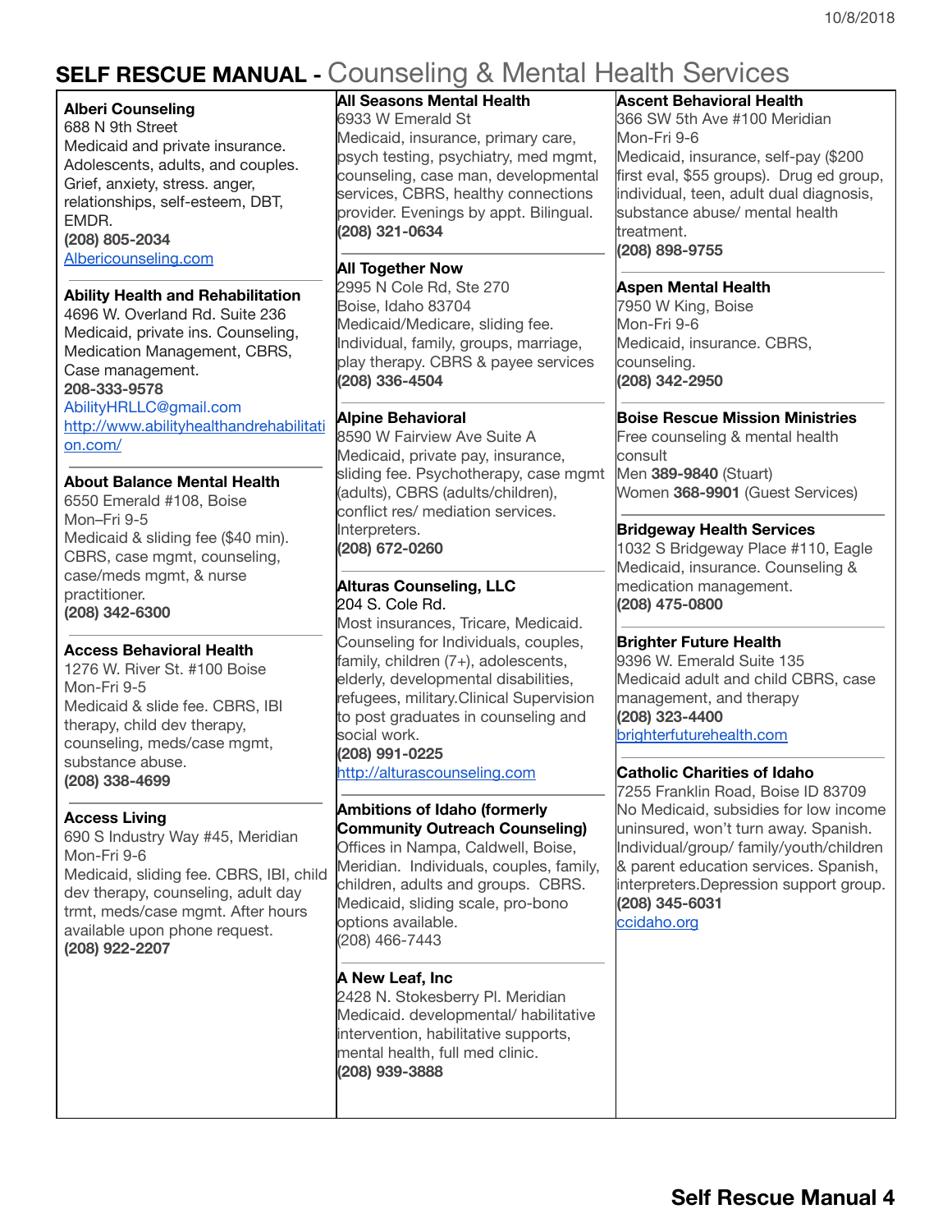# SELF RESCUE MANUAL - Counseling & Mental Health Services

**Alberi Counseling**
688 N 9th Street
Medicaid and private insurance. Adolescents, adults, and couples. Grief, anxiety, stress. anger, relationships, self-esteem, DBT, EMDR.
**(208) 805-2034**
Albericounseling.com

**Ability Health and Rehabilitation**
4696 W. Overland Rd. Suite 236
Medicaid, private ins. Counseling, Medication Management, CBRS, Case management.
**208-333-9578**
AbilityHRLLC@gmail.com
http://www.abilityhealthandrehabilitation.com/

**About Balance Mental Health**
6550 Emerald #108, Boise
Mon–Fri 9-5
Medicaid & sliding fee ($40 min). CBRS, case mgmt, counseling, case/meds mgmt, & nurse practitioner.
**(208) 342-6300**

**Access Behavioral Health**
1276 W. River St. #100 Boise
Mon-Fri 9-5
Medicaid & slide fee. CBRS, IBI therapy, child dev therapy, counseling, meds/case mgmt, substance abuse.
**(208) 338-4699**

**Access Living**
690 S Industry Way #45, Meridian
Mon-Fri 9-6
Medicaid, sliding fee. CBRS, IBI, child dev therapy, counseling, adult day trmt, meds/case mgmt. After hours available upon phone request.
**(208) 922-2207**

**All Seasons Mental Health**
6933 W Emerald St
Medicaid, insurance, primary care, psych testing, psychiatry, med mgmt, counseling, case man, developmental services, CBRS, healthy connections provider. Evenings by appt. Bilingual.
**(208) 321-0634**

**All Together Now**
2995 N Cole Rd, Ste 270
Boise, Idaho 83704
Medicaid/Medicare, sliding fee. Individual, family, groups, marriage, play therapy. CBRS & payee services
**(208) 336-4504**

**Alpine Behavioral**
8590 W Fairview Ave Suite A
Medicaid, private pay, insurance, sliding fee. Psychotherapy, case mgmt (adults), CBRS (adults/children), conflict res/ mediation services. Interpreters.
**(208) 672-0260**

**Alturas Counseling, LLC**
204 S. Cole Rd.
Most insurances, Tricare, Medicaid. Counseling for Individuals, couples, family, children (7+), adolescents, elderly, developmental disabilities, refugees, military.Clinical Supervision to post graduates in counseling and social work.
**(208) 991-0225**
http://alturascounseling.com

**Ambitions of Idaho (formerly Community Outreach Counseling)**
Offices in Nampa, Caldwell, Boise, Meridian. Individuals, couples, family, children, adults and groups. CBRS. Medicaid, sliding scale, pro-bono options available.
(208) 466-7443

**A New Leaf, Inc**
2428 N. Stokesberry Pl. Meridian
Medicaid. developmental/ habilitative intervention, habilitative supports, mental health, full med clinic.
**(208) 939-3888**

**Ascent Behavioral Health**
366 SW 5th Ave #100 Meridian
Mon-Fri 9-6
Medicaid, insurance, self-pay ($200 first eval, $55 groups). Drug ed group, individual, teen, adult dual diagnosis, substance abuse/ mental health treatment.
**(208) 898-9755**

**Aspen Mental Health**
7950 W King, Boise
Mon-Fri 9-6
Medicaid, insurance. CBRS, counseling.
**(208) 342-2950**

**Boise Rescue Mission Ministries**
Free counseling & mental health consult
Men **389-9840** (Stuart)
Women **368-9901** (Guest Services)

**Bridgeway Health Services**
1032 S Bridgeway Place #110, Eagle
Medicaid, insurance. Counseling & medication management.
**(208) 475-0800**

**Brighter Future Health**
9396 W. Emerald Suite 135
Medicaid adult and child CBRS, case management, and therapy
**(208) 323-4400**
brighterfuturehealth.com

**Catholic Charities of Idaho**
7255 Franklin Road, Boise ID 83709
No Medicaid, subsidies for low income uninsured, won't turn away. Spanish. Individual/group/ family/youth/children & parent education services. Spanish, interpreters.Depression support group.
**(208) 345-6031**
ccidaho.org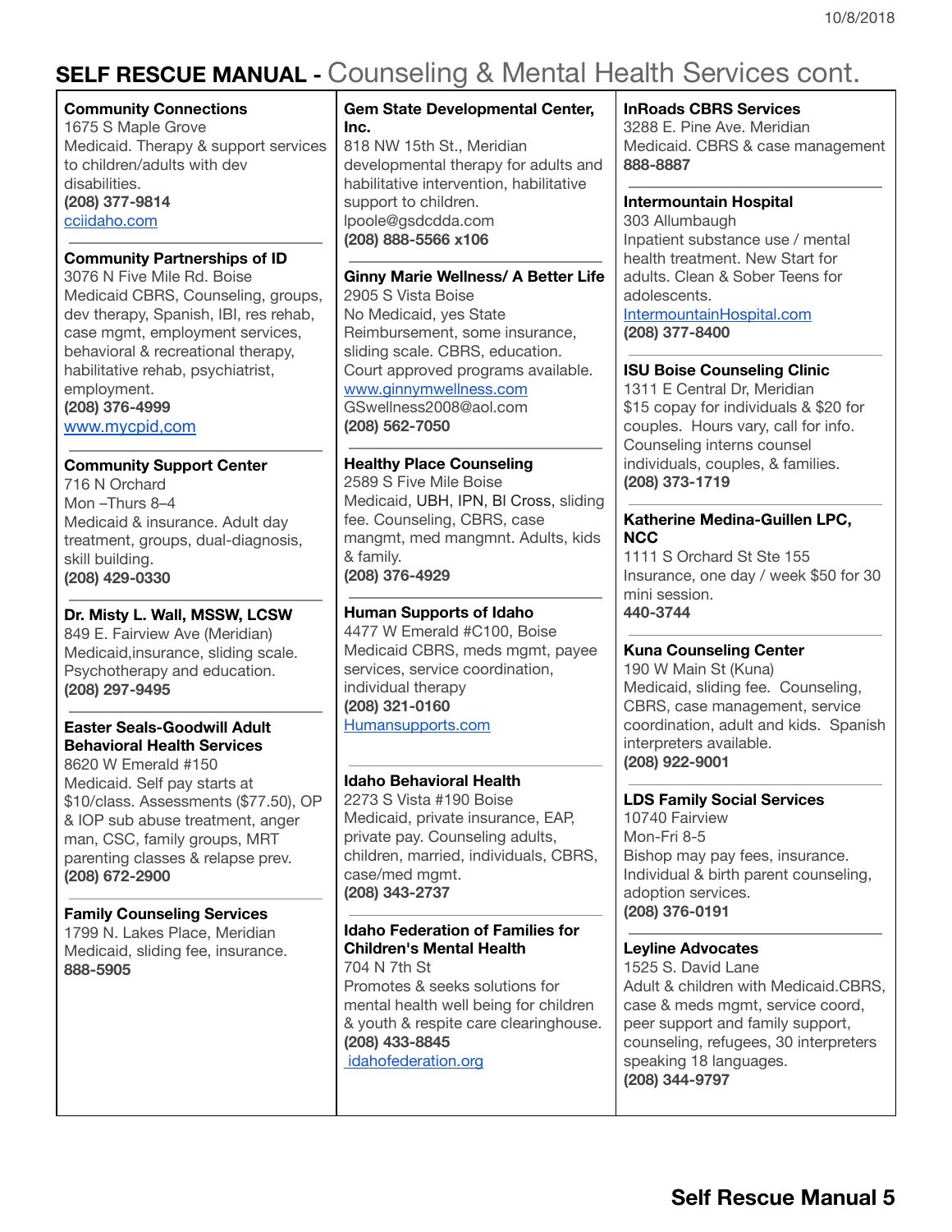## SELF RESCUE MANUAL - Counseling & Mental Health Services cont.

**Community Connections**
1675 S Maple Grove
Medicaid. Therapy & support services to children/adults with dev disabilities.
**(208) 377-9814**
cciidaho.com

**Community Partnerships of ID**
3076 N Five Mile Rd. Boise
Medicaid CBRS, Counseling, groups, dev therapy, Spanish, IBI, res rehab, case mgmt, employment services, behavioral & recreational therapy, habilitative rehab, psychiatrist, employment.
**(208) 376-4999**
www.mycpid.com

**Community Support Center**
716 N Orchard
Mon –Thurs 8–4
Medicaid & insurance. Adult day treatment, groups, dual-diagnosis, skill building.
**(208) 429-0330**

**Dr. Misty L. Wall, MSSW, LCSW**
849 E. Fairview Ave (Meridian)
Medicaid,insurance, sliding scale. Psychotherapy and education.
**(208) 297-9495**

**Easter Seals-Goodwill Adult Behavioral Health Services**
8620 W Emerald #150
Medicaid. Self pay starts at $10/class. Assessments ($77.50), OP & IOP sub abuse treatment, anger man, CSC, family groups, MRT parenting classes & relapse prev.
**(208) 672-2900**

**Family Counseling Services**
1799 N. Lakes Place, Meridian
Medicaid, sliding fee, insurance.
**888-5905**

**Gem State Developmental Center, Inc.**
818 NW 15th St., Meridian
developmental therapy for adults and habilitative intervention, habilitative support to children.
lpoole@gsdcdda.com
**(208) 888-5566 x106**

**Ginny Marie Wellness/ A Better Life**
2905 S Vista Boise
No Medicaid, yes State Reimbursement, some insurance, sliding scale. CBRS, education. Court approved programs available.
www.ginnymwellness.com
GSwellness2008@aol.com
**(208) 562-7050**

**Healthy Place Counseling**
2589 S Five Mile Boise
Medicaid, UBH, IPN, BI Cross, sliding fee. Counseling, CBRS, case mangmt, med mangmnt. Adults, kids & family.
**(208) 376-4929**

**Human Supports of Idaho**
4477 W Emerald #C100, Boise
Medicaid CBRS, meds mgmt, payee services, service coordination, individual therapy
**(208) 321-0160**
Humansupports.com

**Idaho Behavioral Health**
2273 S Vista #190 Boise
Medicaid, private insurance, EAP, private pay. Counseling adults, children, married, individuals, CBRS, case/med mgmt.
**(208) 343-2737**

**Idaho Federation of Families for Children's Mental Health**
704 N 7th St
Promotes & seeks solutions for mental health well being for children & youth & respite care clearinghouse.
**(208) 433-8845**
idahofederation.org

**InRoads CBRS Services**
3288 E. Pine Ave. Meridian
Medicaid. CBRS & case management
**888-8887**

**Intermountain Hospital**
303 Allumbaugh
Inpatient substance use / mental health treatment. New Start for adults. Clean & Sober Teens for adolescents.
IntermountainHospital.com
**(208) 377-8400**

**ISU Boise Counseling Clinic**
1311 E Central Dr, Meridian
$15 copay for individuals & $20 for couples. Hours vary, call for info. Counseling interns counsel individuals, couples, & families.
**(208) 373-1719**

**Katherine Medina-Guillen LPC, NCC**
1111 S Orchard St Ste 155
Insurance, one day / week $50 for 30 mini session.
**440-3744**

**Kuna Counseling Center**
190 W Main St (Kuna)
Medicaid, sliding fee. Counseling, CBRS, case management, service coordination, adult and kids. Spanish interpreters available.
**(208) 922-9001**

**LDS Family Social Services**
10740 Fairview
Mon-Fri 8-5
Bishop may pay fees, insurance. Individual & birth parent counseling, adoption services.
**(208) 376-0191**

**Leyline Advocates**
1525 S. David Lane
Adult & children with Medicaid.CBRS, case & meds mgmt, service coord, peer support and family support, counseling, refugees, 30 interpreters speaking 18 languages.
**(208) 344-9797**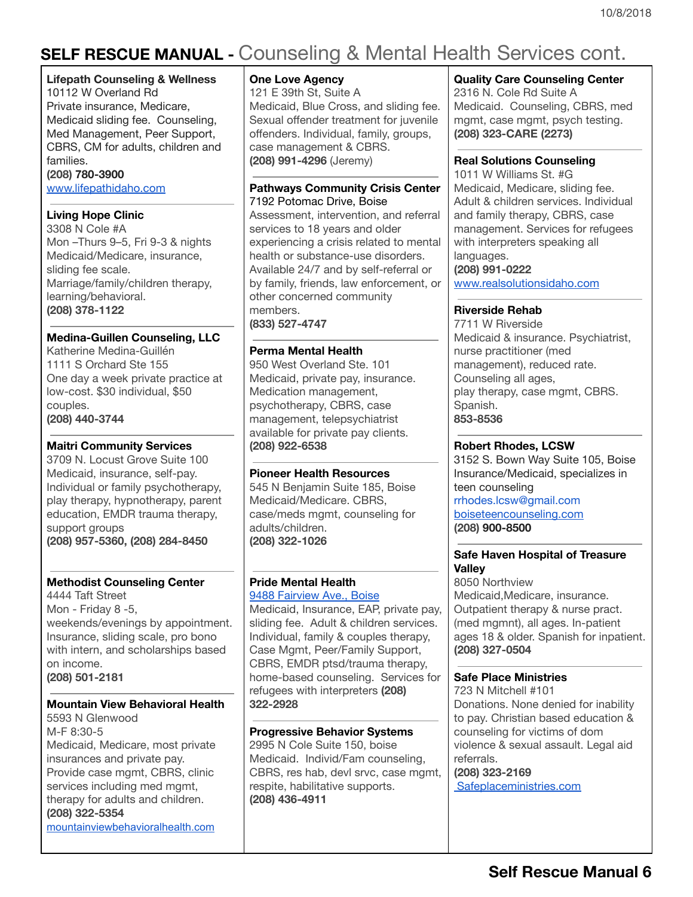# SELF RESCUE MANUAL - Counseling & Mental Health Services cont.

**Lifepath Counseling & Wellness**
10112 W Overland Rd
Private insurance, Medicare, Medicaid sliding fee. Counseling, Med Management, Peer Support, CBRS, CM for adults, children and families.
**(208) 780-3900**
www.lifepathidaho.com

**Living Hope Clinic**
3308 N Cole #A
Mon –Thurs 9–5, Fri 9-3 & nights
Medicaid/Medicare, insurance, sliding fee scale.
Marriage/family/children therapy, learning/behavioral.
**(208) 378-1122**

**Medina-Guillen Counseling, LLC**
Katherine Medina-Guillén
1111 S Orchard Ste 155
One day a week private practice at low-cost. $30 individual, $50 couples.
**(208) 440-3744**

**Maitri Community Services**
3709 N. Locust Grove Suite 100
Medicaid, insurance, self-pay.
Individual or family psychotherapy, play therapy, hypnotherapy, parent education, EMDR trauma therapy, support groups
**(208) 957-5360, (208) 284-8450**

**Methodist Counseling Center**
4444 Taft Street
Mon - Friday 8 -5, weekends/evenings by appointment.
Insurance, sliding scale, pro bono with intern, and scholarships based on income.
**(208) 501-2181**

**Mountain View Behavioral Health**
5593 N Glenwood
M-F 8:30-5
Medicaid, Medicare, most private insurances and private pay.
Provide case mgmt, CBRS, clinic services including med mgmt, therapy for adults and children.
**(208) 322-5354**
mountainviewbehavioralhealth.com

**One Love Agency**
121 E 39th St, Suite A
Medicaid, Blue Cross, and sliding fee.
Sexual offender treatment for juvenile offenders. Individual, family, groups, case management & CBRS.
**(208) 991-4296** (Jeremy)

**Pathways Community Crisis Center**
7192 Potomac Drive, Boise
Assessment, intervention, and referral services to 18 years and older experiencing a crisis related to mental health or substance-use disorders.
Available 24/7 and by self-referral or by family, friends, law enforcement, or other concerned community members.
**(833) 527-4747**

**Perma Mental Health**
950 West Overland Ste. 101
Medicaid, private pay, insurance.
Medication management, psychotherapy, CBRS, case management, telepsychiatrist available for private pay clients.
**(208) 922-6538**

**Pioneer Health Resources**
545 N Benjamin Suite 185, Boise
Medicaid/Medicare. CBRS, case/meds mgmt, counseling for adults/children.
**(208) 322-1026**

**Pride Mental Health**
9488 Fairview Ave., Boise
Medicaid, Insurance, EAP, private pay, sliding fee. Adult & children services.
Individual, family & couples therapy, Case Mgmt, Peer/Family Support, CBRS, EMDR ptsd/trauma therapy, home-based counseling. Services for refugees with interpreters **(208) 322-2928**

**Progressive Behavior Systems**
2995 N Cole Suite 150, boise
Medicaid. Individ/Fam counseling, CBRS, res hab, devl srvc, case mgmt, respite, habilitative supports.
**(208) 436-4911**

**Quality Care Counseling Center**
2316 N. Cole Rd Suite A
Medicaid. Counseling, CBRS, med mgmt, case mgmt, psych testing.
**(208) 323-CARE (2273)**

**Real Solutions Counseling**
1011 W Williams St. #G
Medicaid, Medicare, sliding fee.
Adult & children services. Individual and family therapy, CBRS, case management. Services for refugees with interpreters speaking all languages.
**(208) 991-0222**
www.realsolutionsidaho.com

**Riverside Rehab**
7711 W Riverside
Medicaid & insurance. Psychiatrist, nurse practitioner (med management), reduced rate.
Counseling all ages, play therapy, case mgmt, CBRS.
Spanish.
**853-8536**

**Robert Rhodes, LCSW**
3152 S. Bown Way Suite 105, Boise
Insurance/Medicaid, specializes in teen counseling
rrhodes.lcsw@gmail.com
boiseteencounseling.com
**(208) 900-8500**

**Safe Haven Hospital of Treasure Valley**
8050 Northview
Medicaid,Medicare, insurance.
Outpatient therapy & nurse pract. (med mgmnt), all ages. In-patient ages 18 & older. Spanish for inpatient.
**(208) 327-0504**

**Safe Place Ministries**
723 N Mitchell #101
Donations. None denied for inability to pay. Christian based education & counseling for victims of dom violence & sexual assault. Legal aid referrals.
**(208) 323-2169**
Safeplaceministries.com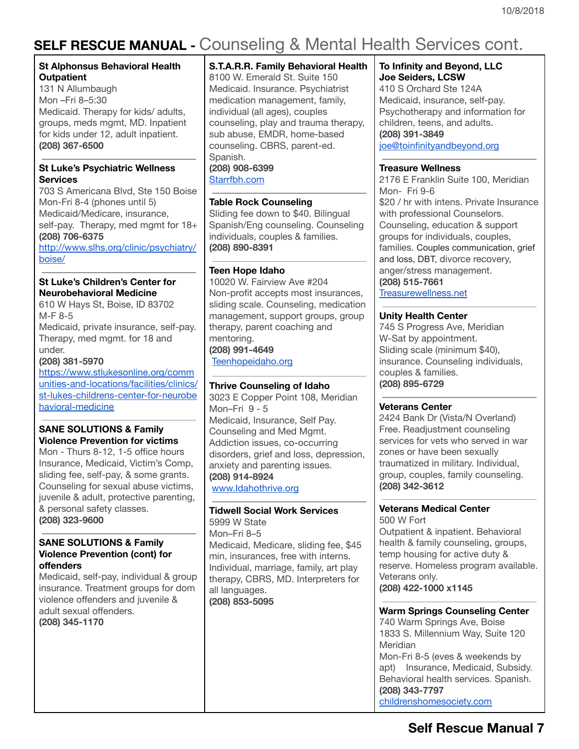# SELF RESCUE MANUAL - Counseling & Mental Health Services cont.

**St Alphonsus Behavioral Health Outpatient**
131 N Allumbaugh
Mon –Fri 8–5:30
Medicaid. Therapy for kids/ adults, groups, meds mgmt, MD. Inpatient for kids under 12, adult inpatient.
**(208) 367-6500**

---

**St Luke's Psychiatric Wellness Services**
703 S Americana Blvd, Ste 150 Boise
Mon-Fri 8-4 (phones until 5)
Medicaid/Medicare, insurance, self-pay. Therapy, med mgmt for 18+
**(208) 706-6375**
http://www.slhs.org/clinic/psychiatry/boise/

---

**St Luke's Children's Center for Neurobehavioral Medicine**
610 W Hays St, Boise, ID 83702
M-F 8-5
Medicaid, private insurance, self-pay. Therapy, med mgmt. for 18 and under.
**(208) 381-5970**
https://www.stlukesonline.org/communities-and-locations/facilities/clinics/st-lukes-childrens-center-for-neurobehavioral-medicine

---

**SANE SOLUTIONS & Family Violence Prevention for victims**
Mon - Thurs 8-12, 1-5 office hours
Insurance, Medicaid, Victim's Comp, sliding fee, self-pay, & some grants. Counseling for sexual abuse victims, juvenile & adult, protective parenting, & personal safety classes.
**(208) 323-9600**

---

**SANE SOLUTIONS & Family Violence Prevention (cont) for offenders**
Medicaid, self-pay, individual & group insurance. Treatment groups for dom violence offenders and juvenile & adult sexual offenders.
**(208) 345-1170**

---

**S.T.A.R.R. Family Behavioral Health**
8100 W. Emerald St. Suite 150
Medicaid. Insurance. Psychiatrist medication management, family, individual (all ages), couples counseling, play and trauma therapy, sub abuse, EMDR, home-based counseling. CBRS, parent-ed. Spanish.
**(208) 908-6399**
Starrfbh.com

---

**Table Rock Counseling**
Sliding fee down to $40. Bilingual Spanish/Eng counseling. Counseling individuals, couples & families.
**(208) 890-8391**

---

**Teen Hope Idaho**
10020 W. Fairview Ave #204
Non-profit accepts most insurances, sliding scale. Counseling, medication management, support groups, group therapy, parent coaching and mentoring.
**(208) 991-4649**
Teenhopeidaho.org

---

**Thrive Counseling of Idaho**
3023 E Copper Point 108, Meridian
Mon–Fri 9 - 5
Medicaid, Insurance, Self Pay. Counseling and Med Mgmt. Addiction issues, co-occurring disorders, grief and loss, depression, anxiety and parenting issues.
**(208) 914-8924**
www.Idahothrive.org

---

**Tidwell Social Work Services**
5999 W State
Mon–Fri 8–5
Medicaid, Medicare, sliding fee, $45 min, insurances, free with interns. Individual, marriage, family, art play therapy, CBRS, MD. Interpreters for all languages.
**(208) 853-5095**

---

**To Infinity and Beyond, LLC**
**Joe Seiders, LCSW**
410 S Orchard Ste 124A
Medicaid, insurance, self-pay. Psychotherapy and information for children, teens, and adults.
**(208) 391-3849**
joe@toinfinityandbeyond.org

---

**Treasure Wellness**
2176 E Franklin Suite 100, Meridian
Mon- Fri 9-6
$20 / hr with intens. Private Insurance with professional Counselors. Counseling, education & support groups for individuals, couples, families. Couples communication, grief and loss, DBT, divorce recovery, anger/stress management.
**(208) 515-7661**
Treasurewellness.net

---

**Unity Health Center**
745 S Progress Ave, Meridian
W-Sat by appointment.
Sliding scale (minimum $40), insurance. Counseling individuals, couples & families.
**(208) 895-6729**

---

**Veterans Center**
2424 Bank Dr (Vista/N Overland)
Free. Readjustment counseling services for vets who served in war zones or have been sexually traumatized in military. Individual, group, couples, family counseling.
**(208) 342-3612**

---

**Veterans Medical Center**
500 W Fort
Outpatient & inpatient. Behavioral health & family counseling, groups, temp housing for active duty & reserve. Homeless program available. Veterans only.
**(208) 422-1000 x1145**

---

**Warm Springs Counseling Center**
740 Warm Springs Ave, Boise
1833 S. Millennium Way, Suite 120 Meridian
Mon-Fri 8-5 (eves & weekends by apt) Insurance, Medicaid, Subsidy. Behavioral health services. Spanish.
**(208) 343-7797**
childrenshomesociety.com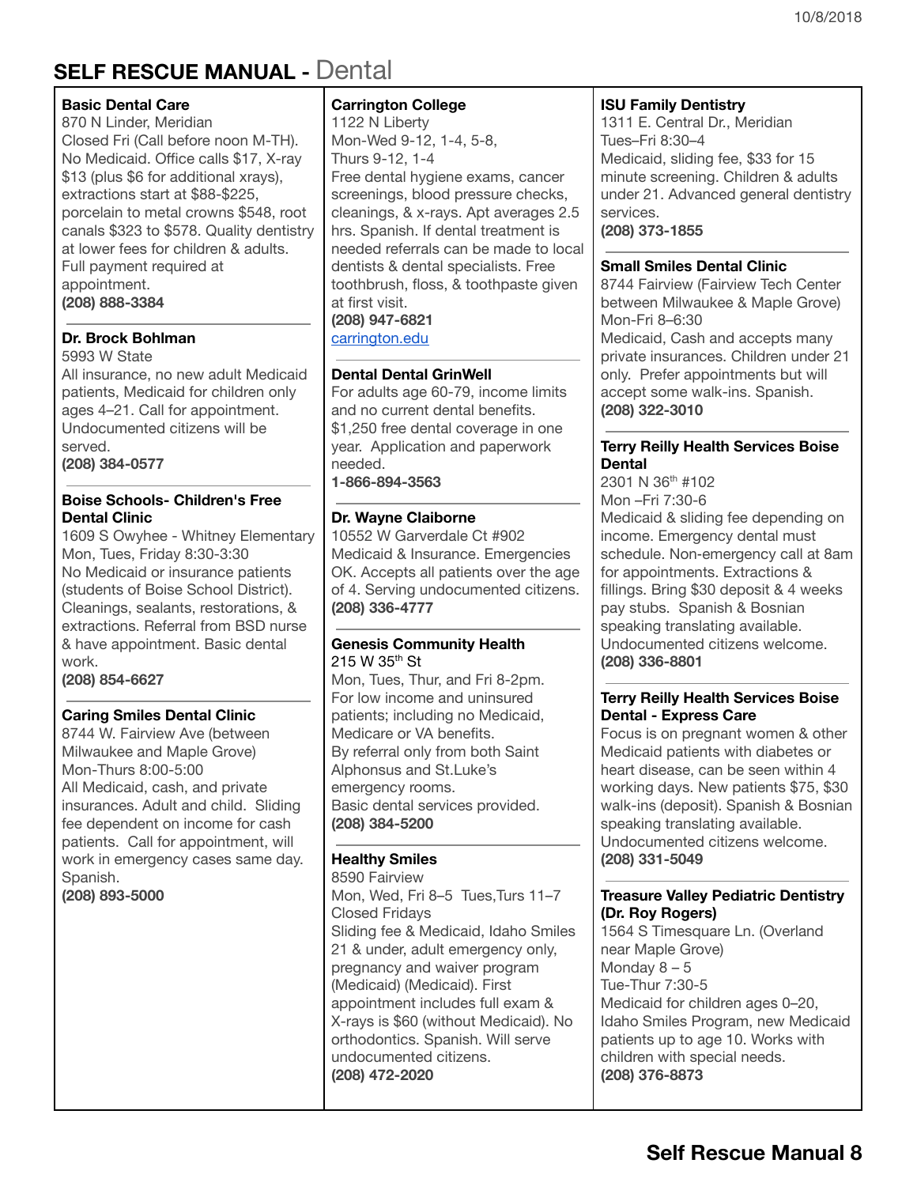# SELF RESCUE MANUAL - Dental

### Basic Dental Care

870 N Linder, Meridian
Closed Fri (Call before noon M-TH). No Medicaid. Office calls $17, X-ray $13 (plus $6 for additional xrays), extractions start at $88-$225, porcelain to metal crowns $548, root canals $323 to $578. Quality dentistry at lower fees for children & adults. Full payment required at appointment.
**(208) 888-3384**

### Dr. Brock Bohlman

5993 W State
All insurance, no new adult Medicaid patients, Medicaid for children only ages 4–21. Call for appointment. Undocumented citizens will be served.
**(208) 384-0577**

### Boise Schools- Children's Free Dental Clinic

1609 S Owyhee - Whitney Elementary
Mon, Tues, Friday 8:30-3:30
No Medicaid or insurance patients (students of Boise School District). Cleanings, sealants, restorations, & extractions. Referral from BSD nurse & have appointment. Basic dental work.
**(208) 854-6627**

### Caring Smiles Dental Clinic

8744 W. Fairview Ave (between Milwaukee and Maple Grove)
Mon-Thurs 8:00-5:00
All Medicaid, cash, and private insurances. Adult and child. Sliding fee dependent on income for cash patients. Call for appointment, will work in emergency cases same day. Spanish.
**(208) 893-5000**

### Carrington College

1122 N Liberty
Mon-Wed 9-12, 1-4, 5-8,
Thurs 9-12, 1-4
Free dental hygiene exams, cancer screenings, blood pressure checks, cleanings, & x-rays. Apt averages 2.5 hrs. Spanish. If dental treatment is needed referrals can be made to local dentists & dental specialists. Free toothbrush, floss, & toothpaste given at first visit.
**(208) 947-6821**
[carrington.edu](carrington.edu)

### Dental Dental GrinWell

For adults age 60-79, income limits and no current dental benefits. $1,250 free dental coverage in one year. Application and paperwork needed.
**1-866-894-3563**

### Dr. Wayne Claiborne

10552 W Garverdale Ct #902
Medicaid & Insurance. Emergencies OK. Accepts all patients over the age of 4. Serving undocumented citizens.
**(208) 336-4777**

### Genesis Community Health

215 W 35th St
Mon, Tues, Thur, and Fri 8-2pm.
For low income and uninsured patients; including no Medicaid, Medicare or VA benefits.
By referral only from both Saint Alphonsus and St.Luke's emergency rooms.
Basic dental services provided.
**(208) 384-5200**

### Healthy Smiles

8590 Fairview
Mon, Wed, Fri 8–5 Tues,Turs 11–7
Closed Fridays
Sliding fee & Medicaid, Idaho Smiles 21 & under, adult emergency only, pregnancy and waiver program (Medicaid) (Medicaid). First appointment includes full exam & X-rays is $60 (without Medicaid). No orthodontics. Spanish. Will serve undocumented citizens.
**(208) 472-2020**

### ISU Family Dentistry

1311 E. Central Dr., Meridian
Tues–Fri 8:30–4
Medicaid, sliding fee, $33 for 15 minute screening. Children & adults under 21. Advanced general dentistry services.
**(208) 373-1855**

### Small Smiles Dental Clinic

8744 Fairview (Fairview Tech Center between Milwaukee & Maple Grove)
Mon-Fri 8–6:30
Medicaid, Cash and accepts many private insurances. Children under 21 only. Prefer appointments but will accept some walk-ins. Spanish.
**(208) 322-3010**

### Terry Reilly Health Services Boise Dental

2301 N 36th #102
Mon –Fri 7:30-6
Medicaid & sliding fee depending on income. Emergency dental must schedule. Non-emergency call at 8am for appointments. Extractions & fillings. Bring $30 deposit & 4 weeks pay stubs. Spanish & Bosnian speaking translating available. Undocumented citizens welcome.
**(208) 336-8801**

### Terry Reilly Health Services Boise Dental - Express Care

Focus is on pregnant women & other Medicaid patients with diabetes or heart disease, can be seen within 4 working days. New patients $75, $30 walk-ins (deposit). Spanish & Bosnian speaking translating available. Undocumented citizens welcome.
**(208) 331-5049**

### Treasure Valley Pediatric Dentistry (Dr. Roy Rogers)

1564 S Timesquare Ln. (Overland near Maple Grove)
Monday 8 – 5
Tue-Thur 7:30-5
Medicaid for children ages 0–20, Idaho Smiles Program, new Medicaid patients up to age 10. Works with children with special needs.
**(208) 376-8873**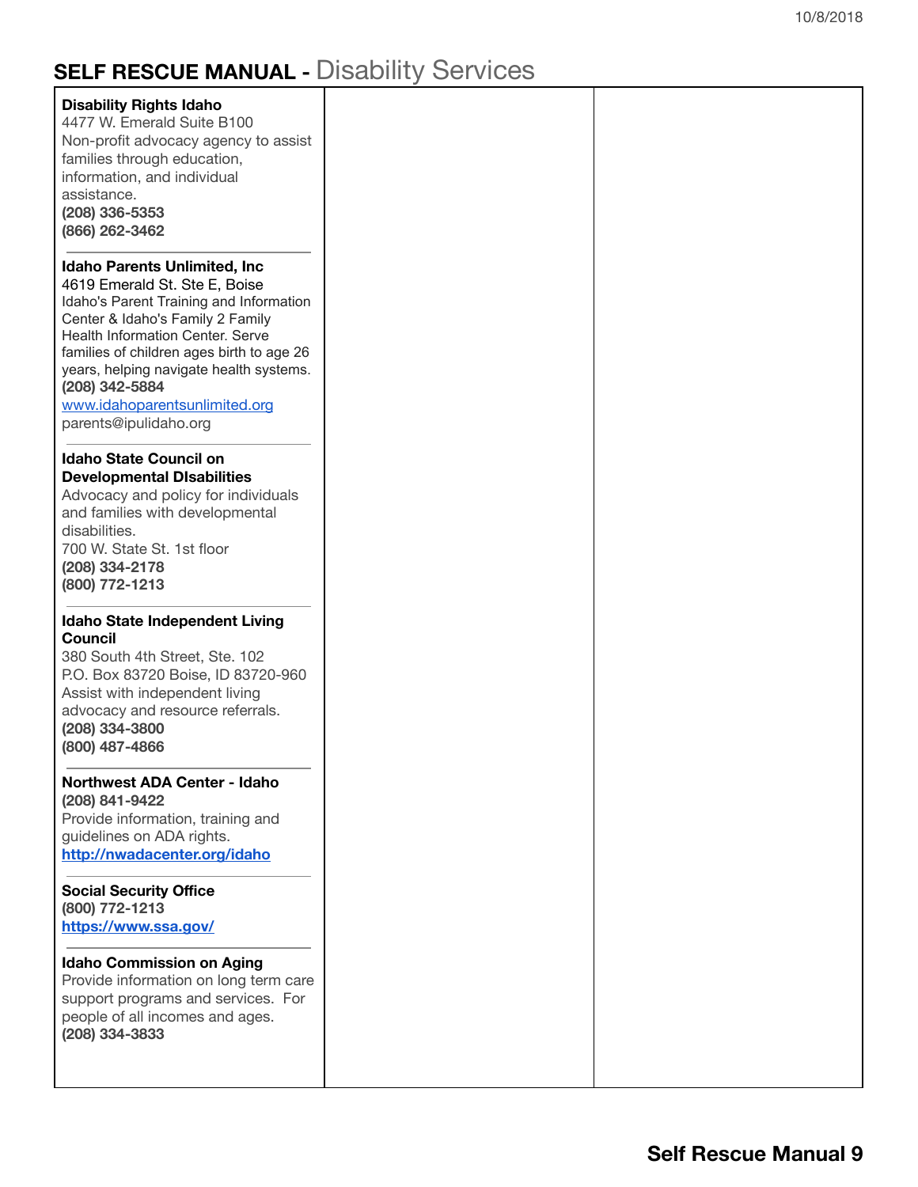# SELF RESCUE MANUAL - Disability Services

**Disability Rights Idaho**
4477 W. Emerald Suite B100
Non-profit advocacy agency to assist families through education, information, and individual assistance.
**(208) 336-5353**
**(866) 262-3462**

---

**Idaho Parents Unlimited, Inc**
4619 Emerald St. Ste E, Boise
Idaho's Parent Training and Information Center & Idaho's Family 2 Family Health Information Center. Serve families of children ages birth to age 26 years, helping navigate health systems.
**(208) 342-5884**
www.idahoparentsunlimited.org
parents@ipulidaho.org

---

**Idaho State Council on Developmental DIsabilities**
Advocacy and policy for individuals and families with developmental disabilities.
700 W. State St. 1st floor
**(208) 334-2178**
**(800) 772-1213**

---

**Idaho State Independent Living Council**
380 South 4th Street, Ste. 102
P.O. Box 83720 Boise, ID 83720-960
Assist with independent living advocacy and resource referrals.
**(208) 334-3800**
**(800) 487-4866**

---

**Northwest ADA Center - Idaho**
**(208) 841-9422**
Provide information, training and guidelines on ADA rights.
**http://nwadacenter.org/idaho**

---

**Social Security Office**
**(800) 772-1213**
**https://www.ssa.gov/**

---

**Idaho Commission on Aging**
Provide information on long term care support programs and services. For people of all incomes and ages.
**(208) 334-3833**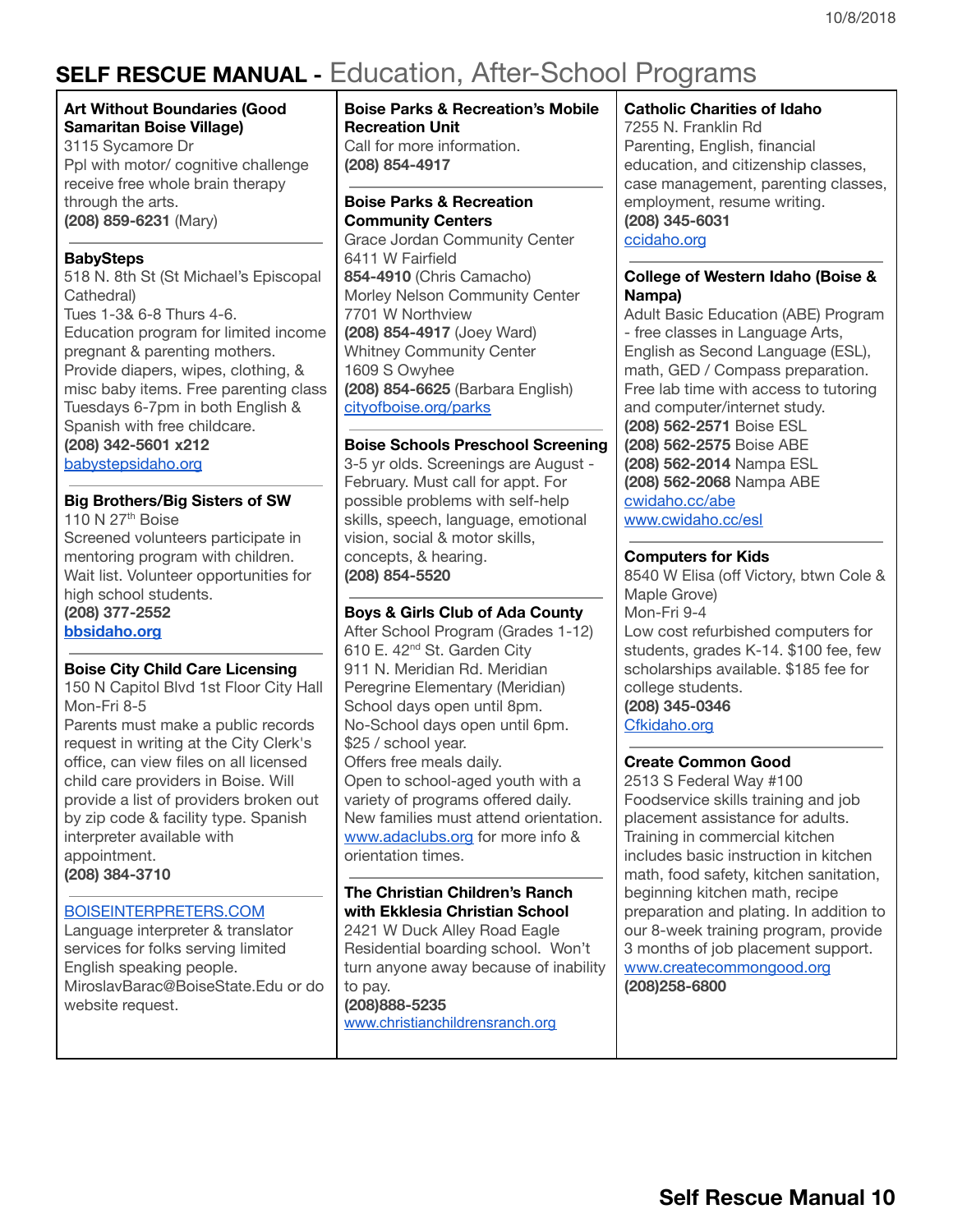# SELF RESCUE MANUAL - Education, After-School Programs

**Art Without Boundaries (Good Samaritan Boise Village)**
3115 Sycamore Dr
Ppl with motor/ cognitive challenge receive free whole brain therapy through the arts.
**(208) 859-6231** (Mary)

**BabySteps**
518 N. 8th St (St Michael's Episcopal Cathedral)
Tues 1-3& 6-8 Thurs 4-6.
Education program for limited income pregnant & parenting mothers. Provide diapers, wipes, clothing, & misc baby items. Free parenting class Tuesdays 6-7pm in both English & Spanish with free childcare.
**(208) 342-5601 x212**
babystepsidaho.org

**Big Brothers/Big Sisters of SW**
110 N 27th Boise
Screened volunteers participate in mentoring program with children. Wait list. Volunteer opportunities for high school students.
**(208) 377-2552**
**bbsidaho.org**

**Boise City Child Care Licensing**
150 N Capitol Blvd 1st Floor City Hall
Mon-Fri 8-5
Parents must make a public records request in writing at the City Clerk's office, can view files on all licensed child care providers in Boise. Will provide a list of providers broken out by zip code & facility type. Spanish interpreter available with appointment.
**(208) 384-3710**

BOISEINTERPRETERS.COM
Language interpreter & translator services for folks serving limited English speaking people.
MiroslavBarac@BoiseState.Edu or do website request.

**Boise Parks & Recreation's Mobile Recreation Unit**
Call for more information.
**(208) 854-4917**

**Boise Parks & Recreation Community Centers**
Grace Jordan Community Center
6411 W Fairfield
**854-4910** (Chris Camacho)
Morley Nelson Community Center
7701 W Northview
**(208) 854-4917** (Joey Ward)
Whitney Community Center
1609 S Owyhee
**(208) 854-6625** (Barbara English)
cityofboise.org/parks

**Boise Schools Preschool Screening**
3-5 yr olds. Screenings are August - February. Must call for appt. For possible problems with self-help skills, speech, language, emotional vision, social & motor skills, concepts, & hearing.
**(208) 854-5520**

**Boys & Girls Club of Ada County**
After School Program (Grades 1-12)
610 E. 42nd St. Garden City
911 N. Meridian Rd. Meridian
Peregrine Elementary (Meridian)
School days open until 8pm.
No-School days open until 6pm.
$25 / school year.
Offers free meals daily.
Open to school-aged youth with a variety of programs offered daily. New families must attend orientation.
www.adaclubs.org for more info & orientation times.

**The Christian Children's Ranch with Ekklesia Christian School**
2421 W Duck Alley Road Eagle
Residential boarding school. Won't turn anyone away because of inability to pay.
**(208)888-5235**
www.christianchildrensranch.org

**Catholic Charities of Idaho**
7255 N. Franklin Rd
Parenting, English, financial education, and citizenship classes, case management, parenting classes, employment, resume writing.
**(208) 345-6031**
ccidaho.org

**College of Western Idaho (Boise & Nampa)**
Adult Basic Education (ABE) Program - free classes in Language Arts, English as Second Language (ESL), math, GED / Compass preparation. Free lab time with access to tutoring and computer/internet study.
**(208) 562-2571** Boise ESL
**(208) 562-2575** Boise ABE
**(208) 562-2014** Nampa ESL
**(208) 562-2068** Nampa ABE
cwidaho.cc/abe
www.cwidaho.cc/esl

**Computers for Kids**
8540 W Elisa (off Victory, btwn Cole & Maple Grove)
Mon-Fri 9-4
Low cost refurbished computers for students, grades K-14. $100 fee, few scholarships available. $185 fee for college students.
**(208) 345-0346**
Cfkidaho.org

**Create Common Good**
2513 S Federal Way #100
Foodservice skills training and job placement assistance for adults. Training in commercial kitchen includes basic instruction in kitchen math, food safety, kitchen sanitation, beginning kitchen math, recipe preparation and plating. In addition to our 8-week training program, provide 3 months of job placement support.
www.createcommongood.org
**(208)258-6800**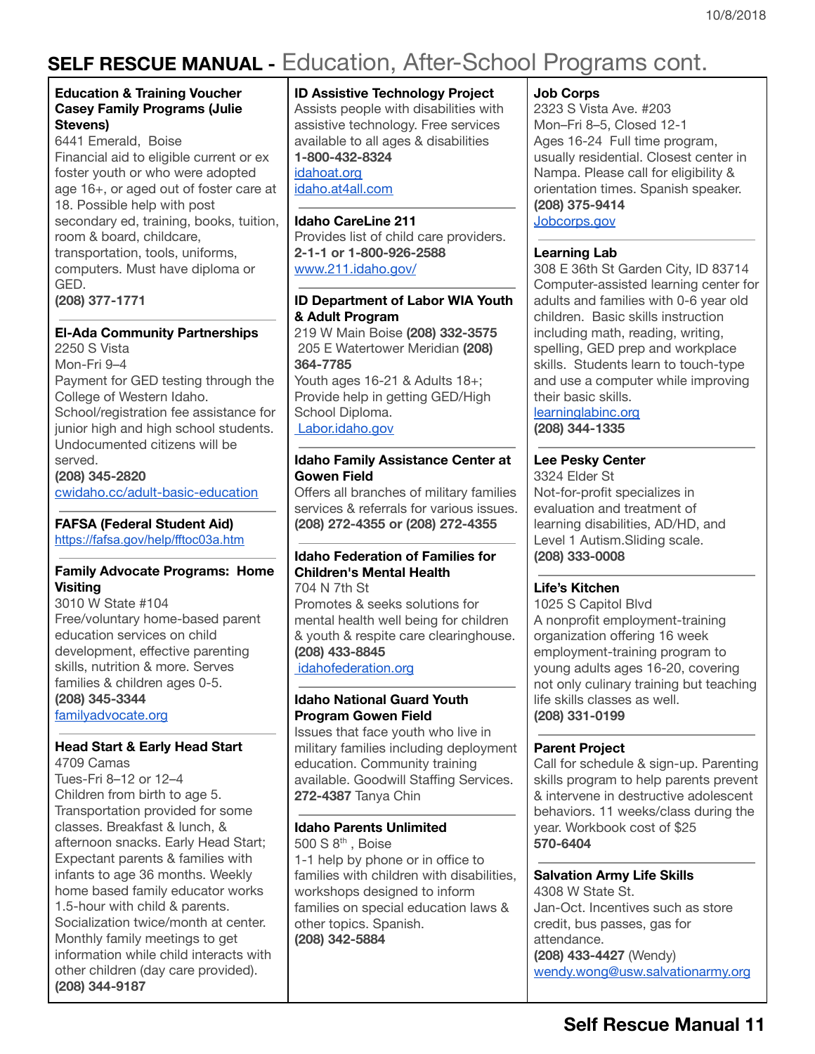# SELF RESCUE MANUAL - Education, After-School Programs cont.

**Education & Training Voucher Casey Family Programs (Julie Stevens)**
6441 Emerald, Boise
Financial aid to eligible current or ex foster youth or who were adopted age 16+, or aged out of foster care at 18. Possible help with post secondary ed, training, books, tuition, room & board, childcare, transportation, tools, uniforms, computers. Must have diploma or GED.
**(208) 377-1771**

**El-Ada Community Partnerships**
2250 S Vista
Mon-Fri 9–4
Payment for GED testing through the College of Western Idaho. School/registration fee assistance for junior high and high school students. Undocumented citizens will be served.
**(208) 345-2820**
cwidaho.cc/adult-basic-education

**FAFSA (Federal Student Aid)**
https://fafsa.gov/help/fftoc03a.htm

**Family Advocate Programs: Home Visiting**
3010 W State #104
Free/voluntary home-based parent education services on child development, effective parenting skills, nutrition & more. Serves families & children ages 0-5.
**(208) 345-3344**
familyadvocate.org

**Head Start & Early Head Start**
4709 Camas
Tues-Fri 8–12 or 12–4
Children from birth to age 5. Transportation provided for some classes. Breakfast & lunch, & afternoon snacks. Early Head Start; Expectant parents & families with infants to age 36 months. Weekly home based family educator works 1.5-hour with child & parents. Socialization twice/month at center. Monthly family meetings to get information while child interacts with other children (day care provided).
**(208) 344-9187**

**ID Assistive Technology Project**
Assists people with disabilities with assistive technology. Free services available to all ages & disabilities
**1-800-432-8324**
idahoat.org
idaho.at4all.com

**Idaho CareLine 211**
Provides list of child care providers.
**2-1-1 or 1-800-926-2588**
www.211.idaho.gov/

**ID Department of Labor WIA Youth & Adult Program**
219 W Main Boise **(208) 332-3575**
205 E Watertower Meridian **(208) 364-7785**
Youth ages 16-21 & Adults 18+; Provide help in getting GED/High School Diploma.
Labor.idaho.gov

**Idaho Family Assistance Center at Gowen Field**
Offers all branches of military families services & referrals for various issues.
**(208) 272-4355 or (208) 272-4355**

**Idaho Federation of Families for Children's Mental Health**
704 N 7th St
Promotes & seeks solutions for mental health well being for children & youth & respite care clearinghouse.
**(208) 433-8845**
idahofederation.org

**Idaho National Guard Youth Program Gowen Field**
Issues that face youth who live in military families including deployment education. Community training available. Goodwill Staffing Services.
**272-4387** Tanya Chin

**Idaho Parents Unlimited**
500 S 8th , Boise
1-1 help by phone or in office to families with children with disabilities, workshops designed to inform families on special education laws & other topics. Spanish.
**(208) 342-5884**

**Job Corps**
2323 S Vista Ave. #203
Mon–Fri 8–5, Closed 12-1
Ages 16-24 Full time program, usually residential. Closest center in Nampa. Please call for eligibility & orientation times. Spanish speaker.
**(208) 375-9414**
Jobcorps.gov

**Learning Lab**
308 E 36th St Garden City, ID 83714
Computer-assisted learning center for adults and families with 0-6 year old children. Basic skills instruction including math, reading, writing, spelling, GED prep and workplace skills. Students learn to touch-type and use a computer while improving their basic skills.
learninglabinc.org
**(208) 344-1335**

**Lee Pesky Center**
3324 Elder St
Not-for-profit specializes in evaluation and treatment of learning disabilities, AD/HD, and Level 1 Autism.Sliding scale.
**(208) 333-0008**

**Life's Kitchen**
1025 S Capitol Blvd
A nonprofit employment-training organization offering 16 week employment-training program to young adults ages 16-20, covering not only culinary training but teaching life skills classes as well.
**(208) 331-0199**

**Parent Project**
Call for schedule & sign-up. Parenting skills program to help parents prevent & intervene in destructive adolescent behaviors. 11 weeks/class during the year. Workbook cost of $25
**570-6404**

**Salvation Army Life Skills**
4308 W State St.
Jan-Oct. Incentives such as store credit, bus passes, gas for attendance.
**(208) 433-4427** (Wendy)
wendy.wong@usw.salvationarmy.org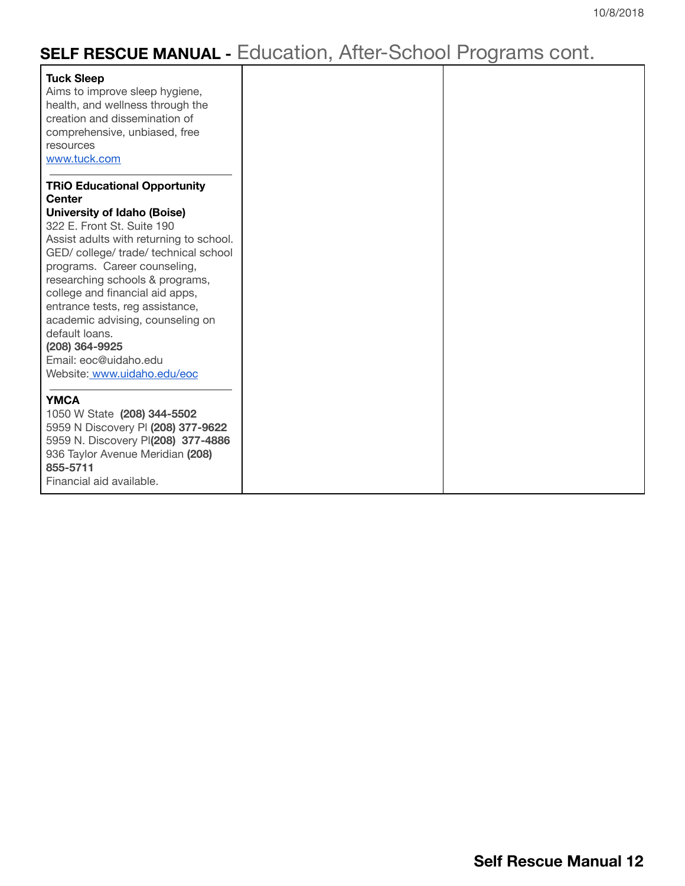## SELF RESCUE MANUAL - Education, After-School Programs cont.

**Tuck Sleep**
Aims to improve sleep hygiene, health, and wellness through the creation and dissemination of comprehensive, unbiased, free resources
www.tuck.com

---

**TRiO Educational Opportunity Center**
**University of Idaho (Boise)**
322 E. Front St. Suite 190
Assist adults with returning to school. GED/ college/ trade/ technical school programs. Career counseling, researching schools & programs, college and financial aid apps, entrance tests, reg assistance, academic advising, counseling on default loans.
**(208) 364-9925**
Email: eoc@uidaho.edu
Website: www.uidaho.edu/eoc

---

**YMCA**
1050 W State **(208) 344-5502**
5959 N Discovery Pl **(208) 377-9622**
5959 N. Discovery Pl**(208) 377-4886**
936 Taylor Avenue Meridian **(208) 855-5711**
Financial aid available.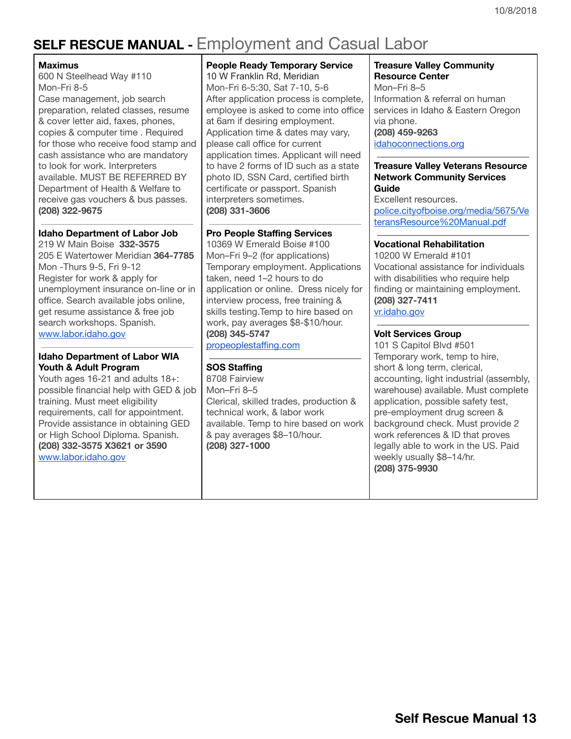# SELF RESCUE MANUAL - Employment and Casual Labor

**Maximus**
600 N Steelhead Way #110
Mon-Fri 8-5
Case management, job search preparation, related classes, resume & cover letter aid, faxes, phones, copies & computer time . Required for those who receive food stamp and cash assistance who are mandatory to look for work. Interpreters available. MUST BE REFERRED BY Department of Health & Welfare to receive gas vouchers & bus passes.
**(208) 322-9675**

---

**Idaho Department of Labor Job**
219 W Main Boise **332-3575**
205 E Watertower Meridian **364-7785**
Mon -Thurs 9-5, Fri 9-12
Register for work & apply for unemployment insurance on-line or in office. Search available jobs online, get resume assistance & free job search workshops. Spanish.
[www.labor.idaho.gov](www.labor.idaho.gov)

---

**Idaho Department of Labor WIA Youth & Adult Program**
Youth ages 16-21 and adults 18+: possible financial help with GED & job training. Must meet eligibility requirements, call for appointment. Provide assistance in obtaining GED or High School Diploma. Spanish.
**(208) 332-3575 X3621 or 3590**
[www.labor.idaho.gov](www.labor.idaho.gov)

---

**People Ready Temporary Service**
10 W Franklin Rd, Meridian
Mon-Fri 6-5:30, Sat 7-10, 5-6
After application process is complete, employee is asked to come into office at 6am if desiring employment. Application time & dates may vary, please call office for current application times. Applicant will need to have 2 forms of ID such as a state photo ID, SSN Card, certified birth certificate or passport. Spanish interpreters sometimes.
**(208) 331-3606**

---

**Pro People Staffing Services**
10369 W Emerald Boise #100
Mon–Fri 9–2 (for applications)
Temporary employment. Applications taken, need 1–2 hours to do application or online. Dress nicely for interview process, free training & skills testing.Temp to hire based on work, pay averages $8-$10/hour.
**(208) 345-5747**
[propeoplestaffing.com](propeoplestaffing.com)

---

**SOS Staffing**
8708 Fairview
Mon–Fri 8–5
Clerical, skilled trades, production & technical work, & labor work available. Temp to hire based on work & pay averages $8–10/hour.
**(208) 327-1000**

---

**Treasure Valley Community Resource Center**
Mon–Fri 8–5
Information & referral on human services in Idaho & Eastern Oregon via phone.
**(208) 459-9263**
[idahoconnections.org](idahoconnections.org)

---

**Treasure Valley Veterans Resource Network Community Services Guide**
Excellent resources.
[police.cityofboise.org/media/5675/VeteransResource%20Manual.pdf](police.cityofboise.org/media/5675/VeteransResource%20Manual.pdf)

---

**Vocational Rehabilitation**
10200 W Emerald #101
Vocational assistance for individuals with disabilities who require help finding or maintaining employment.
**(208) 327-7411**
[vr.idaho.gov](vr.idaho.gov)

---

**Volt Services Group**
101 S Capitol Blvd #501
Temporary work, temp to hire, short & long term, clerical, accounting, light industrial (assembly, warehouse) available. Must complete application, possible safety test, pre-employment drug screen & background check. Must provide 2 work references & ID that proves legally able to work in the US. Paid weekly usually $8–14/hr.
**(208) 375-9930**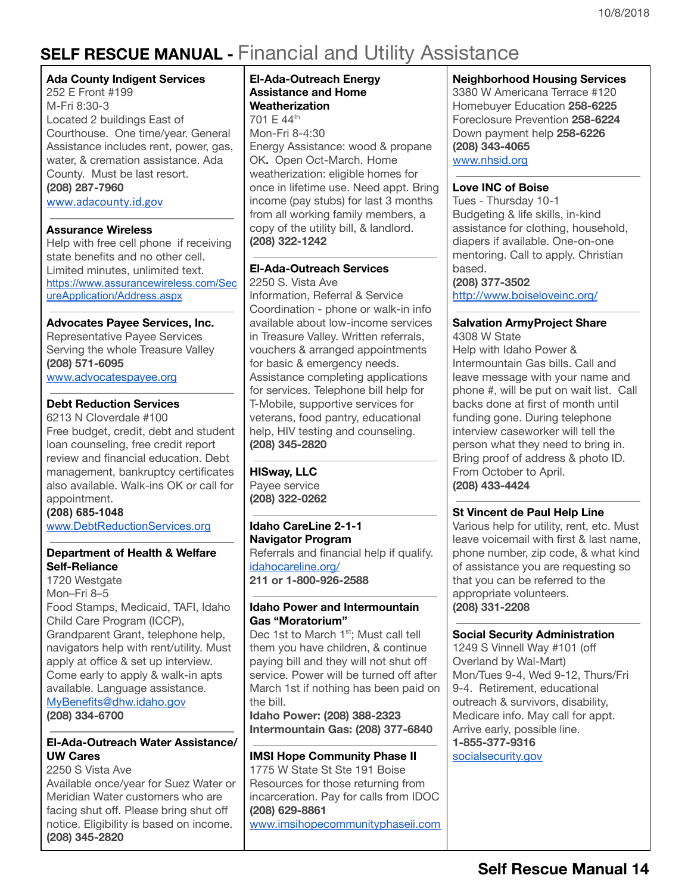# SELF RESCUE MANUAL - Financial and Utility Assistance

**Ada County Indigent Services**
252 E Front #199
M-Fri 8:30-3
Located 2 buildings East of Courthouse. One time/year. General Assistance includes rent, power, gas, water, & cremation assistance. Ada County. Must be last resort.
**(208) 287-7960**
www.adacounty.id.gov

**Assurance Wireless**
Help with free cell phone if receiving state benefits and no other cell. Limited minutes, unlimited text.
https://www.assurancewireless.com/SecureApplication/Address.aspx

**Advocates Payee Services, Inc.**
Representative Payee Services
Serving the whole Treasure Valley
**(208) 571-6095**
www.advocatespayee.org

**Debt Reduction Services**
6213 N Cloverdale #100
Free budget, credit, debt and student loan counseling, free credit report review and financial education. Debt management, bankruptcy certificates also available. Walk-ins OK or call for appointment.
**(208) 685-1048**
www.DebtReductionServices.org

**Department of Health & Welfare Self-Reliance**
1720 Westgate
Mon–Fri 8–5
Food Stamps, Medicaid, TAFI, Idaho Child Care Program (ICCP), Grandparent Grant, telephone help, navigators help with rent/utility. Must apply at office & set up interview. Come early to apply & walk-in apts available. Language assistance.
MyBenefits@dhw.idaho.gov
**(208) 334-6700**

**El-Ada-Outreach Water Assistance/ UW Cares**
2250 S Vista Ave
Available once/year for Suez Water or Meridian Water customers who are facing shut off. Please bring shut off notice. Eligibility is based on income.
**(208) 345-2820**

**El-Ada-Outreach Energy Assistance and Home Weatherization**
701 E 44th
Mon-Fri 8-4:30
Energy Assistance: wood & propane OK. Open Oct-March. Home weatherization: eligible homes for once in lifetime use. Need appt. Bring income (pay stubs) for last 3 months from all working family members, a copy of the utility bill, & landlord.
**(208) 322-1242**

**El-Ada-Outreach Services**
2250 S. Vista Ave
Information, Referral & Service Coordination - phone or walk-in info available about low-income services in Treasure Valley. Written referrals, vouchers & arranged appointments for basic & emergency needs. Assistance completing applications for services. Telephone bill help for T-Mobile, supportive services for veterans, food pantry, educational help, HIV testing and counseling.
**(208) 345-2820**

**HISway, LLC**
Payee service
**(208) 322-0262**

**Idaho CareLine 2-1-1 Navigator Program**
Referrals and financial help if qualify.
idahocareline.org/
**211 or 1-800-926-2588**

**Idaho Power and Intermountain Gas "Moratorium"**
Dec 1st to March 1st; Must call tell them you have children, & continue paying bill and they will not shut off service. Power will be turned off after March 1st if nothing has been paid on the bill.
**Idaho Power: (208) 388-2323**
**Intermountain Gas: (208) 377-6840**

**IMSI Hope Community Phase II**
1775 W State St Ste 191 Boise
Resources for those returning from incarceration. Pay for calls from IDOC
**(208) 629-8861**
www.imsihopecommunityphaseii.com

**Neighborhood Housing Services**
3380 W Americana Terrace #120
Homebuyer Education **258-6225**
Foreclosure Prevention **258-6224**
Down payment help **258-6226**
**(208) 343-4065**
www.nhsid.org

**Love INC of Boise**
Tues - Thursday 10-1
Budgeting & life skills, in-kind assistance for clothing, household, diapers if available. One-on-one mentoring. Call to apply. Christian based.
**(208) 377-3502**
http://www.boiseloveinc.org/

**Salvation ArmyProject Share**
4308 W State
Help with Idaho Power & Intermountain Gas bills. Call and leave message with your name and phone #, will be put on wait list. Call backs done at first of month until funding gone. During telephone interview caseworker will tell the person what they need to bring in. Bring proof of address & photo ID. From October to April.
**(208) 433-4424**

**St Vincent de Paul Help Line**
Various help for utility, rent, etc. Must leave voicemail with first & last name, phone number, zip code, & what kind of assistance you are requesting so that you can be referred to the appropriate volunteers.
**(208) 331-2208**

**Social Security Administration**
1249 S Vinnell Way #101 (off Overland by Wal-Mart)
Mon/Tues 9-4, Wed 9-12, Thurs/Fri 9-4. Retirement, educational outreach & survivors, disability, Medicare info. May call for appt. Arrive early, possible line.
**1-855-377-9316**
socialsecurity.gov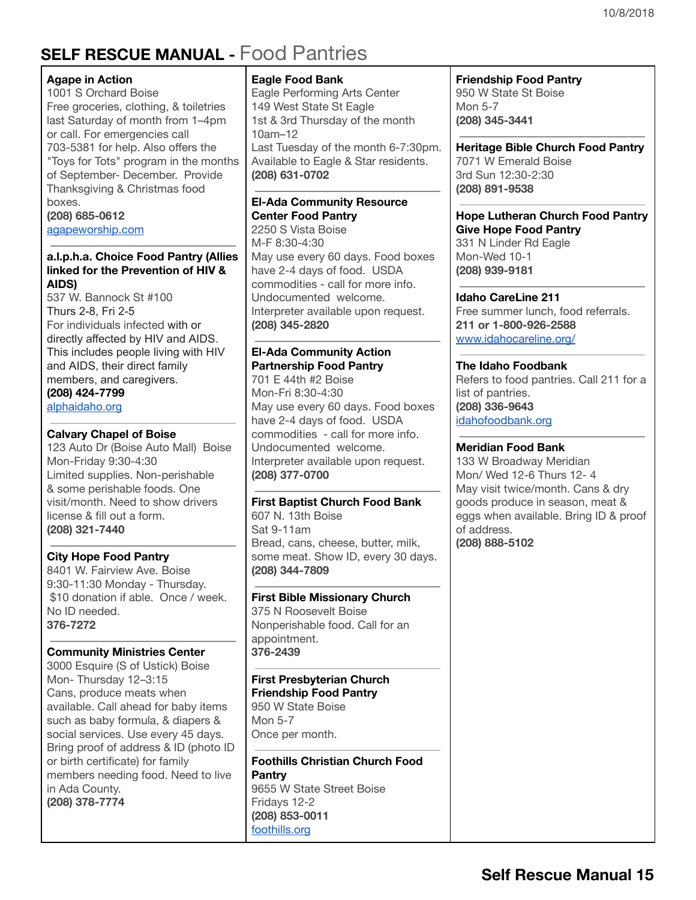# SELF RESCUE MANUAL - Food Pantries

**Agape in Action**
1001 S Orchard Boise
Free groceries, clothing, & toiletries last Saturday of month from 1–4pm or call. For emergencies call 703-5381 for help. Also offers the "Toys for Tots" program in the months of September- December. Provide Thanksgiving & Christmas food boxes.
**(208) 685-0612**
agapeworship.com

---

**a.l.p.h.a. Choice Food Pantry (Allies linked for the Prevention of HIV & AIDS)**
537 W. Bannock St #100
Thurs 2-8, Fri 2-5
For individuals infected with or directly affected by HIV and AIDS. This includes people living with HIV and AIDS, their direct family members, and caregivers.
**(208) 424-7799**
alphaidaho.org

---

**Calvary Chapel of Boise**
123 Auto Dr (Boise Auto Mall) Boise
Mon-Friday 9:30-4:30
Limited supplies. Non-perishable & some perishable foods. One visit/month. Need to show drivers license & fill out a form.
**(208) 321-7440**

---

**City Hope Food Pantry**
8401 W. Fairview Ave. Boise
9:30-11:30 Monday - Thursday.
$10 donation if able. Once / week. No ID needed.
**376-7272**

---

**Community Ministries Center**
3000 Esquire (S of Ustick) Boise
Mon- Thursday 12–3:15
Cans, produce meats when available. Call ahead for baby items such as baby formula, & diapers & social services. Use every 45 days. Bring proof of address & ID (photo ID or birth certificate) for family members needing food. Need to live in Ada County.
**(208) 378-7774**

---

**Eagle Food Bank**
Eagle Performing Arts Center
149 West State St Eagle
1st & 3rd Thursday of the month 10am–12
Last Tuesday of the month 6-7:30pm.
Available to Eagle & Star residents.
**(208) 631-0702**

---

**El-Ada Community Resource Center Food Pantry**
2250 S Vista Boise
M-F 8:30-4:30
May use every 60 days. Food boxes have 2-4 days of food. USDA commodities - call for more info. Undocumented welcome. Interpreter available upon request.
**(208) 345-2820**

---

**El-Ada Community Action Partnership Food Pantry**
701 E 44th #2 Boise
Mon-Fri 8:30-4:30
May use every 60 days. Food boxes have 2-4 days of food. USDA commodities - call for more info. Undocumented welcome. Interpreter available upon request.
**(208) 377-0700**

---

**First Baptist Church Food Bank**
607 N. 13th Boise
Sat 9-11am
Bread, cans, cheese, butter, milk, some meat. Show ID, every 30 days.
**(208) 344-7809**

---

**First Bible Missionary Church**
375 N Roosevelt Boise
Nonperishable food. Call for an appointment.
**376-2439**

---

**First Presbyterian Church Friendship Food Pantry**
950 W State Boise
Mon 5-7
Once per month.

---

**Foothills Christian Church Food Pantry**
9655 W State Street Boise
Fridays 12-2
**(208) 853-0011**
foothills.org

---

**Friendship Food Pantry**
950 W State St Boise
Mon 5-7
**(208) 345-3441**

---

**Heritage Bible Church Food Pantry**
7071 W Emerald Boise
3rd Sun 12:30-2:30
**(208) 891-9538**

---

**Hope Lutheran Church Food Pantry Give Hope Food Pantry**
331 N Linder Rd Eagle
Mon-Wed 10-1
**(208) 939-9181**

---

**Idaho CareLine 211**
Free summer lunch, food referrals.
**211 or 1-800-926-2588**
www.idahocareline.org/

---

**The Idaho Foodbank**
Refers to food pantries. Call 211 for a list of pantries.
**(208) 336-9643**
idahofoodbank.org

---

**Meridian Food Bank**
133 W Broadway Meridian
Mon/ Wed 12-6 Thurs 12- 4
May visit twice/month. Cans & dry goods produce in season, meat & eggs when available. Bring ID & proof of address.
**(208) 888-5102**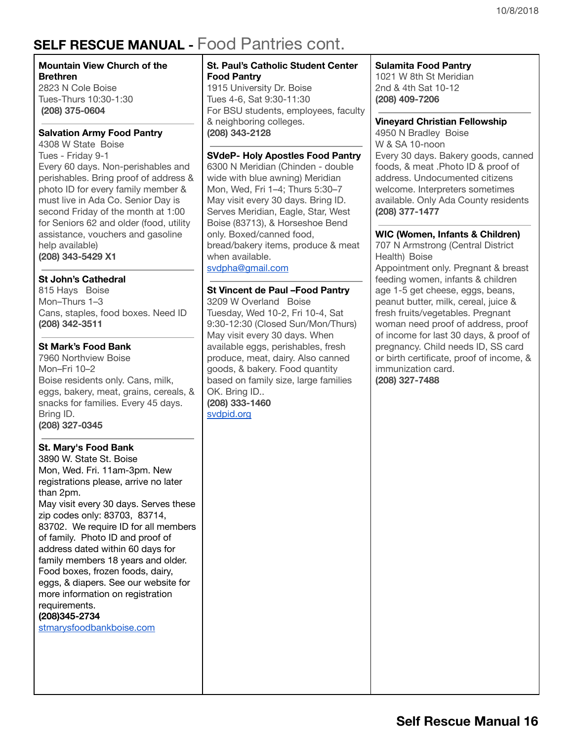## SELF RESCUE MANUAL - Food Pantries cont.

**Mountain View Church of the Brethren**
2823 N Cole Boise
Tues-Thurs 10:30-1:30
**(208) 375-0604**

**Salvation Army Food Pantry**
4308 W State Boise
Tues - Friday 9-1
Every 60 days. Non-perishables and perishables. Bring proof of address & photo ID for every family member & must live in Ada Co. Senior Day is second Friday of the month at 1:00 for Seniors 62 and older (food, utility assistance, vouchers and gasoline help available)
**(208) 343-5429 X1**

**St John's Cathedral**
815 Hays Boise
Mon–Thurs 1–3
Cans, staples, food boxes. Need ID
**(208) 342-3511**

**St Mark's Food Bank**
7960 Northview Boise
Mon–Fri 10–2
Boise residents only. Cans, milk, eggs, bakery, meat, grains, cereals, & snacks for families. Every 45 days. Bring ID.
**(208) 327-0345**

**St. Mary's Food Bank**
3890 W. State St. Boise
Mon, Wed. Fri. 11am-3pm. New registrations please, arrive no later than 2pm.
May visit every 30 days. Serves these zip codes only: 83703, 83714, 83702. We require ID for all members of family. Photo ID and proof of address dated within 60 days for family members 18 years and older. Food boxes, frozen foods, dairy, eggs, & diapers. See our website for more information on registration requirements.
**(208)345-2734**
stmarysfoodbankboise.com

**St. Paul's Catholic Student Center Food Pantry**
1915 University Dr. Boise
Tues 4-6, Sat 9:30-11:30
For BSU students, employees, faculty & neighboring colleges.
**(208) 343-2128**

**SVdeP- Holy Apostles Food Pantry**
6300 N Meridian (Chinden - double wide with blue awning) Meridian
Mon, Wed, Fri 1–4; Thurs 5:30–7
May visit every 30 days. Bring ID. Serves Meridian, Eagle, Star, West Boise (83713), & Horseshoe Bend only. Boxed/canned food, bread/bakery items, produce & meat when available.
svdpha@gmail.com

**St Vincent de Paul –Food Pantry**
3209 W Overland Boise
Tuesday, Wed 10-2, Fri 10-4, Sat 9:30-12:30 (Closed Sun/Mon/Thurs)
May visit every 30 days. When available eggs, perishables, fresh produce, meat, dairy. Also canned goods, & bakery. Food quantity based on family size, large families OK. Bring ID..
**(208) 333-1460**
svdpid.org

**Sulamita Food Pantry**
1021 W 8th St Meridian
2nd & 4th Sat 10-12
**(208) 409-7206**

**Vineyard Christian Fellowship**
4950 N Bradley Boise
W & SA 10-noon
Every 30 days. Bakery goods, canned foods, & meat .Photo ID & proof of address. Undocumented citizens welcome. Interpreters sometimes available. Only Ada County residents
**(208) 377-1477**

**WIC (Women, Infants & Children)**
707 N Armstrong (Central District Health) Boise
Appointment only. Pregnant & breast feeding women, infants & children age 1-5 get cheese, eggs, beans, peanut butter, milk, cereal, juice & fresh fruits/vegetables. Pregnant woman need proof of address, proof of income for last 30 days, & proof of pregnancy. Child needs ID, SS card or birth certificate, proof of income, & immunization card.
**(208) 327-7488**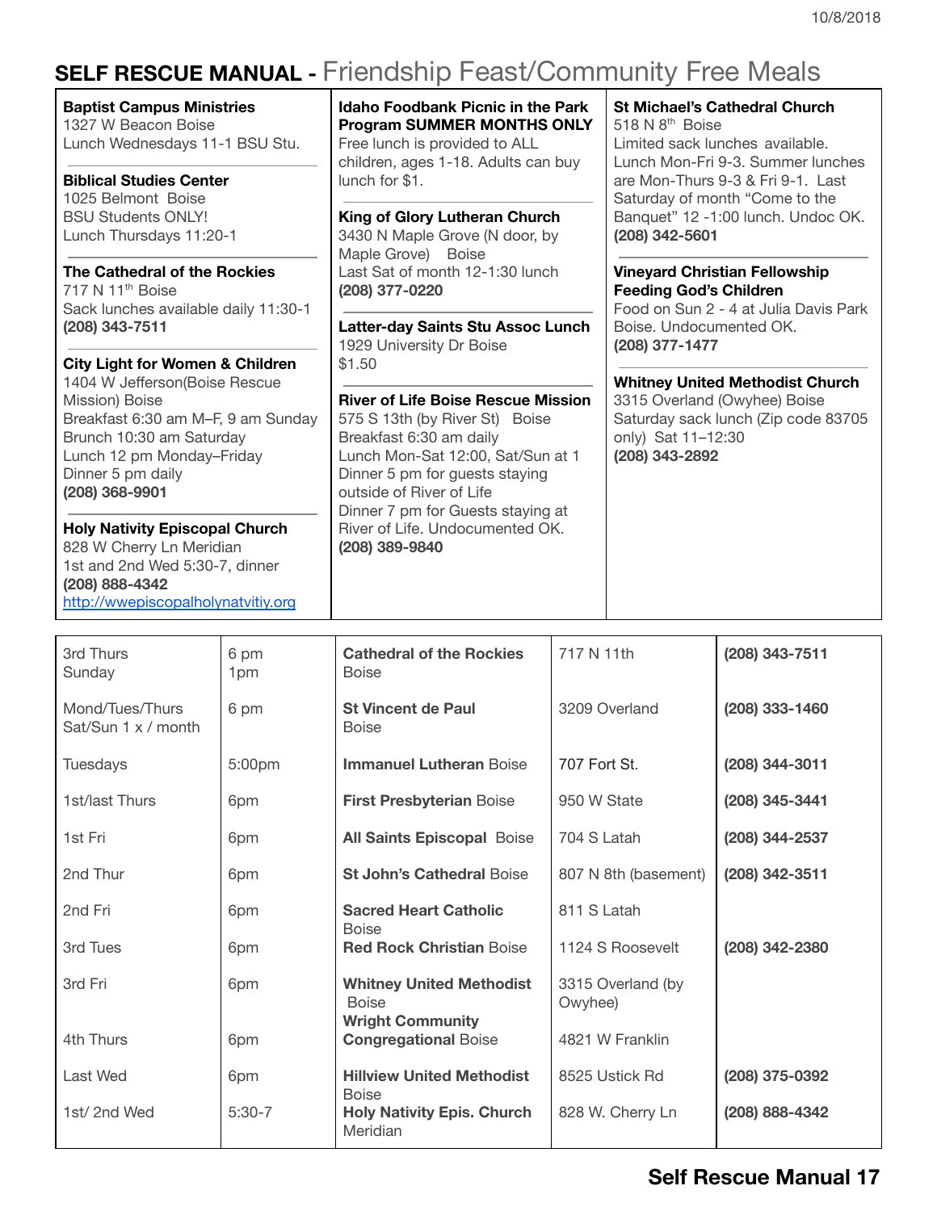## SELF RESCUE MANUAL - Friendship Feast/Community Free Meals

**Baptist Campus Ministries**
1327 W Beacon Boise
Lunch Wednesdays 11-1 BSU Stu.

**Biblical Studies Center**
1025 Belmont Boise
BSU Students ONLY!
Lunch Thursdays 11:20-1

**The Cathedral of the Rockies**
717 N 11th Boise
Sack lunches available daily 11:30-1
**(208) 343-7511**

**City Light for Women & Children**
1404 W Jefferson(Boise Rescue Mission) Boise
Breakfast 6:30 am M–F, 9 am Sunday
Brunch 10:30 am Saturday
Lunch 12 pm Monday–Friday
Dinner 5 pm daily
**(208) 368-9901**

**Holy Nativity Episcopal Church**
828 W Cherry Ln Meridian
1st and 2nd Wed 5:30-7, dinner
**(208) 888-4342**
http://wwepiscopalholynatvitiy.org

**Idaho Foodbank Picnic in the Park Program SUMMER MONTHS ONLY**
Free lunch is provided to ALL children, ages 1-18. Adults can buy lunch for $1.

**King of Glory Lutheran Church**
3430 N Maple Grove (N door, by Maple Grove) Boise
Last Sat of month 12-1:30 lunch
**(208) 377-0220**

**Latter-day Saints Stu Assoc Lunch**
1929 University Dr Boise
$1.50

**River of Life Boise Rescue Mission**
575 S 13th (by River St) Boise
Breakfast 6:30 am daily
Lunch Mon-Sat 12:00, Sat/Sun at 1
Dinner 5 pm for guests staying outside of River of Life
Dinner 7 pm for Guests staying at River of Life. Undocumented OK.
**(208) 389-9840**

**St Michael's Cathedral Church**
518 N 8th Boise
Limited sack lunches available. Lunch Mon-Fri 9-3. Summer lunches are Mon-Thurs 9-3 & Fri 9-1. Last Saturday of month "Come to the Banquet" 12 -1:00 lunch. Undoc OK.
**(208) 342-5601**

**Vineyard Christian Fellowship Feeding God's Children**
Food on Sun 2 - 4 at Julia Davis Park Boise. Undocumented OK.
**(208) 377-1477**

**Whitney United Methodist Church**
3315 Overland (Owyhee) Boise
Saturday sack lunch (Zip code 83705 only) Sat 11–12:30
**(208) 343-2892**

| Day | Time | Location | Address | Phone |
|---|---|---|---|---|
| 3rd Thurs<br>Sunday | 6 pm<br>1pm | **Cathedral of the Rockies** Boise | 717 N 11th | **(208) 343-7511** |
| Mond/Tues/Thurs<br>Sat/Sun 1 x / month | 6 pm | **St Vincent de Paul** Boise | 3209 Overland | **(208) 333-1460** |
| Tuesdays | 5:00pm | **Immanuel Lutheran** Boise | 707 Fort St. | **(208) 344-3011** |
| 1st/last Thurs | 6pm | **First Presbyterian** Boise | 950 W State | **(208) 345-3441** |
| 1st Fri | 6pm | **All Saints Episcopal** Boise | 704 S Latah | **(208) 344-2537** |
| 2nd Thur | 6pm | **St John's Cathedral** Boise | 807 N 8th (basement) | **(208) 342-3511** |
| 2nd Fri | 6pm | **Sacred Heart Catholic** Boise | 811 S Latah | |
| 3rd Tues | 6pm | **Red Rock Christian** Boise | 1124 S Roosevelt | **(208) 342-2380** |
| 3rd Fri | 6pm | **Whitney United Methodist** Boise | 3315 Overland (by Owyhee) | |
| 4th Thurs | 6pm | **Wright Community Congregational** Boise | 4821 W Franklin | |
| Last Wed | 6pm | **Hillview United Methodist** Boise | 8525 Ustick Rd | **(208) 375-0392** |
| 1st/ 2nd Wed | 5:30-7 | **Holy Nativity Epis. Church** Meridian | 828 W. Cherry Ln | **(208) 888-4342** |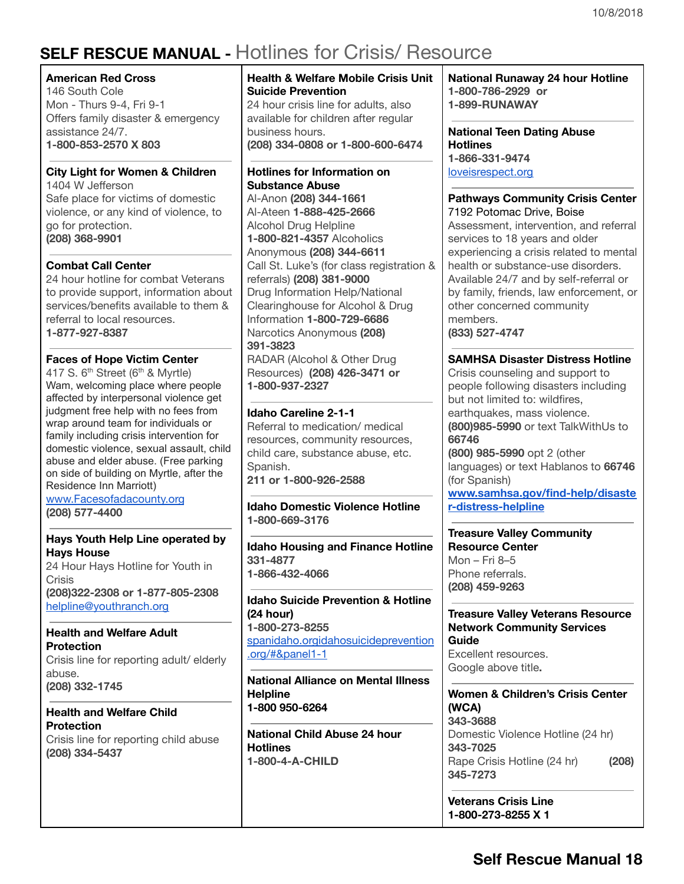# SELF RESCUE MANUAL - Hotlines for Crisis/ Resource

**American Red Cross**
146 South Cole
Mon - Thurs 9-4, Fri 9-1
Offers family disaster & emergency assistance 24/7.
**1-800-853-2570 X 803**

---

**City Light for Women & Children**
1404 W Jefferson
Safe place for victims of domestic violence, or any kind of violence, to go for protection.
**(208) 368-9901**

---

**Combat Call Center**
24 hour hotline for combat Veterans to provide support, information about services/benefits available to them & referral to local resources.
**1-877-927-8387**

---

**Faces of Hope Victim Center**
417 S. 6th Street (6th & Myrtle)
Wam, welcoming place where people affected by interpersonal violence get judgment free help with no fees from wrap around team for individuals or family including crisis intervention for domestic violence, sexual assault, child abuse and elder abuse. (Free parking on side of building on Myrtle, after the Residence Inn Marriott)
www.Facesofadacounty.org
**(208) 577-4400**

---

**Hays Youth Help Line operated by Hays House**
24 Hour Hays Hotline for Youth in Crisis
**(208)322-2308 or 1-877-805-2308**
helpline@youthranch.org

---

**Health and Welfare Adult Protection**
Crisis line for reporting adult/ elderly abuse.
**(208) 332-1745**

---

**Health and Welfare Child Protection**
Crisis line for reporting child abuse
**(208) 334-5437**

---

**Health & Welfare Mobile Crisis Unit Suicide Prevention**
24 hour crisis line for adults, also available for children after regular business hours.
**(208) 334-0808 or 1-800-600-6474**

---

**Hotlines for Information on Substance Abuse**
Al-Anon **(208) 344-1661**
Al-Ateen **1-888-425-2666**
Alcohol Drug Helpline **1-800-821-4357** Alcoholics Anonymous **(208) 344-6611**
Call St. Luke's (for class registration & referrals) **(208) 381-9000**
Drug Information Help/National Clearinghouse for Alcohol & Drug Information **1-800-729-6686**
Narcotics Anonymous **(208) 391-3823**
RADAR (Alcohol & Other Drug Resources) **(208) 426-3471 or 1-800-937-2327**

---

**Idaho Careline 2-1-1**
Referral to medication/ medical resources, community resources, child care, substance abuse, etc. Spanish.
**211 or 1-800-926-2588**

---

**Idaho Domestic Violence Hotline**
**1-800-669-3176**

---

**Idaho Housing and Finance Hotline**
**331-4877**
**1-866-432-4066**

---

**Idaho Suicide Prevention & Hotline (24 hour)**
**1-800-273-8255**
spanidaho.orgidahosuicideprevention.org/#&panel1-1

---

**National Alliance on Mental Illness Helpline**
**1-800 950-6264**

---

**National Child Abuse 24 hour Hotlines**
**1-800-4-A-CHILD**

---

**National Runaway 24 hour Hotline**
**1-800-786-2929 or**
**1-899-RUNAWAY**

---

**National Teen Dating Abuse Hotlines**
**1-866-331-9474**
loveisrespect.org

---

**Pathways Community Crisis Center**
7192 Potomac Drive, Boise
Assessment, intervention, and referral services to 18 years and older experiencing a crisis related to mental health or substance-use disorders. Available 24/7 and by self-referral or by family, friends, law enforcement, or other concerned community members.
**(833) 527-4747**

---

**SAMHSA Disaster Distress Hotline**
Crisis counseling and support to people following disasters including but not limited to: wildfires, earthquakes, mass violence.
**(800)985-5990** or text TalkWithUs to **66746**
**(800) 985-5990** opt 2 (other languages) or text Hablanos to **66746** (for Spanish)
**www.samhsa.gov/find-help/disaster-distress-helpline**

---

**Treasure Valley Community Resource Center**
Mon – Fri 8–5
Phone referrals.
**(208) 459-9263**

---

**Treasure Valley Veterans Resource Network Community Services Guide**
Excellent resources.
Google above title**.**

---

**Women & Children's Crisis Center (WCA)**
**343-3688**
Domestic Violence Hotline (24 hr)
**343-7025**
Rape Crisis Hotline (24 hr) **(208) 345-7273**

---

**Veterans Crisis Line**
**1-800-273-8255 X 1**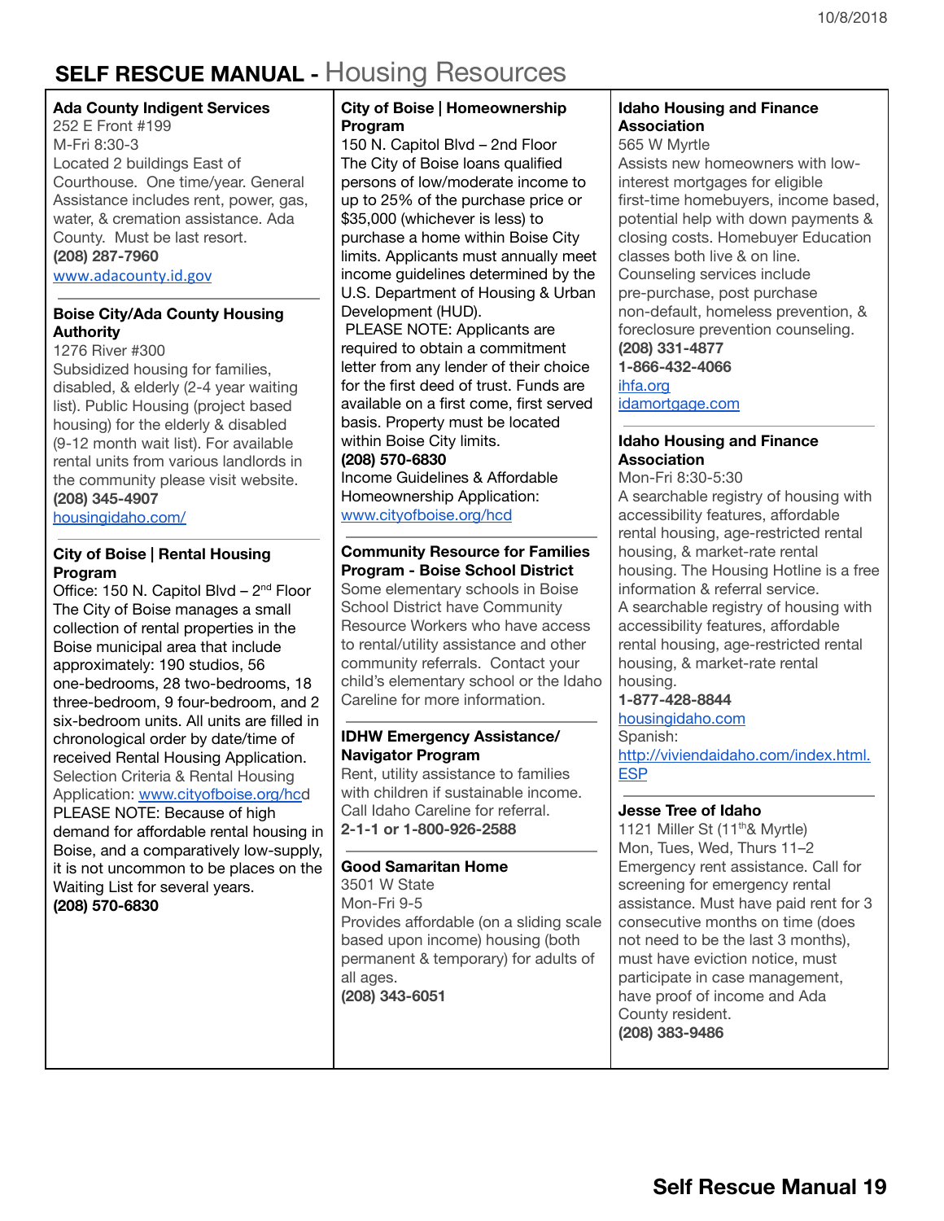# SELF RESCUE MANUAL - Housing Resources

### Ada County Indigent Services

252 E Front #199
M-Fri 8:30-3
Located 2 buildings East of Courthouse. One time/year. General Assistance includes rent, power, gas, water, & cremation assistance. Ada County. Must be last resort.
**(208) 287-7960**
www.adacounty.id.gov

### Boise City/Ada County Housing Authority

1276 River #300
Subsidized housing for families, disabled, & elderly (2-4 year waiting list). Public Housing (project based housing) for the elderly & disabled (9-12 month wait list). For available rental units from various landlords in the community please visit website.
**(208) 345-4907**
housingidaho.com/

### City of Boise | Rental Housing Program

Office: 150 N. Capitol Blvd – 2nd Floor
The City of Boise manages a small collection of rental properties in the Boise municipal area that include approximately: 190 studios, 56 one-bedrooms, 28 two-bedrooms, 18 three-bedroom, 9 four-bedroom, and 2 six-bedroom units. All units are filled in chronological order by date/time of received Rental Housing Application.
Selection Criteria & Rental Housing Application: www.cityofboise.org/hcd
PLEASE NOTE: Because of high demand for affordable rental housing in Boise, and a comparatively low-supply, it is not uncommon to be places on the Waiting List for several years.
**(208) 570-6830**

### City of Boise | Homeownership Program

150 N. Capitol Blvd – 2nd Floor
The City of Boise loans qualified persons of low/moderate income to up to 25% of the purchase price or $35,000 (whichever is less) to purchase a home within Boise City limits. Applicants must annually meet income guidelines determined by the U.S. Department of Housing & Urban Development (HUD).
PLEASE NOTE: Applicants are required to obtain a commitment letter from any lender of their choice for the first deed of trust. Funds are available on a first come, first served basis. Property must be located within Boise City limits.
**(208) 570-6830**
Income Guidelines & Affordable Homeownership Application:
www.cityofboise.org/hcd

### Community Resource for Families Program - Boise School District

Some elementary schools in Boise School District have Community Resource Workers who have access to rental/utility assistance and other community referrals. Contact your child's elementary school or the Idaho Careline for more information.

### IDHW Emergency Assistance/ Navigator Program

Rent, utility assistance to families with children if sustainable income. Call Idaho Careline for referral.
**2-1-1 or 1-800-926-2588**

### Good Samaritan Home

3501 W State
Mon-Fri 9-5
Provides affordable (on a sliding scale based upon income) housing (both permanent & temporary) for adults of all ages.
**(208) 343-6051**

### Idaho Housing and Finance Association

565 W Myrtle
Assists new homeowners with low-interest mortgages for eligible first-time homebuyers, income based, potential help with down payments & closing costs. Homebuyer Education classes both live & on line. Counseling services include pre-purchase, post purchase non-default, homeless prevention, & foreclosure prevention counseling.
**(208) 331-4877**
**1-866-432-4066**
ihfa.org
idamortgage.com

### Idaho Housing and Finance Association

Mon-Fri 8:30-5:30
A searchable registry of housing with accessibility features, affordable rental housing, age-restricted rental housing, & market-rate rental housing. The Housing Hotline is a free information & referral service.
A searchable registry of housing with accessibility features, affordable rental housing, age-restricted rental housing, & market-rate rental housing.
**1-877-428-8844**
housingidaho.com
Spanish:
http://viviendaidaho.com/index.html.ESP

### Jesse Tree of Idaho

1121 Miller St (11th & Myrtle)
Mon, Tues, Wed, Thurs 11–2
Emergency rent assistance. Call for screening for emergency rental assistance. Must have paid rent for 3 consecutive months on time (does not need to be the last 3 months), must have eviction notice, must participate in case management, have proof of income and Ada County resident.
**(208) 383-9486**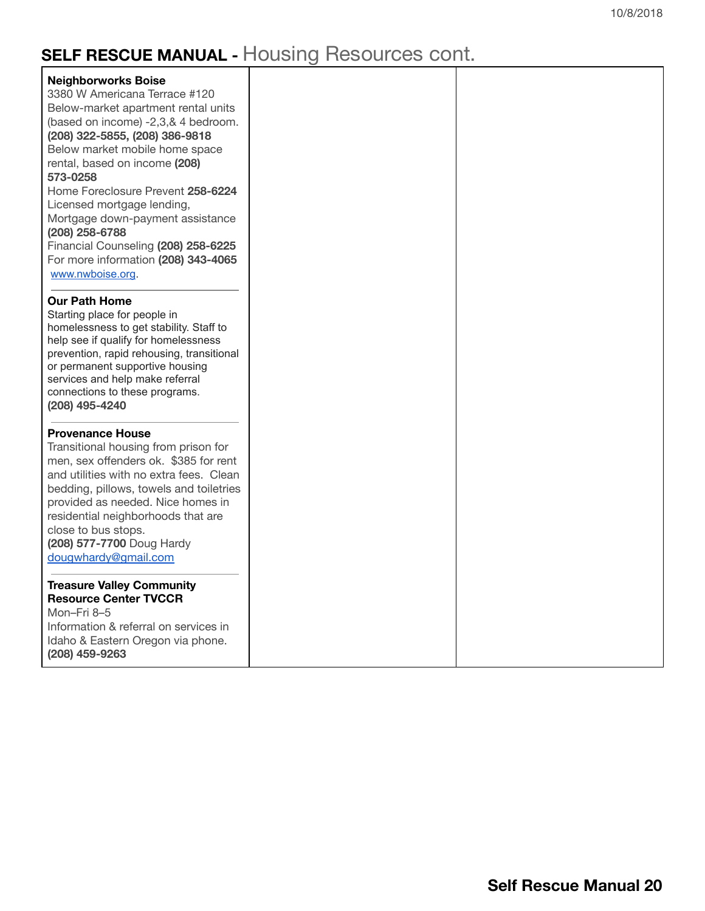# SELF RESCUE MANUAL - Housing Resources cont.

**Neighborworks Boise**
3380 W Americana Terrace #120
Below-market apartment rental units (based on income) -2,3,& 4 bedroom.
**(208) 322-5855, (208) 386-9818**
Below market mobile home space rental, based on income **(208) 573-0258**
Home Foreclosure Prevent **258-6224**
Licensed mortgage lending, Mortgage down-payment assistance **(208) 258-6788**
Financial Counseling **(208) 258-6225**
For more information **(208) 343-4065**
www.nwboise.org.

---

**Our Path Home**
Starting place for people in homelessness to get stability. Staff to help see if qualify for homelessness prevention, rapid rehousing, transitional or permanent supportive housing services and help make referral connections to these programs.
**(208) 495-4240**

---

**Provenance House**
Transitional housing from prison for men, sex offenders ok. $385 for rent and utilities with no extra fees. Clean bedding, pillows, towels and toiletries provided as needed. Nice homes in residential neighborhoods that are close to bus stops.
**(208) 577-7700** Doug Hardy
dougwhardy@gmail.com

---

**Treasure Valley Community Resource Center TVCCR**
Mon–Fri 8–5
Information & referral on services in Idaho & Eastern Oregon via phone.
**(208) 459-9263**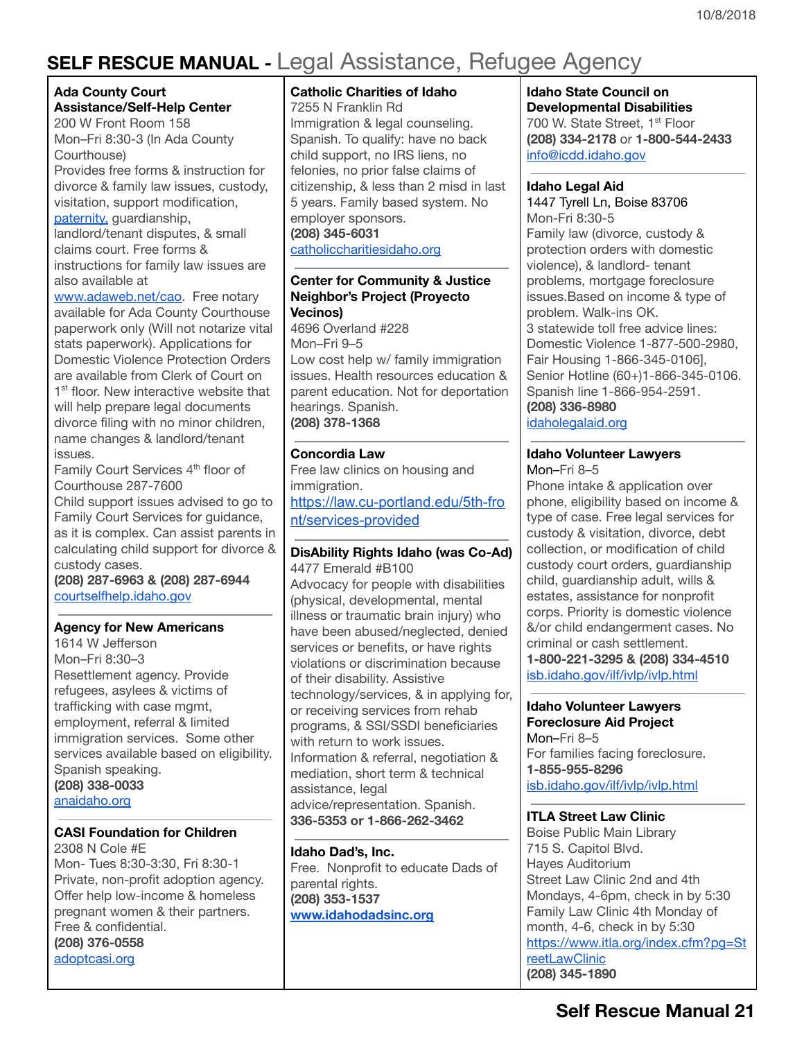# SELF RESCUE MANUAL - Legal Assistance, Refugee Agency

**Ada County Court Assistance/Self-Help Center**
200 W Front Room 158
Mon–Fri 8:30-3 (In Ada County Courthouse)
Provides free forms & instruction for divorce & family law issues, custody, visitation, support modification, paternity, guardianship, landlord/tenant disputes, & small claims court. Free forms & instructions for family law issues are also available at www.adaweb.net/cao. Free notary available for Ada County Courthouse paperwork only (Will not notarize vital stats paperwork). Applications for Domestic Violence Protection Orders are available from Clerk of Court on 1st floor. New interactive website that will help prepare legal documents divorce filing with no minor children, name changes & landlord/tenant issues.
Family Court Services 4th floor of Courthouse 287-7600
Child support issues advised to go to Family Court Services for guidance, as it is complex. Can assist parents in calculating child support for divorce & custody cases.
**(208) 287-6963 & (208) 287-6944**
courtselfhelp.idaho.gov

---

**Agency for New Americans**
1614 W Jefferson
Mon–Fri 8:30–3
Resettlement agency. Provide refugees, asylees & victims of trafficking with case mgmt, employment, referral & limited immigration services. Some other services available based on eligibility. Spanish speaking.
**(208) 338-0033**
anaidaho.org

---

**CASI Foundation for Children**
2308 N Cole #E
Mon- Tues 8:30-3:30, Fri 8:30-1
Private, non-profit adoption agency. Offer help low-income & homeless pregnant women & their partners. Free & confidential.
**(208) 376-0558**
adoptcasi.org

---

**Catholic Charities of Idaho**
7255 N Franklin Rd
Immigration & legal counseling. Spanish. To qualify: have no back child support, no IRS liens, no felonies, no prior false claims of citizenship, & less than 2 misd in last 5 years. Family based system. No employer sponsors.
**(208) 345-6031**
catholiccharitiesidaho.org

---

**Center for Community & Justice Neighbor's Project (Proyecto Vecinos)**
4696 Overland #228
Mon–Fri 9–5
Low cost help w/ family immigration issues. Health resources education & parent education. Not for deportation hearings. Spanish.
**(208) 378-1368**

---

**Concordia Law**
Free law clinics on housing and immigration.
https://law.cu-portland.edu/5th-front/services-provided

---

**DisAbility Rights Idaho (was Co-Ad)**
4477 Emerald #B100
Advocacy for people with disabilities (physical, developmental, mental illness or traumatic brain injury) who have been abused/neglected, denied services or benefits, or have rights violations or discrimination because of their disability. Assistive technology/services, & in applying for, or receiving services from rehab programs, & SSI/SSDI beneficiaries with return to work issues. Information & referral, negotiation & mediation, short term & technical assistance, legal advice/representation. Spanish.
**336-5353 or 1-866-262-3462**

---

**Idaho Dad's, Inc.**
Free. Nonprofit to educate Dads of parental rights.
**(208) 353-1537**
**www.idahodadsinc.org**

---

**Idaho State Council on Developmental Disabilities**
700 W. State Street, 1st Floor
**(208) 334-2178** or **1-800-544-2433**
info@icdd.idaho.gov

---

**Idaho Legal Aid**
1447 Tyrell Ln, Boise 83706
Mon-Fri 8:30-5
Family law (divorce, custody & protection orders with domestic violence), & landlord- tenant problems, mortgage foreclosure issues.Based on income & type of problem. Walk-ins OK.
3 statewide toll free advice lines:
Domestic Violence 1-877-500-2980,
Fair Housing 1-866-345-0106],
Senior Hotline (60+)1-866-345-0106.
Spanish line 1-866-954-2591.
**(208) 336-8980**
idaholegalaid.org

---

**Idaho Volunteer Lawyers**
Mon–Fri 8–5
Phone intake & application over phone, eligibility based on income & type of case. Free legal services for custody & visitation, divorce, debt collection, or modification of child custody court orders, guardianship child, guardianship adult, wills & estates, assistance for nonprofit corps. Priority is domestic violence &/or child endangerment cases. No criminal or cash settlement.
**1-800-221-3295 & (208) 334-4510**
isb.idaho.gov/ilf/ivlp/ivlp.html

---

**Idaho Volunteer Lawyers Foreclosure Aid Project**
Mon–Fri 8–5
For families facing foreclosure.
**1-855-955-8296**
isb.idaho.gov/ilf/ivlp/ivlp.html

---

**ITLA Street Law Clinic**
Boise Public Main Library
715 S. Capitol Blvd.
Hayes Auditorium
Street Law Clinic 2nd and 4th Mondays, 4-6pm, check in by 5:30
Family Law Clinic 4th Monday of month, 4-6, check in by 5:30
https://www.itla.org/index.cfm?pg=StreetLawClinic
**(208) 345-1890**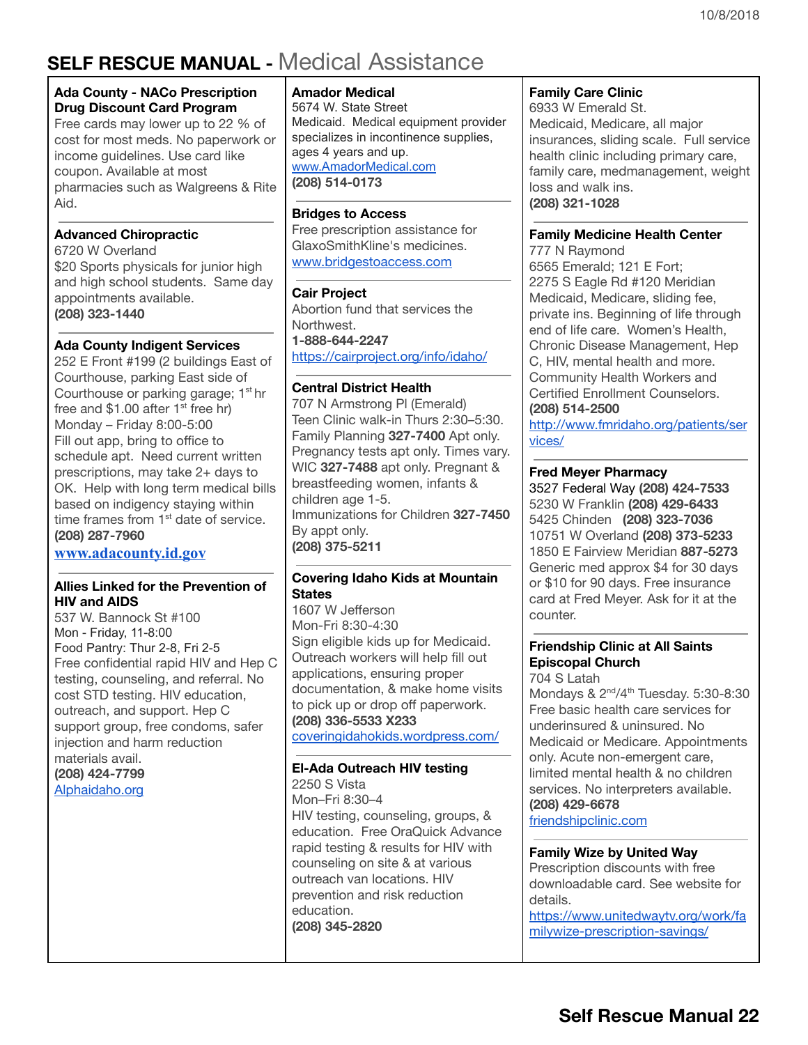# SELF RESCUE MANUAL - Medical Assistance

**Ada County - NACo Prescription Drug Discount Card Program**
Free cards may lower up to 22 % of cost for most meds. No paperwork or income guidelines. Use card like coupon. Available at most pharmacies such as Walgreens & Rite Aid.

**Advanced Chiropractic**
6720 W Overland
$20 Sports physicals for junior high and high school students. Same day appointments available.
**(208) 323-1440**

**Ada County Indigent Services**
252 E Front #199 (2 buildings East of Courthouse, parking East side of Courthouse or parking garage; 1st hr free and $1.00 after 1st free hr)
Monday – Friday 8:00-5:00
Fill out app, bring to office to schedule apt. Need current written prescriptions, may take 2+ days to OK. Help with long term medical bills based on indigency staying within time frames from 1st date of service.
**(208) 287-7960**
**www.adacounty.id.gov**

**Allies Linked for the Prevention of HIV and AIDS**
537 W. Bannock St #100
Mon - Friday, 11-8:00
Food Pantry: Thur 2-8, Fri 2-5
Free confidential rapid HIV and Hep C testing, counseling, and referral. No cost STD testing. HIV education, outreach, and support. Hep C support group, free condoms, safer injection and harm reduction materials avail.
**(208) 424-7799**
Alphaidaho.org

**Amador Medical**
5674 W. State Street
Medicaid. Medical equipment provider specializes in incontinence supplies, ages 4 years and up.
www.AmadorMedical.com
**(208) 514-0173**

**Bridges to Access**
Free prescription assistance for GlaxoSmithKline's medicines.
www.bridgestoaccess.com

**Cair Project**
Abortion fund that services the Northwest.
**1-888-644-2247**
https://cairproject.org/info/idaho/

**Central District Health**
707 N Armstrong Pl (Emerald)
Teen Clinic walk-in Thurs 2:30–5:30.
Family Planning **327-7400** Apt only.
Pregnancy tests apt only. Times vary.
WIC **327-7488** apt only. Pregnant & breastfeeding women, infants & children age 1-5.
Immunizations for Children **327-7450** By appt only.
**(208) 375-5211**

**Covering Idaho Kids at Mountain States**
1607 W Jefferson
Mon-Fri 8:30-4:30
Sign eligible kids up for Medicaid. Outreach workers will help fill out applications, ensuring proper documentation, & make home visits to pick up or drop off paperwork.
**(208) 336-5533 X233**
coveringidahokids.wordpress.com/

**El-Ada Outreach HIV testing**
2250 S Vista
Mon–Fri 8:30–4
HIV testing, counseling, groups, & education. Free OraQuick Advance rapid testing & results for HIV with counseling on site & at various outreach van locations. HIV prevention and risk reduction education.
**(208) 345-2820**

**Family Care Clinic**
6933 W Emerald St.
Medicaid, Medicare, all major insurances, sliding scale. Full service health clinic including primary care, family care, medmanagement, weight loss and walk ins.
**(208) 321-1028**

**Family Medicine Health Center**
777 N Raymond
6565 Emerald; 121 E Fort;
2275 S Eagle Rd #120 Meridian
Medicaid, Medicare, sliding fee, private ins. Beginning of life through end of life care. Women's Health, Chronic Disease Management, Hep C, HIV, mental health and more. Community Health Workers and Certified Enrollment Counselors.
**(208) 514-2500**
http://www.fmridaho.org/patients/services/

**Fred Meyer Pharmacy**
3527 Federal Way **(208) 424-7533**
5230 W Franklin **(208) 429-6433**
5425 Chinden **(208) 323-7036**
10751 W Overland **(208) 373-5233**
1850 E Fairview Meridian **887-5273**
Generic med approx $4 for 30 days or $10 for 90 days. Free insurance card at Fred Meyer. Ask for it at the counter.

**Friendship Clinic at All Saints Episcopal Church**
704 S Latah
Mondays & 2nd/4th Tuesday. 5:30-8:30
Free basic health care services for underinsured & uninsured. No Medicaid or Medicare. Appointments only. Acute non-emergent care, limited mental health & no children services. No interpreters available.
**(208) 429-6678**
friendshipclinic.com

**Family Wize by United Way**
Prescription discounts with free downloadable card. See website for details.
https://www.unitedwaytv.org/work/familywize-prescription-savings/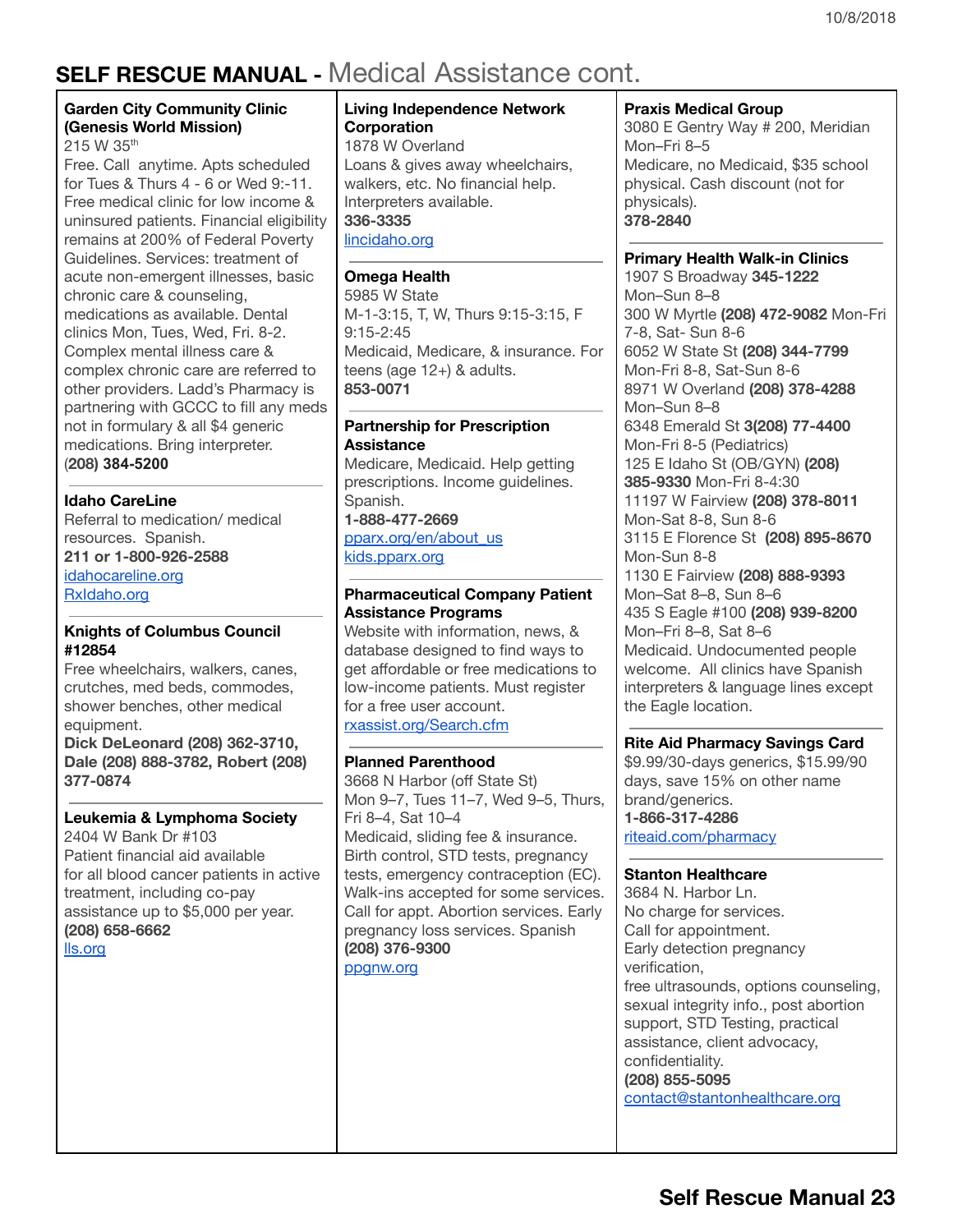# SELF RESCUE MANUAL - Medical Assistance cont.

**Garden City Community Clinic (Genesis World Mission)**
215 W 35th
Free. Call anytime. Apts scheduled for Tues & Thurs 4 - 6 or Wed 9:-11. Free medical clinic for low income & uninsured patients. Financial eligibility remains at 200% of Federal Poverty Guidelines. Services: treatment of acute non-emergent illnesses, basic chronic care & counseling, medications as available. Dental clinics Mon, Tues, Wed, Fri. 8-2. Complex mental illness care & complex chronic care are referred to other providers. Ladd's Pharmacy is partnering with GCCC to fill any meds not in formulary & all $4 generic medications. Bring interpreter.
**(208) 384-5200**

**Idaho CareLine**
Referral to medication/ medical resources. Spanish.
**211 or 1-800-926-2588**
idahocareline.org
RxIdaho.org

**Knights of Columbus Council #12854**
Free wheelchairs, walkers, canes, crutches, med beds, commodes, shower benches, other medical equipment.
**Dick DeLeonard (208) 362-3710, Dale (208) 888-3782, Robert (208) 377-0874**

**Leukemia & Lymphoma Society**
2404 W Bank Dr #103
Patient financial aid available for all blood cancer patients in active treatment, including co-pay assistance up to $5,000 per year.
**(208) 658-6662**
lls.org

**Living Independence Network Corporation**
1878 W Overland
Loans & gives away wheelchairs, walkers, etc. No financial help. Interpreters available.
**336-3335**
lincidaho.org

**Omega Health**
5985 W State
M-1-3:15, T, W, Thurs 9:15-3:15, F 9:15-2:45
Medicaid, Medicare, & insurance. For teens (age 12+) & adults.
**853-0071**

**Partnership for Prescription Assistance**
Medicare, Medicaid. Help getting prescriptions. Income guidelines. Spanish.
**1-888-477-2669**
pparx.org/en/about_us
kids.pparx.org

**Pharmaceutical Company Patient Assistance Programs**
Website with information, news, & database designed to find ways to get affordable or free medications to low-income patients. Must register for a free user account.
rxassist.org/Search.cfm

**Planned Parenthood**
3668 N Harbor (off State St)
Mon 9–7, Tues 11–7, Wed 9–5, Thurs, Fri 8–4, Sat 10–4
Medicaid, sliding fee & insurance. Birth control, STD tests, pregnancy tests, emergency contraception (EC). Walk-ins accepted for some services. Call for appt. Abortion services. Early pregnancy loss services. Spanish
**(208) 376-9300**
ppgnw.org

**Praxis Medical Group**
3080 E Gentry Way # 200, Meridian
Mon–Fri 8–5
Medicare, no Medicaid, $35 school physical. Cash discount (not for physicals).
**378-2840**

**Primary Health Walk-in Clinics**
1907 S Broadway **345-1222**
Mon–Sun 8–8
300 W Myrtle **(208) 472-9082** Mon-Fri 7-8, Sat- Sun 8-6
6052 W State St **(208) 344-7799**
Mon-Fri 8-8, Sat-Sun 8-6
8971 W Overland **(208) 378-4288**
Mon–Sun 8–8
6348 Emerald St **3(208) 77-4400**
Mon-Fri 8-5 (Pediatrics)
125 E Idaho St (OB/GYN) **(208) 385-9330** Mon-Fri 8-4:30
11197 W Fairview **(208) 378-8011**
Mon-Sat 8-8, Sun 8-6
3115 E Florence St **(208) 895-8670**
Mon-Sun 8-8
1130 E Fairview **(208) 888-9393**
Mon–Sat 8–8, Sun 8–6
435 S Eagle #100 **(208) 939-8200**
Mon–Fri 8–8, Sat 8–6
Medicaid. Undocumented people welcome. All clinics have Spanish interpreters & language lines except the Eagle location.

**Rite Aid Pharmacy Savings Card**
$9.99/30-days generics, $15.99/90 days, save 15% on other name brand/generics.
**1-866-317-4286**
riteaid.com/pharmacy

**Stanton Healthcare**
3684 N. Harbor Ln.
No charge for services.
Call for appointment.
Early detection pregnancy verification,
free ultrasounds, options counseling, sexual integrity info., post abortion support, STD Testing, practical assistance, client advocacy, confidentiality.
**(208) 855-5095**
contact@stantonhealthcare.org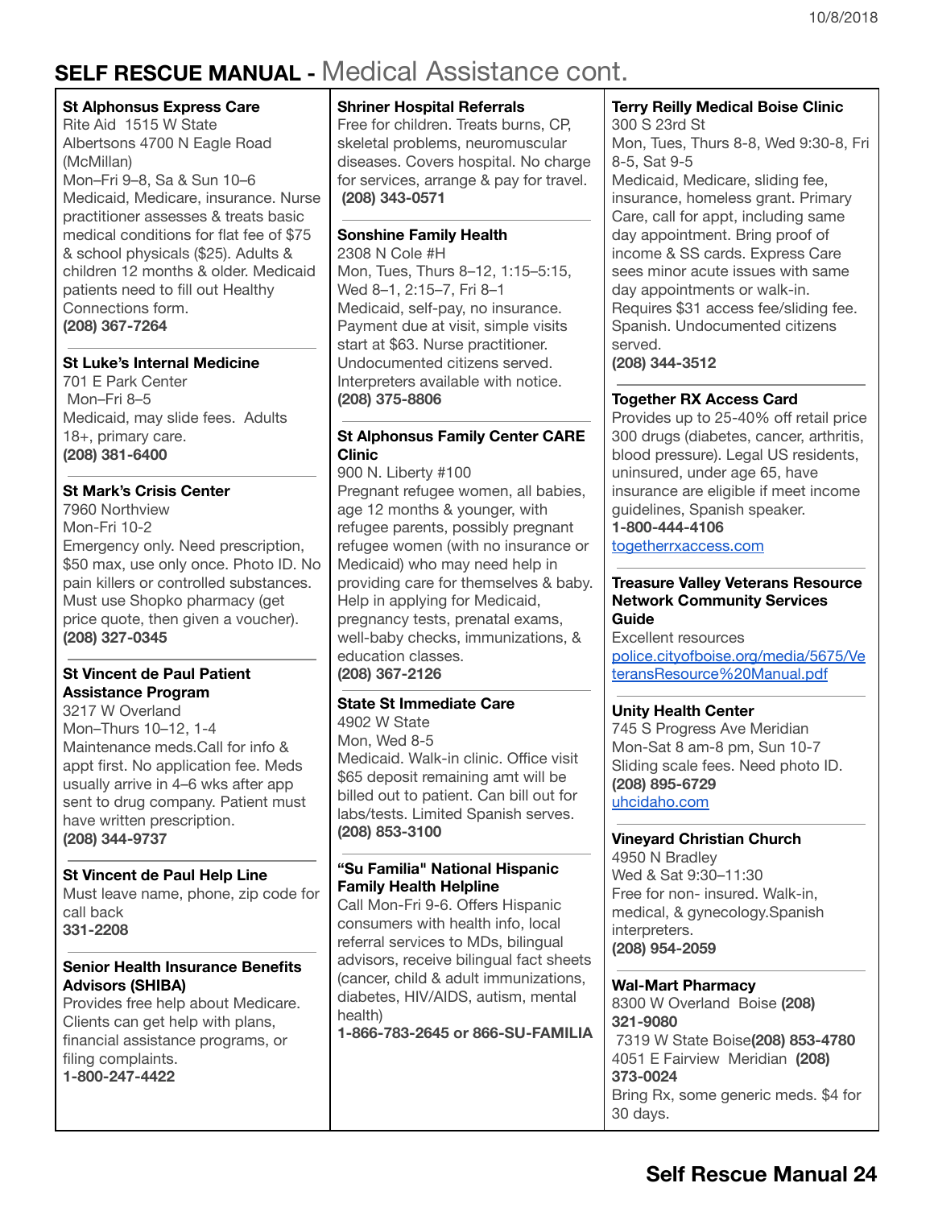## SELF RESCUE MANUAL - Medical Assistance cont.

**St Alphonsus Express Care**
Rite Aid 1515 W State
Albertsons 4700 N Eagle Road (McMillan)
Mon–Fri 9–8, Sa & Sun 10–6
Medicaid, Medicare, insurance. Nurse practitioner assesses & treats basic medical conditions for flat fee of $75 & school physicals ($25). Adults & children 12 months & older. Medicaid patients need to fill out Healthy Connections form.
**(208) 367-7264**

**St Luke's Internal Medicine**
701 E Park Center
Mon–Fri 8–5
Medicaid, may slide fees. Adults 18+, primary care.
**(208) 381-6400**

**St Mark's Crisis Center**
7960 Northview
Mon-Fri 10-2
Emergency only. Need prescription, $50 max, use only once. Photo ID. No pain killers or controlled substances. Must use Shopko pharmacy (get price quote, then given a voucher).
**(208) 327-0345**

**St Vincent de Paul Patient Assistance Program**
3217 W Overland
Mon–Thurs 10–12, 1-4
Maintenance meds.Call for info & appt first. No application fee. Meds usually arrive in 4–6 wks after app sent to drug company. Patient must have written prescription.
**(208) 344-9737**

**St Vincent de Paul Help Line**
Must leave name, phone, zip code for call back
**331-2208**

**Senior Health Insurance Benefits Advisors (SHIBA)**
Provides free help about Medicare. Clients can get help with plans, financial assistance programs, or filing complaints.
**1-800-247-4422**

**Shriner Hospital Referrals**
Free for children. Treats burns, CP, skeletal problems, neuromuscular diseases. Covers hospital. No charge for services, arrange & pay for travel.
**(208) 343-0571**

**Sonshine Family Health**
2308 N Cole #H
Mon, Tues, Thurs 8–12, 1:15–5:15, Wed 8–1, 2:15–7, Fri 8–1
Medicaid, self-pay, no insurance. Payment due at visit, simple visits start at $63. Nurse practitioner. Undocumented citizens served. Interpreters available with notice.
**(208) 375-8806**

**St Alphonsus Family Center CARE Clinic**
900 N. Liberty #100
Pregnant refugee women, all babies, age 12 months & younger, with refugee parents, possibly pregnant refugee women (with no insurance or Medicaid) who may need help in providing care for themselves & baby. Help in applying for Medicaid, pregnancy tests, prenatal exams, well-baby checks, immunizations, & education classes.
**(208) 367-2126**

**State St Immediate Care**
4902 W State
Mon, Wed 8-5
Medicaid. Walk-in clinic. Office visit $65 deposit remaining amt will be billed out to patient. Can bill out for labs/tests. Limited Spanish serves.
**(208) 853-3100**

**"Su Familia" National Hispanic Family Health Helpline**
Call Mon-Fri 9-6. Offers Hispanic consumers with health info, local referral services to MDs, bilingual advisors, receive bilingual fact sheets (cancer, child & adult immunizations, diabetes, HIV/AIDS, autism, mental health)
**1-866-783-2645 or 866-SU-FAMILIA**

**Terry Reilly Medical Boise Clinic**
300 S 23rd St
Mon, Tues, Thurs 8-8, Wed 9:30-8, Fri 8-5, Sat 9-5
Medicaid, Medicare, sliding fee, insurance, homeless grant. Primary Care, call for appt, including same day appointment. Bring proof of income & SS cards. Express Care sees minor acute issues with same day appointments or walk-in. Requires $31 access fee/sliding fee. Spanish. Undocumented citizens served.
**(208) 344-3512**

**Together RX Access Card**
Provides up to 25-40% off retail price 300 drugs (diabetes, cancer, arthritis, blood pressure). Legal US residents, uninsured, under age 65, have insurance are eligible if meet income guidelines, Spanish speaker.
**1-800-444-4106**
togetherrxaccess.com

**Treasure Valley Veterans Resource Network Community Services Guide**
Excellent resources
police.cityofboise.org/media/5675/VeteransResource%20Manual.pdf

**Unity Health Center**
745 S Progress Ave Meridian
Mon-Sat 8 am-8 pm, Sun 10-7
Sliding scale fees. Need photo ID.
**(208) 895-6729**
uhcidaho.com

**Vineyard Christian Church**
4950 N Bradley
Wed & Sat 9:30–11:30
Free for non- insured. Walk-in, medical, & gynecology.Spanish interpreters.
**(208) 954-2059**

**Wal-Mart Pharmacy**
8300 W Overland Boise **(208) 321-9080**
7319 W State Boise **(208) 853-4780**
4051 E Fairview Meridian **(208) 373-0024**
Bring Rx, some generic meds. $4 for 30 days.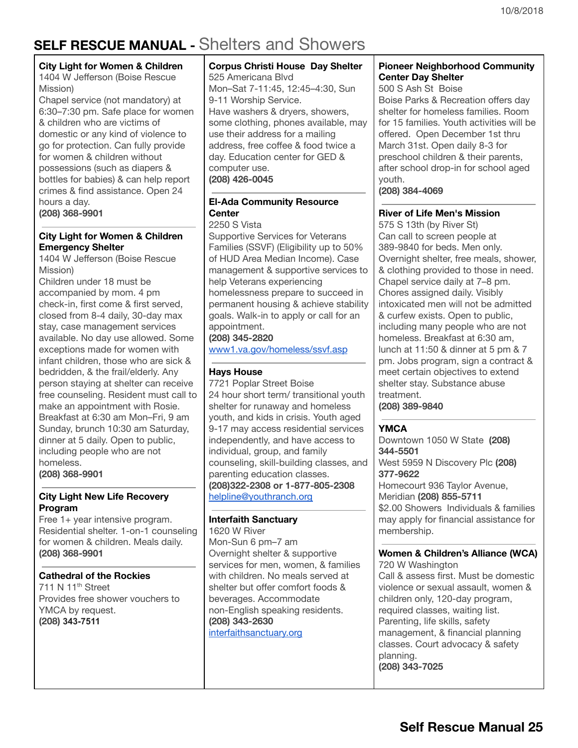# SELF RESCUE MANUAL - Shelters and Showers

**City Light for Women & Children**
1404 W Jefferson (Boise Rescue Mission)
Chapel service (not mandatory) at 6:30–7:30 pm. Safe place for women & children who are victims of domestic or any kind of violence to go for protection. Can fully provide for women & children without possessions (such as diapers & bottles for babies) & can help report crimes & find assistance. Open 24 hours a day.
**(208) 368-9901**

**City Light for Women & Children Emergency Shelter**
1404 W Jefferson (Boise Rescue Mission)
Children under 18 must be accompanied by mom. 4 pm check-in, first come & first served, closed from 8-4 daily, 30-day max stay, case management services available. No day use allowed. Some exceptions made for women with infant children, those who are sick & bedridden, & the frail/elderly. Any person staying at shelter can receive free counseling. Resident must call to make an appointment with Rosie. Breakfast at 6:30 am Mon–Fri, 9 am Sunday, brunch 10:30 am Saturday, dinner at 5 daily. Open to public, including people who are not homeless.
**(208) 368-9901**

---

**City Light New Life Recovery Program**
Free 1+ year intensive program. Residential shelter. 1-on-1 counseling for women & children. Meals daily.
**(208) 368-9901**

---

**Cathedral of the Rockies**
711 N 11th Street
Provides free shower vouchers to YMCA by request.
**(208) 343-7511**

**Corpus Christi House Day Shelter**
525 Americana Blvd
Mon–Sat 7-11:45, 12:45–4:30, Sun 9-11 Worship Service.
Have washers & dryers, showers, some clothing, phones available, may use their address for a mailing address, free coffee & food twice a day. Education center for GED & computer use.
**(208) 426-0045**

---

**El-Ada Community Resource Center**
2250 S Vista
Supportive Services for Veterans Families (SSVF) (Eligibility up to 50% of HUD Area Median Income). Case management & supportive services to help Veterans experiencing homelessness prepare to succeed in permanent housing & achieve stability goals. Walk-in to apply or call for an appointment.
**(208) 345-2820**
www1.va.gov/homeless/ssvf.asp

---

**Hays House**
7721 Poplar Street Boise
24 hour short term/ transitional youth shelter for runaway and homeless youth, and kids in crisis. Youth aged 9-17 may access residential services independently, and have access to individual, group, and family counseling, skill-building classes, and parenting education classes.
**(208)322-2308 or 1-877-805-2308**
helpline@youthranch.org

---

**Interfaith Sanctuary**
1620 W River
Mon-Sun 6 pm–7 am
Overnight shelter & supportive services for men, women, & families with children. No meals served at shelter but offer comfort foods & beverages. Accommodate non-English speaking residents.
**(208) 343-2630**
interfaithsanctuary.org

**Pioneer Neighborhood Community Center Day Shelter**
500 S Ash St Boise
Boise Parks & Recreation offers day shelter for homeless families. Room for 15 families. Youth activities will be offered. Open December 1st thru March 31st. Open daily 8-3 for preschool children & their parents, after school drop-in for school aged youth.
**(208) 384-4069**

---

**River of Life Men's Mission**
575 S 13th (by River St)
Can call to screen people at 389-9840 for beds. Men only. Overnight shelter, free meals, shower, & clothing provided to those in need. Chapel service daily at 7–8 pm. Chores assigned daily. Visibly intoxicated men will not be admitted & curfew exists. Open to public, including many people who are not homeless. Breakfast at 6:30 am, lunch at 11:50 & dinner at 5 pm & 7 pm. Jobs program, sign a contract & meet certain objectives to extend shelter stay. Substance abuse treatment.
**(208) 389-9840**

---

**YMCA**
Downtown 1050 W State **(208) 344-5501**
West 5959 N Discovery Plc **(208) 377-9622**
Homecourt 936 Taylor Avenue, Meridian **(208) 855-5711**
$2.00 Showers Individuals & families may apply for financial assistance for membership.

---

**Women & Children's Alliance (WCA)**
720 W Washington
Call & assess first. Must be domestic violence or sexual assault, women & children only, 120-day program, required classes, waiting list. Parenting, life skills, safety management, & financial planning classes. Court advocacy & safety planning.
**(208) 343-7025**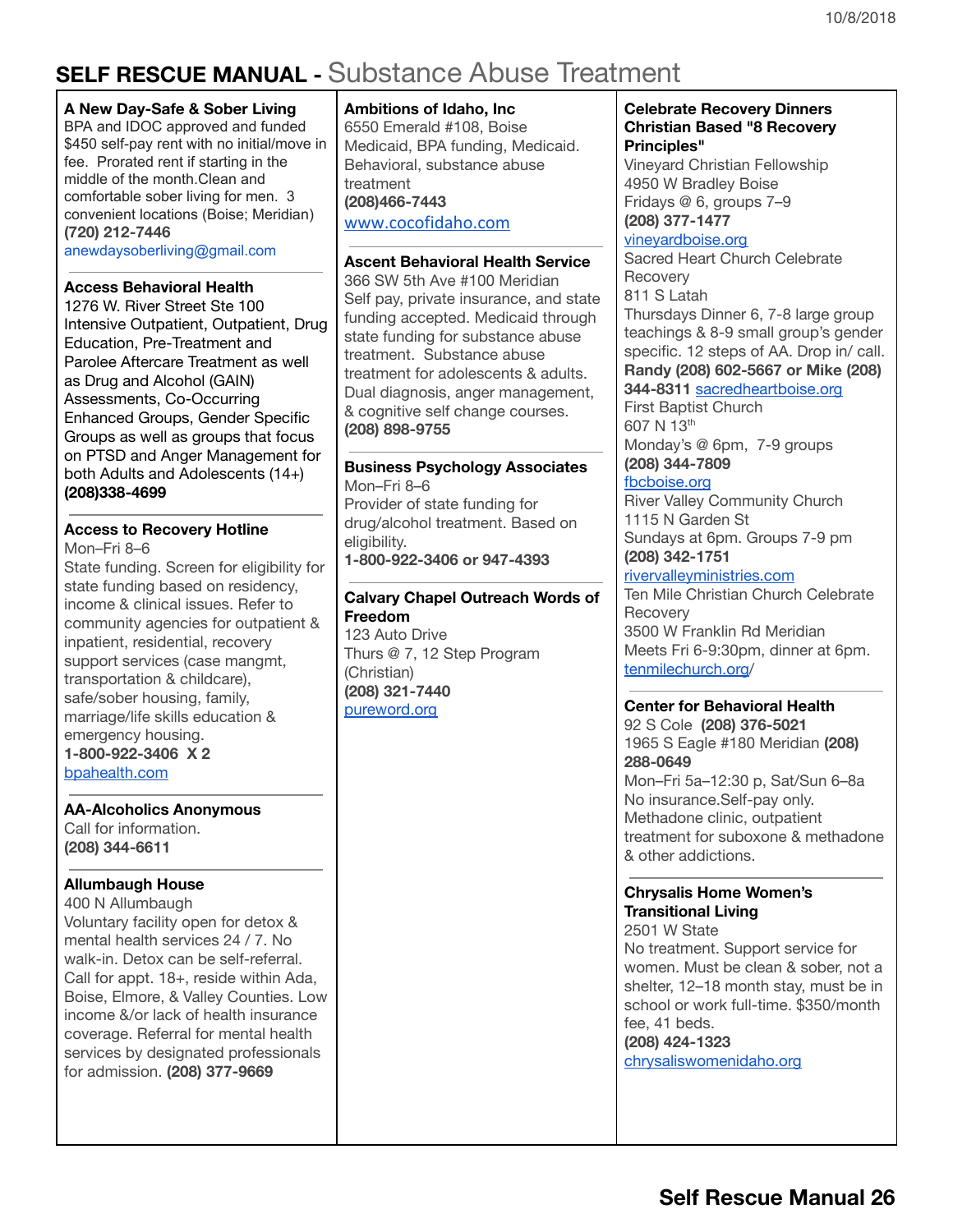# SELF RESCUE MANUAL - Substance Abuse Treatment

**A New Day-Safe & Sober Living**
BPA and IDOC approved and funded $450 self-pay rent with no initial/move in fee. Prorated rent if starting in the middle of the month.Clean and comfortable sober living for men. 3 convenient locations (Boise; Meridian)
**(720) 212-7446**
anewdaysoberliving@gmail.com

---

**Access Behavioral Health**
1276 W. River Street Ste 100
Intensive Outpatient, Outpatient, Drug Education, Pre-Treatment and Parolee Aftercare Treatment as well as Drug and Alcohol (GAIN) Assessments, Co-Occurring Enhanced Groups, Gender Specific Groups as well as groups that focus on PTSD and Anger Management for both Adults and Adolescents (14+)
**(208)338-4699**

---

**Access to Recovery Hotline**
Mon–Fri 8–6
State funding. Screen for eligibility for state funding based on residency, income & clinical issues. Refer to community agencies for outpatient & inpatient, residential, recovery support services (case mangmt, transportation & childcare), safe/sober housing, family, marriage/life skills education & emergency housing.
**1-800-922-3406 X 2**
bpahealth.com

---

**AA-Alcoholics Anonymous**
Call for information.
**(208) 344-6611**

---

**Allumbaugh House**
400 N Allumbaugh
Voluntary facility open for detox & mental health services 24 / 7. No walk-in. Detox can be self-referral. Call for appt. 18+, reside within Ada, Boise, Elmore, & Valley Counties. Low income &/or lack of health insurance coverage. Referral for mental health services by designated professionals for admission. **(208) 377-9669**

---

**Ambitions of Idaho, Inc**
6550 Emerald #108, Boise
Medicaid, BPA funding, Medicaid. Behavioral, substance abuse treatment
**(208)466-7443**
www.cocofidaho.com

---

**Ascent Behavioral Health Service**
366 SW 5th Ave #100 Meridian
Self pay, private insurance, and state funding accepted. Medicaid through state funding for substance abuse treatment. Substance abuse treatment for adolescents & adults. Dual diagnosis, anger management, & cognitive self change courses.
**(208) 898-9755**

---

**Business Psychology Associates**
Mon–Fri 8–6
Provider of state funding for drug/alcohol treatment. Based on eligibility.
**1-800-922-3406 or 947-4393**

**Calvary Chapel Outreach Words of Freedom**
123 Auto Drive
Thurs @ 7, 12 Step Program (Christian)
**(208) 321-7440**
pureword.org

---

**Celebrate Recovery Dinners Christian Based "8 Recovery Principles"**
Vineyard Christian Fellowship
4950 W Bradley Boise
Fridays @ 6, groups 7–9
**(208) 377-1477**
vineyardboise.org
Sacred Heart Church Celebrate Recovery
811 S Latah
Thursdays Dinner 6, 7-8 large group teachings & 8-9 small group's gender specific. 12 steps of AA. Drop in/ call.
**Randy (208) 602-5667 or Mike (208) 344-8311** sacredheartboise.org
First Baptist Church
607 N 13th
Monday's @ 6pm, 7-9 groups
**(208) 344-7809**
fbcboise.org
River Valley Community Church
1115 N Garden St
Sundays at 6pm. Groups 7-9 pm
**(208) 342-1751**
rivervalleyministries.com
Ten Mile Christian Church Celebrate Recovery
3500 W Franklin Rd Meridian
Meets Fri 6-9:30pm, dinner at 6pm.
tenmilechurch.org/

---

**Center for Behavioral Health**
92 S Cole **(208) 376-5021**
1965 S Eagle #180 Meridian **(208) 288-0649**
Mon–Fri 5a–12:30 p, Sat/Sun 6–8a
No insurance.Self-pay only.
Methadone clinic, outpatient treatment for suboxone & methadone & other addictions.

---

**Chrysalis Home Women's Transitional Living**
2501 W State
No treatment. Support service for women. Must be clean & sober, not a shelter, 12–18 month stay, must be in school or work full-time. $350/month fee, 41 beds.
**(208) 424-1323**
chrysaliswomenidaho.org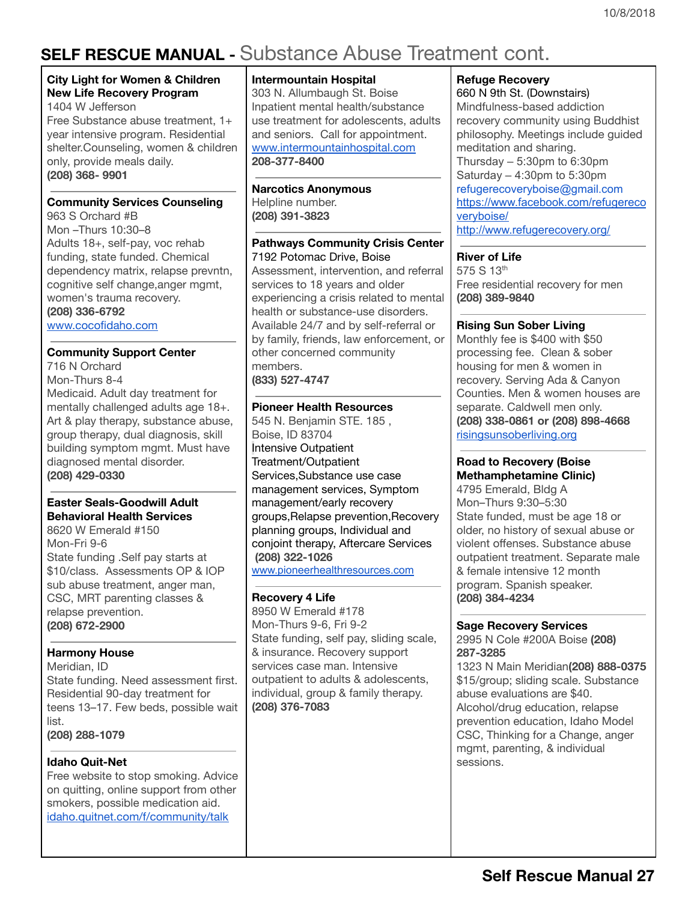## SELF RESCUE MANUAL - Substance Abuse Treatment cont.

**City Light for Women & Children New Life Recovery Program**
1404 W Jefferson
Free Substance abuse treatment, 1+ year intensive program. Residential shelter.Counseling, women & children only, provide meals daily.
**(208) 368- 9901**

**Community Services Counseling**
963 S Orchard #B
Mon –Thurs 10:30–8
Adults 18+, self-pay, voc rehab funding, state funded. Chemical dependency matrix, relapse prevntn, cognitive self change,anger mgmt, women's trauma recovery.
**(208) 336-6792**
www.cocofidaho.com

**Community Support Center**
716 N Orchard
Mon-Thurs 8-4
Medicaid. Adult day treatment for mentally challenged adults age 18+. Art & play therapy, substance abuse, group therapy, dual diagnosis, skill building symptom mgmt. Must have diagnosed mental disorder.
**(208) 429-0330**

**Easter Seals-Goodwill Adult Behavioral Health Services**
8620 W Emerald #150
Mon-Fri 9-6
State funding .Self pay starts at $10/class. Assessments OP & IOP sub abuse treatment, anger man, CSC, MRT parenting classes & relapse prevention.
**(208) 672-2900**

**Harmony House**
Meridian, ID
State funding. Need assessment first. Residential 90-day treatment for teens 13–17. Few beds, possible wait list.
**(208) 288-1079**

**Idaho Quit-Net**
Free website to stop smoking. Advice on quitting, online support from other smokers, possible medication aid.
idaho.quitnet.com/f/community/talk

**Intermountain Hospital**
303 N. Allumbaugh St. Boise
Inpatient mental health/substance use treatment for adolescents, adults and seniors. Call for appointment.
www.intermountainhospital.com
**208-377-8400**

**Narcotics Anonymous**
Helpline number.
**(208) 391-3823**

**Pathways Community Crisis Center**
7192 Potomac Drive, Boise
Assessment, intervention, and referral services to 18 years and older experiencing a crisis related to mental health or substance-use disorders. Available 24/7 and by self-referral or by family, friends, law enforcement, or other concerned community members.
**(833) 527-4747**

**Pioneer Health Resources**
545 N. Benjamin STE. 185 ,
Boise, ID 83704
Intensive Outpatient Treatment/Outpatient Services,Substance use case management services, Symptom management/early recovery groups,Relapse prevention,Recovery planning groups, Individual and conjoint therapy, Aftercare Services
**(208) 322-1026**
www.pioneerhealthresources.com

**Recovery 4 Life**
8950 W Emerald #178
Mon-Thurs 9-6, Fri 9-2
State funding, self pay, sliding scale, & insurance. Recovery support services case man. Intensive outpatient to adults & adolescents, individual, group & family therapy.
**(208) 376-7083**

**Refuge Recovery**
660 N 9th St. (Downstairs)
Mindfulness-based addiction recovery community using Buddhist philosophy. Meetings include guided meditation and sharing.
Thursday – 5:30pm to 6:30pm
Saturday – 4:30pm to 5:30pm
refugerecoveryboise@gmail.com
https://www.facebook.com/refugerecoveryboise/
http://www.refugerecovery.org/

**River of Life**
575 S 13th
Free residential recovery for men
**(208) 389-9840**

**Rising Sun Sober Living**
Monthly fee is $400 with $50 processing fee. Clean & sober housing for men & women in recovery. Serving Ada & Canyon Counties. Men & women houses are separate. Caldwell men only.
**(208) 338-0861 or (208) 898-4668**
risingsunsoberliving.org

**Road to Recovery (Boise Methamphetamine Clinic)**
4795 Emerald, Bldg A
Mon–Thurs 9:30–5:30
State funded, must be age 18 or older, no history of sexual abuse or violent offenses. Substance abuse outpatient treatment. Separate male & female intensive 12 month program. Spanish speaker.
**(208) 384-4234**

**Sage Recovery Services**
2995 N Cole #200A Boise **(208) 287-3285**
1323 N Main Meridian**(208) 888-0375**
$15/group; sliding scale. Substance abuse evaluations are $40. Alcohol/drug education, relapse prevention education, Idaho Model CSC, Thinking for a Change, anger mgmt, parenting, & individual sessions.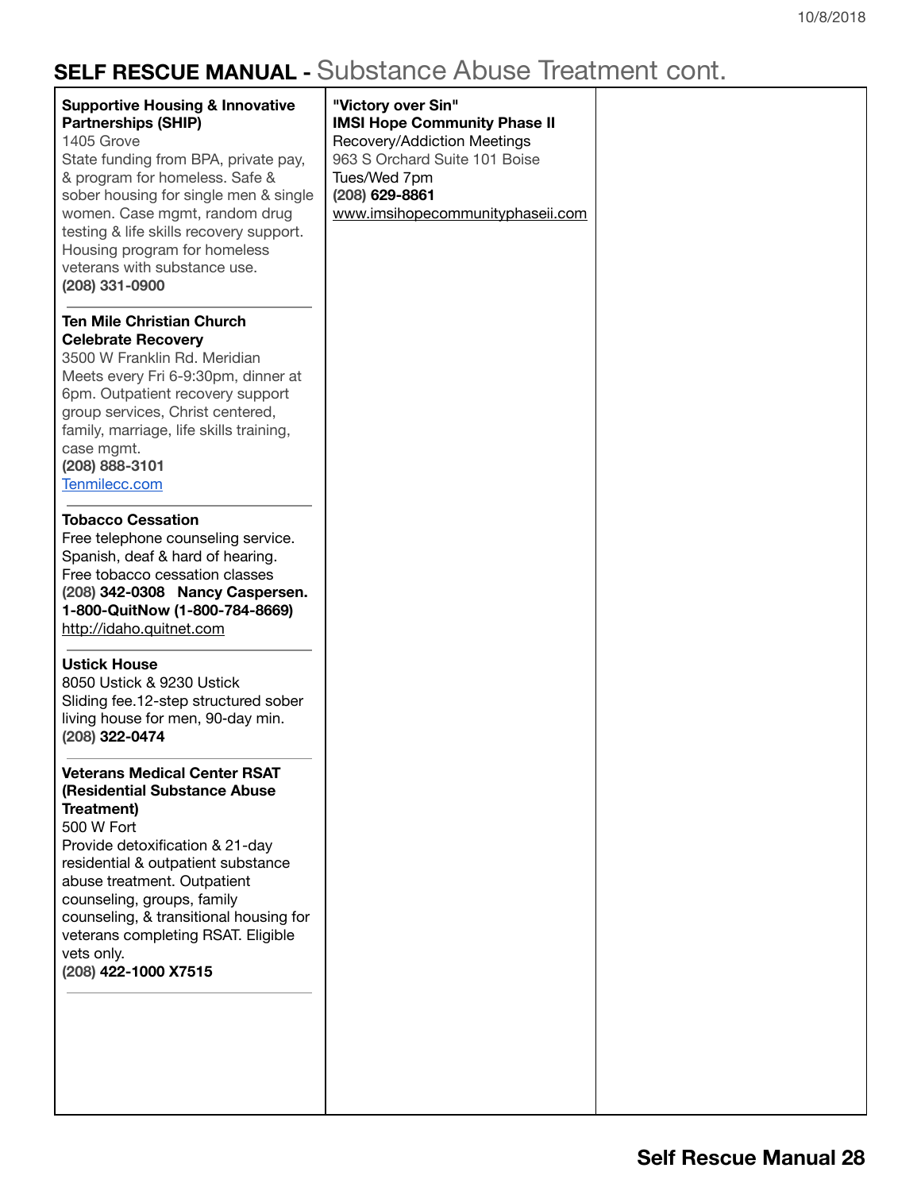## SELF RESCUE MANUAL - Substance Abuse Treatment cont.

**Supportive Housing & Innovative Partnerships (SHIP)**
1405 Grove
State funding from BPA, private pay, & program for homeless. Safe & sober housing for single men & single women. Case mgmt, random drug testing & life skills recovery support. Housing program for homeless veterans with substance use.
**(208) 331-0900**

---

**Ten Mile Christian Church Celebrate Recovery**
3500 W Franklin Rd. Meridian
Meets every Fri 6-9:30pm, dinner at 6pm. Outpatient recovery support group services, Christ centered, family, marriage, life skills training, case mgmt.
**(208) 888-3101**
Tenmilecc.com

---

**Tobacco Cessation**
Free telephone counseling service. Spanish, deaf & hard of hearing. Free tobacco cessation classes
**(208) 342-0308 Nancy Caspersen.**
**1-800-QuitNow (1-800-784-8669)**
http://idaho.quitnet.com

---

**Ustick House**
8050 Ustick & 9230 Ustick
Sliding fee.12-step structured sober living house for men, 90-day min.
**(208) 322-0474**

---

**Veterans Medical Center RSAT (Residential Substance Abuse Treatment)**
500 W Fort
Provide detoxification & 21-day residential & outpatient substance abuse treatment. Outpatient counseling, groups, family counseling, & transitional housing for veterans completing RSAT. Eligible vets only.
**(208) 422-1000 X7515**

---

**"Victory over Sin"**
**IMSI Hope Community Phase II**
Recovery/Addiction Meetings
963 S Orchard Suite 101 Boise
Tues/Wed 7pm
**(208) 629-8861**
www.imsihopecommunityphaseii.com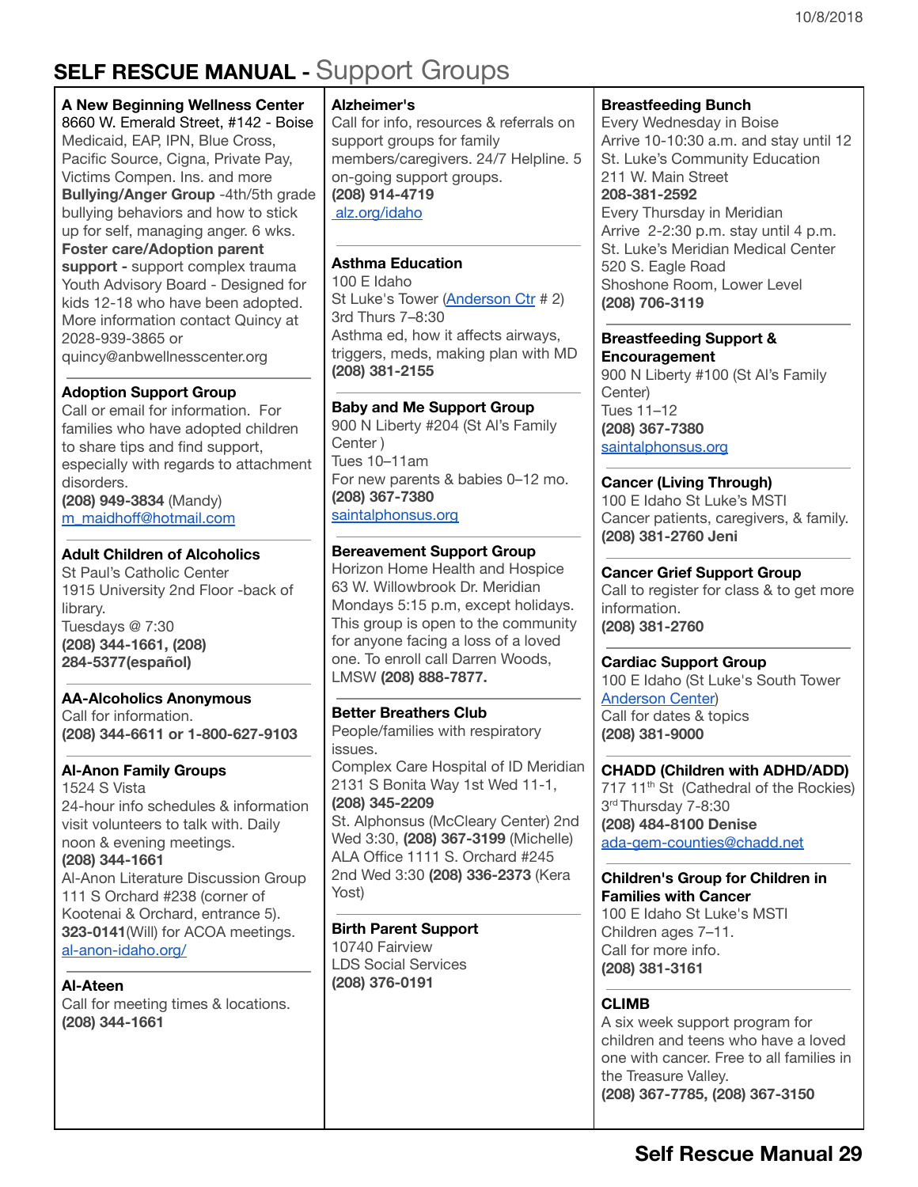# SELF RESCUE MANUAL - Support Groups

**A New Beginning Wellness Center**
8660 W. Emerald Street, #142 - Boise
Medicaid, EAP, IPN, Blue Cross, Pacific Source, Cigna, Private Pay, Victims Compen. Ins. and more
**Bullying/Anger Group** -4th/5th grade bullying behaviors and how to stick up for self, managing anger. 6 wks.
**Foster care/Adoption parent support -** support complex trauma
Youth Advisory Board - Designed for kids 12-18 who have been adopted. More information contact Quincy at 2028-939-3865 or quincy@anbwellnesscenter.org

**Adoption Support Group**
Call or email for information. For families who have adopted children to share tips and find support, especially with regards to attachment disorders.
**(208) 949-3834** (Mandy)
m_maidhoff@hotmail.com

**Adult Children of Alcoholics**
St Paul's Catholic Center
1915 University 2nd Floor -back of library.
Tuesdays @ 7:30
**(208) 344-1661, (208) 284-5377(español)**

**AA-Alcoholics Anonymous**
Call for information.
**(208) 344-6611 or 1-800-627-9103**

**Al-Anon Family Groups**
1524 S Vista
24-hour info schedules & information visit volunteers to talk with. Daily noon & evening meetings.
**(208) 344-1661**
Al-Anon Literature Discussion Group 111 S Orchard #238 (corner of Kootenai & Orchard, entrance 5).
**323-0141**(Will) for ACOA meetings.
al-anon-idaho.org/

**Al-Ateen**
Call for meeting times & locations.
**(208) 344-1661**

**Alzheimer's**
Call for info, resources & referrals on support groups for family members/caregivers. 24/7 Helpline. 5 on-going support groups.
**(208) 914-4719**
alz.org/idaho

**Asthma Education**
100 E Idaho
St Luke's Tower (Anderson Ctr # 2)
3rd Thurs 7–8:30
Asthma ed, how it affects airways, triggers, meds, making plan with MD
**(208) 381-2155**

**Baby and Me Support Group**
900 N Liberty #204 (St Al's Family Center )
Tues 10–11am
For new parents & babies 0–12 mo.
**(208) 367-7380**
saintalphonsus.org

**Bereavement Support Group**
Horizon Home Health and Hospice
63 W. Willowbrook Dr. Meridian
Mondays 5:15 p.m, except holidays. This group is open to the community for anyone facing a loss of a loved one. To enroll call Darren Woods, LMSW **(208) 888-7877.**

**Better Breathers Club**
People/families with respiratory issues.
Complex Care Hospital of ID Meridian 2131 S Bonita Way 1st Wed 11-1, **(208) 345-2209**
St. Alphonsus (McCleary Center) 2nd Wed 3:30, **(208) 367-3199** (Michelle)
ALA Office 1111 S. Orchard #245
2nd Wed 3:30 **(208) 336-2373** (Kera Yost)

**Birth Parent Support**
10740 Fairview
LDS Social Services
**(208) 376-0191**

**Breastfeeding Bunch**
Every Wednesday in Boise
Arrive 10-10:30 a.m. and stay until 12
St. Luke's Community Education
211 W. Main Street
**208-381-2592**
Every Thursday in Meridian
Arrive 2-2:30 p.m. stay until 4 p.m.
St. Luke's Meridian Medical Center
520 S. Eagle Road
Shoshone Room, Lower Level
**(208) 706-3119**

**Breastfeeding Support & Encouragement**
900 N Liberty #100 (St Al's Family Center)
Tues 11–12
**(208) 367-7380**
saintalphonsus.org

**Cancer (Living Through)**
100 E Idaho St Luke's MSTI
Cancer patients, caregivers, & family.
**(208) 381-2760 Jeni**

**Cancer Grief Support Group**
Call to register for class & to get more information.
**(208) 381-2760**

**Cardiac Support Group**
100 E Idaho (St Luke's South Tower Anderson Center)
Call for dates & topics
**(208) 381-9000**

**CHADD (Children with ADHD/ADD)**
717 11th St (Cathedral of the Rockies)
3rd Thursday 7-8:30
**(208) 484-8100 Denise**
ada-gem-counties@chadd.net

**Children's Group for Children in Families with Cancer**
100 E Idaho St Luke's MSTI
Children ages 7–11.
Call for more info.
**(208) 381-3161**

**CLIMB**
A six week support program for children and teens who have a loved one with cancer. Free to all families in the Treasure Valley.
**(208) 367-7785, (208) 367-3150**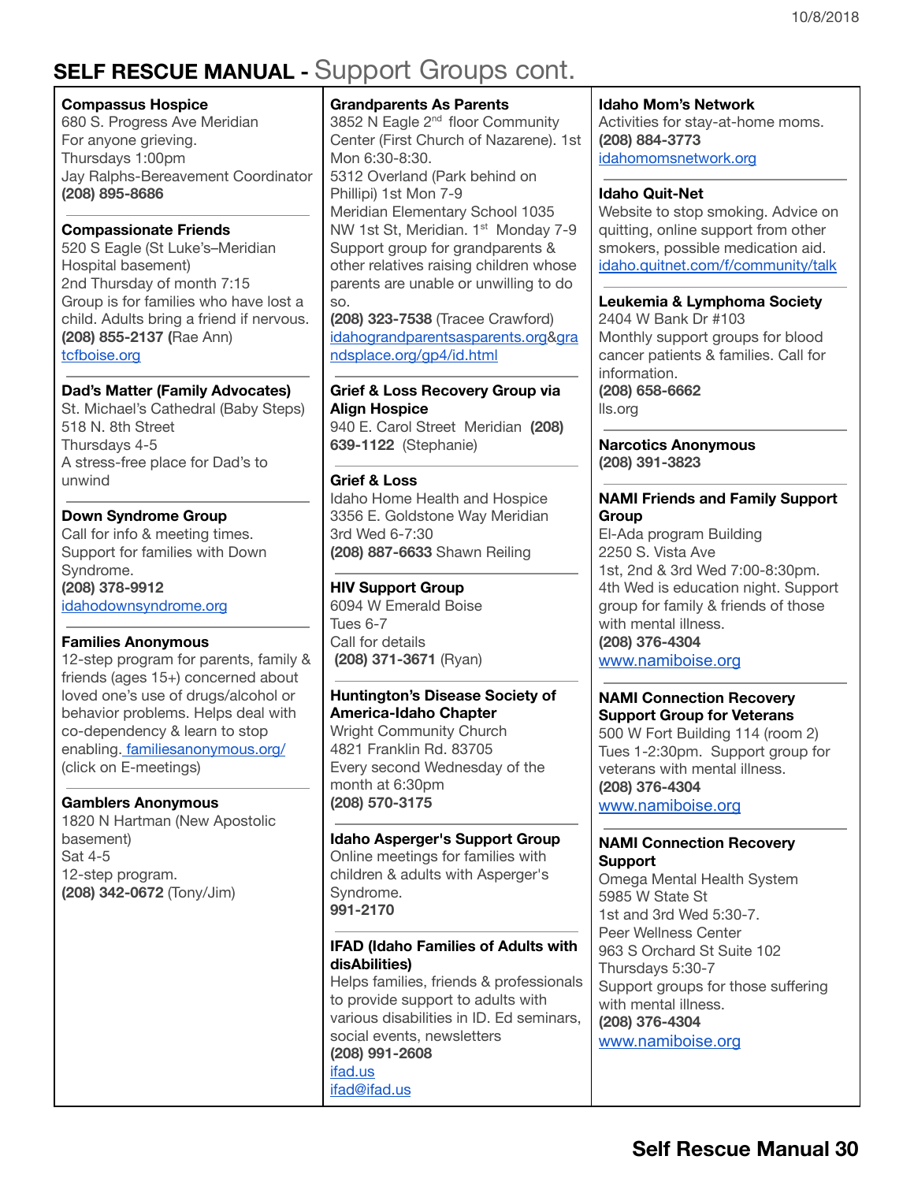## SELF RESCUE MANUAL - Support Groups cont.

**Compassus Hospice**
680 S. Progress Ave Meridian
For anyone grieving.
Thursdays 1:00pm
Jay Ralphs-Bereavement Coordinator
**(208) 895-8686**

**Compassionate Friends**
520 S Eagle (St Luke's–Meridian Hospital basement)
2nd Thursday of month 7:15
Group is for families who have lost a child. Adults bring a friend if nervous.
**(208) 855-2137 (**Rae Ann)
tcfboise.org

**Dad's Matter (Family Advocates)**
St. Michael's Cathedral (Baby Steps)
518 N. 8th Street
Thursdays 4-5
A stress-free place for Dad's to unwind

**Down Syndrome Group**
Call for info & meeting times.
Support for families with Down Syndrome.
**(208) 378-9912**
idahodownsyndrome.org

**Families Anonymous**
12-step program for parents, family & friends (ages 15+) concerned about loved one's use of drugs/alcohol or behavior problems. Helps deal with co-dependency & learn to stop enabling. familiesanonymous.org/ (click on E-meetings)

**Gamblers Anonymous**
1820 N Hartman (New Apostolic basement)
Sat 4-5
12-step program.
**(208) 342-0672** (Tony/Jim)

**Grandparents As Parents**
3852 N Eagle 2nd floor Community Center (First Church of Nazarene). 1st Mon 6:30-8:30.
5312 Overland (Park behind on Phillipi) 1st Mon 7-9
Meridian Elementary School 1035 NW 1st St, Meridian. 1st Monday 7-9
Support group for grandparents & other relatives raising children whose parents are unable or unwilling to do so.
**(208) 323-7538** (Tracee Crawford)
idahograndparentsasparents.org&grandsplace.org/gp4/id.html

**Grief & Loss Recovery Group via Align Hospice**
940 E. Carol Street Meridian **(208) 639-1122** (Stephanie)

**Grief & Loss**
Idaho Home Health and Hospice
3356 E. Goldstone Way Meridian
3rd Wed 6-7:30
**(208) 887-6633** Shawn Reiling

**HIV Support Group**
6094 W Emerald Boise
Tues 6-7
Call for details
**(208) 371-3671** (Ryan)

**Huntington's Disease Society of America-Idaho Chapter**
Wright Community Church
4821 Franklin Rd. 83705
Every second Wednesday of the month at 6:30pm
**(208) 570-3175**

**Idaho Asperger's Support Group**
Online meetings for families with children & adults with Asperger's Syndrome.
**991-2170**

**IFAD (Idaho Families of Adults with disAbilities)**
Helps families, friends & professionals to provide support to adults with various disabilities in ID. Ed seminars, social events, newsletters
**(208) 991-2608**
ifad.us
ifad@ifad.us

**Idaho Mom's Network**
Activities for stay-at-home moms.
**(208) 884-3773**
idahomomsnetwork.org

**Idaho Quit-Net**
Website to stop smoking. Advice on quitting, online support from other smokers, possible medication aid.
idaho.quitnet.com/f/community/talk

**Leukemia & Lymphoma Society**
2404 W Bank Dr #103
Monthly support groups for blood cancer patients & families. Call for information.
**(208) 658-6662**
lls.org

**Narcotics Anonymous**
**(208) 391-3823**

**NAMI Friends and Family Support Group**
El-Ada program Building
2250 S. Vista Ave
1st, 2nd & 3rd Wed 7:00-8:30pm.
4th Wed is education night. Support group for family & friends of those with mental illness.
**(208) 376-4304**
www.namiboise.org

**NAMI Connection Recovery Support Group for Veterans**
500 W Fort Building 114 (room 2)
Tues 1-2:30pm. Support group for veterans with mental illness.
**(208) 376-4304**
www.namiboise.org

**NAMI Connection Recovery Support**
Omega Mental Health System
5985 W State St
1st and 3rd Wed 5:30-7.
Peer Wellness Center
963 S Orchard St Suite 102
Thursdays 5:30-7
Support groups for those suffering with mental illness.
**(208) 376-4304**
www.namiboise.org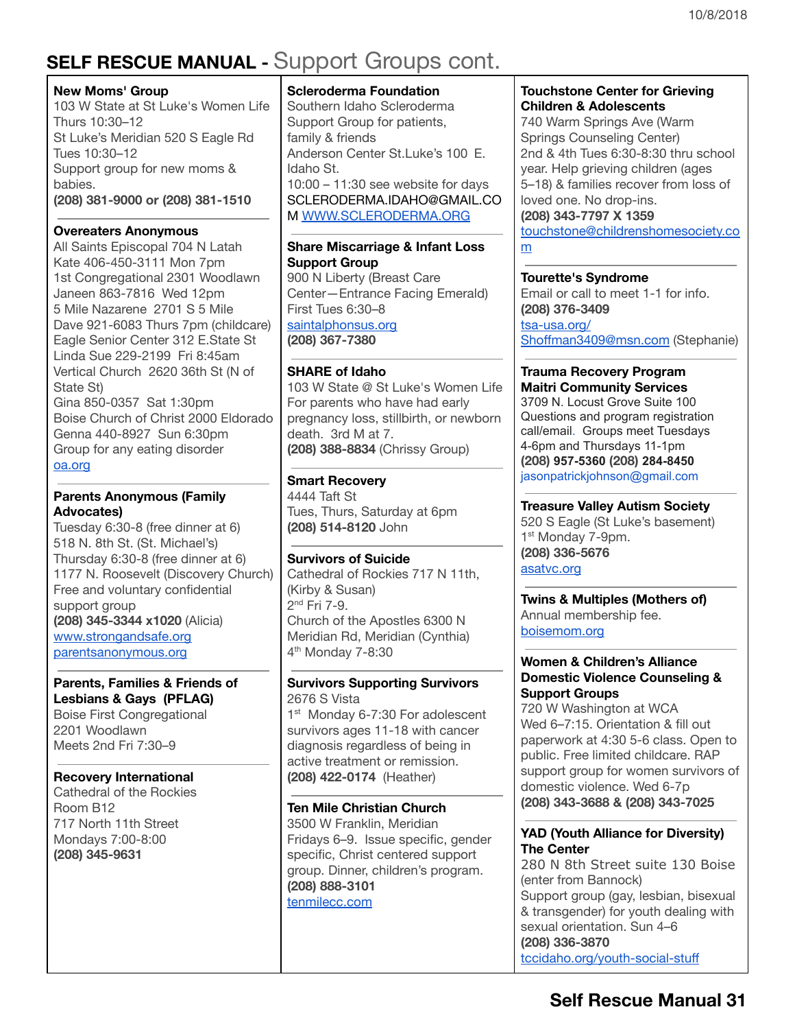# SELF RESCUE MANUAL - Support Groups cont.

**New Moms' Group**
103 W State at St Luke's Women Life
Thurs 10:30–12
St Luke's Meridian 520 S Eagle Rd
Tues 10:30–12
Support group for new moms & babies.
**(208) 381-9000 or (208) 381-1510**

**Overeaters Anonymous**
All Saints Episcopal 704 N Latah
Kate 406-450-3111 Mon 7pm
1st Congregational 2301 Woodlawn
Janeen 863-7816 Wed 12pm
5 Mile Nazarene 2701 S 5 Mile
Dave 921-6083 Thurs 7pm (childcare)
Eagle Senior Center 312 E.State St
Linda Sue 229-2199 Fri 8:45am
Vertical Church 2620 36th St (N of State St)
Gina 850-0357 Sat 1:30pm
Boise Church of Christ 2000 Eldorado
Genna 440-8927 Sun 6:30pm
Group for any eating disorder
oa.org

**Parents Anonymous (Family Advocates)**
Tuesday 6:30-8 (free dinner at 6)
518 N. 8th St. (St. Michael's)
Thursday 6:30-8 (free dinner at 6)
1177 N. Roosevelt (Discovery Church)
Free and voluntary confidential support group
**(208) 345-3344 x1020** (Alicia)
www.strongandsafe.org
parentsanonymous.org

**Parents, Families & Friends of Lesbians & Gays (PFLAG)**
Boise First Congregational
2201 Woodlawn
Meets 2nd Fri 7:30–9

**Recovery International**
Cathedral of the Rockies
Room B12
717 North 11th Street
Mondays 7:00-8:00
**(208) 345-9631**

**Scleroderma Foundation**
Southern Idaho Scleroderma Support Group for patients, family & friends
Anderson Center St.Luke's 100 E. Idaho St.
10:00 – 11:30 see website for days
SCLERODERMA.IDAHO@GMAIL.COM WWW.SCLERODERMA.ORG

**Share Miscarriage & Infant Loss Support Group**
900 N Liberty (Breast Care Center—Entrance Facing Emerald)
First Tues 6:30–8
saintalphonsus.org
**(208) 367-7380**

**SHARE of Idaho**
103 W State @ St Luke's Women Life
For parents who have had early pregnancy loss, stillbirth, or newborn death. 3rd M at 7.
**(208) 388-8834** (Chrissy Group)

**Smart Recovery**
4444 Taft St
Tues, Thurs, Saturday at 6pm
**(208) 514-8120** John

**Survivors of Suicide**
Cathedral of Rockies 717 N 11th, (Kirby & Susan)
2nd Fri 7-9.
Church of the Apostles 6300 N Meridian Rd, Meridian (Cynthia)
4th Monday 7-8:30

**Survivors Supporting Survivors**
2676 S Vista
1st Monday 6-7:30 For adolescent survivors ages 11-18 with cancer diagnosis regardless of being in active treatment or remission.
**(208) 422-0174** (Heather)

**Ten Mile Christian Church**
3500 W Franklin, Meridian
Fridays 6–9. Issue specific, gender specific, Christ centered support group. Dinner, children's program.
**(208) 888-3101**
tenmilecc.com

**Touchstone Center for Grieving Children & Adolescents**
740 Warm Springs Ave (Warm Springs Counseling Center)
2nd & 4th Tues 6:30-8:30 thru school year. Help grieving children (ages 5–18) & families recover from loss of loved one. No drop-ins.
**(208) 343-7797 X 1359**
touchstone@childrenshomesociety.com

**Tourette's Syndrome**
Email or call to meet 1-1 for info.
**(208) 376-3409**
tsa-usa.org/
Shoffman3409@msn.com (Stephanie)

**Trauma Recovery Program**
**Maitri Community Services**
3709 N. Locust Grove Suite 100
Questions and program registration call/email. Groups meet Tuesdays 4-6pm and Thursdays 11-1pm
**(208) 957-5360 (208) 284-8450**
jasonpatrickjohnson@gmail.com

**Treasure Valley Autism Society**
520 S Eagle (St Luke's basement)
1st Monday 7-9pm.
**(208) 336-5676**
asatvc.org

**Twins & Multiples (Mothers of)**
Annual membership fee.
boisemom.org

**Women & Children's Alliance Domestic Violence Counseling & Support Groups**
720 W Washington at WCA
Wed 6–7:15. Orientation & fill out paperwork at 4:30 5-6 class. Open to public. Free limited childcare. RAP support group for women survivors of domestic violence. Wed 6-7p
**(208) 343-3688 & (208) 343-7025**

**YAD (Youth Alliance for Diversity) The Center**
280 N 8th Street suite 130 Boise (enter from Bannock)
Support group (gay, lesbian, bisexual & transgender) for youth dealing with sexual orientation. Sun 4–6
**(208) 336-3870**
tccidaho.org/youth-social-stuff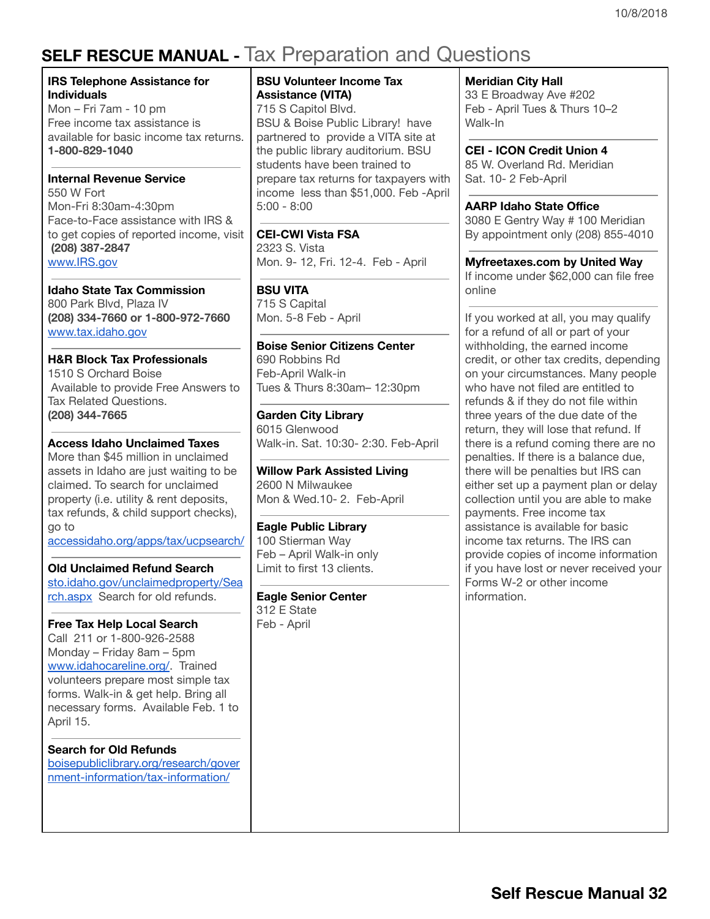# SELF RESCUE MANUAL - Tax Preparation and Questions

**IRS Telephone Assistance for Individuals**
Mon – Fri 7am - 10 pm
Free income tax assistance is available for basic income tax returns.
**1-800-829-1040**

---

**Internal Revenue Service**
550 W Fort
Mon-Fri 8:30am-4:30pm
Face-to-Face assistance with IRS & to get copies of reported income, visit **(208) 387-2847**
www.IRS.gov

---

**Idaho State Tax Commission**
800 Park Blvd, Plaza IV
**(208) 334-7660 or 1-800-972-7660**
www.tax.idaho.gov

---

**H&R Block Tax Professionals**
1510 S Orchard Boise
Available to provide Free Answers to Tax Related Questions.
**(208) 344-7665**

---

**Access Idaho Unclaimed Taxes**
More than $45 million in unclaimed assets in Idaho are just waiting to be claimed. To search for unclaimed property (i.e. utility & rent deposits, tax refunds, & child support checks), go to
accessidaho.org/apps/tax/ucpsearch/

---

**Old Unclaimed Refund Search**
sto.idaho.gov/unclaimedproperty/Search.aspx Search for old refunds.

---

**Free Tax Help Local Search**
Call 211 or 1-800-926-2588
Monday – Friday 8am – 5pm
www.idahocareline.org/. Trained volunteers prepare most simple tax forms. Walk-in & get help. Bring all necessary forms. Available Feb. 1 to April 15.

---

**Search for Old Refunds**
boisepubliclibrary.org/research/government-information/tax-information/

---

**BSU Volunteer Income Tax Assistance (VITA)**
715 S Capitol Blvd.
BSU & Boise Public Library! have partnered to provide a VITA site at the public library auditorium. BSU students have been trained to prepare tax returns for taxpayers with income less than $51,000. Feb -April 5:00 - 8:00

---

**CEI-CWI Vista FSA**
2323 S. Vista
Mon. 9- 12, Fri. 12-4. Feb - April

---

**BSU VITA**
715 S Capital
Mon. 5-8 Feb - April

---

**Boise Senior Citizens Center**
690 Robbins Rd
Feb-April Walk-in
Tues & Thurs 8:30am– 12:30pm

---

**Garden City Library**
6015 Glenwood
Walk-in. Sat. 10:30- 2:30. Feb-April

---

**Willow Park Assisted Living**
2600 N Milwaukee
Mon & Wed.10- 2. Feb-April

---

**Eagle Public Library**
100 Stierman Way
Feb – April Walk-in only
Limit to first 13 clients.

---

**Eagle Senior Center**
312 E State
Feb - April

---

**Meridian City Hall**
33 E Broadway Ave #202
Feb - April Tues & Thurs 10–2
Walk-In

---

**CEI - ICON Credit Union 4**
85 W. Overland Rd. Meridian
Sat. 10- 2 Feb-April

---

**AARP Idaho State Office**
3080 E Gentry Way # 100 Meridian
By appointment only (208) 855-4010

---

**Myfreetaxes.com by United Way**
If income under $62,000 can file free online

---

If you worked at all, you may qualify for a refund of all or part of your withholding, the earned income credit, or other tax credits, depending on your circumstances. Many people who have not filed are entitled to refunds & if they do not file within three years of the due date of the return, they will lose that refund. If there is a refund coming there are no penalties. If there is a balance due, there will be penalties but IRS can either set up a payment plan or delay collection until you are able to make payments. Free income tax assistance is available for basic income tax returns. The IRS can provide copies of income information if you have lost or never received your Forms W-2 or other income information.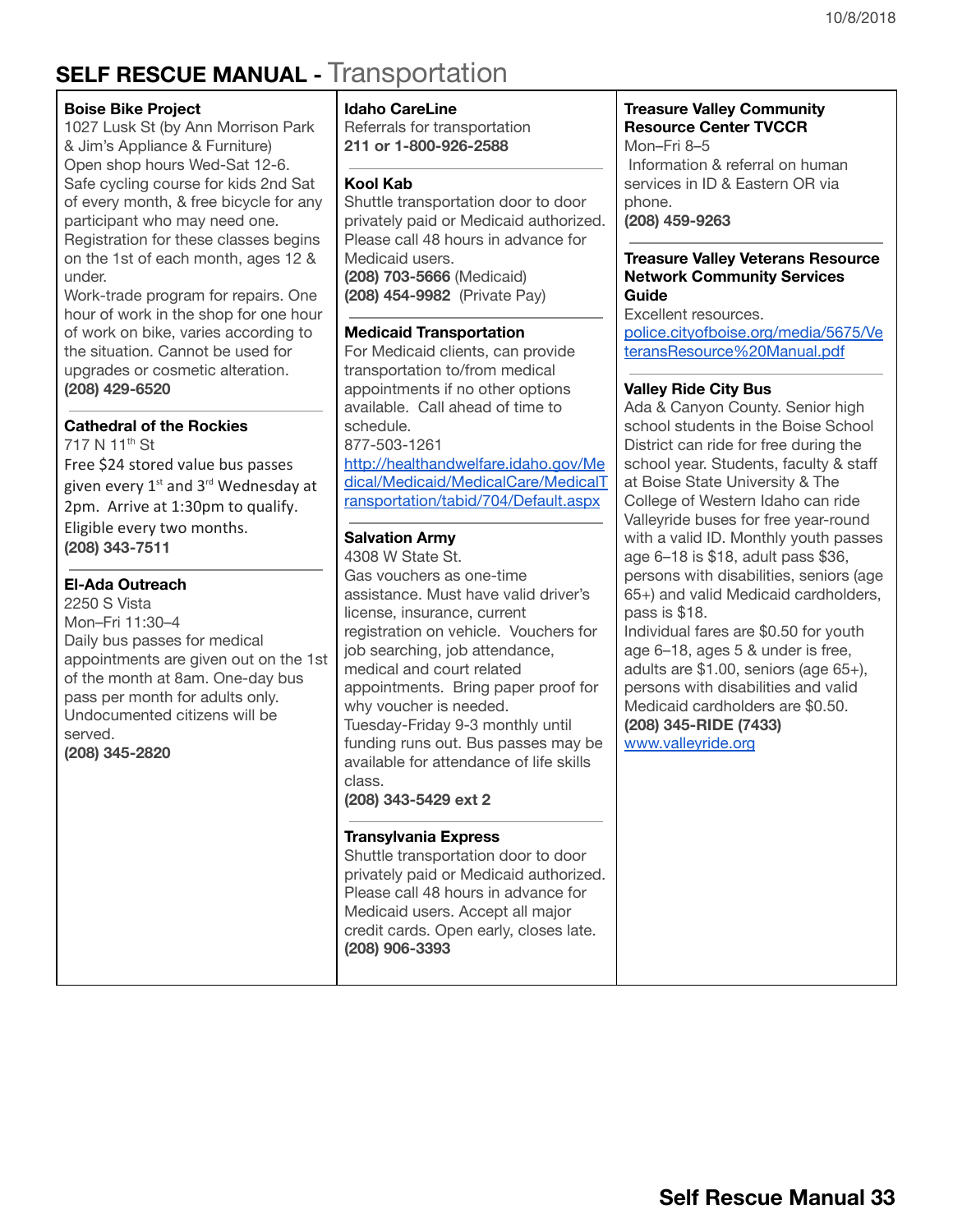# SELF RESCUE MANUAL - Transportation

**Boise Bike Project**
1027 Lusk St (by Ann Morrison Park & Jim's Appliance & Furniture)
Open shop hours Wed-Sat 12-6.
Safe cycling course for kids 2nd Sat of every month, & free bicycle for any participant who may need one. Registration for these classes begins on the 1st of each month, ages 12 & under.
Work-trade program for repairs. One hour of work in the shop for one hour of work on bike, varies according to the situation. Cannot be used for upgrades or cosmetic alteration.
**(208) 429-6520**

---

**Cathedral of the Rockies**
717 N 11th St
Free $24 stored value bus passes given every 1st and 3rd Wednesday at 2pm. Arrive at 1:30pm to qualify. Eligible every two months.
**(208) 343-7511**

---

**El-Ada Outreach**
2250 S Vista
Mon–Fri 11:30–4
Daily bus passes for medical appointments are given out on the 1st of the month at 8am. One-day bus pass per month for adults only. Undocumented citizens will be served.
**(208) 345-2820**

---

**Idaho CareLine**
Referrals for transportation
**211 or 1-800-926-2588**

---

**Kool Kab**
Shuttle transportation door to door privately paid or Medicaid authorized. Please call 48 hours in advance for Medicaid users.
**(208) 703-5666** (Medicaid)
**(208) 454-9982** (Private Pay)

---

**Medicaid Transportation**
For Medicaid clients, can provide transportation to/from medical appointments if no other options available. Call ahead of time to schedule.
877-503-1261
http://healthandwelfare.idaho.gov/Medical/Medicaid/MedicalCare/MedicalTransportation/tabid/704/Default.aspx

---

**Salvation Army**
4308 W State St.
Gas vouchers as one-time assistance. Must have valid driver's license, insurance, current registration on vehicle. Vouchers for job searching, job attendance, medical and court related appointments. Bring paper proof for why voucher is needed.
Tuesday-Friday 9-3 monthly until funding runs out. Bus passes may be available for attendance of life skills class.
**(208) 343-5429 ext 2**

---

**Transylvania Express**
Shuttle transportation door to door privately paid or Medicaid authorized. Please call 48 hours in advance for Medicaid users. Accept all major credit cards. Open early, closes late.
**(208) 906-3393**

---

**Treasure Valley Community Resource Center TVCCR**
Mon–Fri 8–5
Information & referral on human services in ID & Eastern OR via phone.
**(208) 459-9263**

---

**Treasure Valley Veterans Resource Network Community Services Guide**
Excellent resources.
police.cityofboise.org/media/5675/VeteransResource%20Manual.pdf

---

**Valley Ride City Bus**
Ada & Canyon County. Senior high school students in the Boise School District can ride for free during the school year. Students, faculty & staff at Boise State University & The College of Western Idaho can ride Valleyride buses for free year-round with a valid ID. Monthly youth passes age 6–18 is $18, adult pass $36, persons with disabilities, seniors (age 65+) and valid Medicaid cardholders, pass is $18.
Individual fares are $0.50 for youth age 6–18, ages 5 & under is free, adults are $1.00, seniors (age 65+), persons with disabilities and valid Medicaid cardholders are $0.50.
**(208) 345-RIDE (7433)**
www.valleyride.org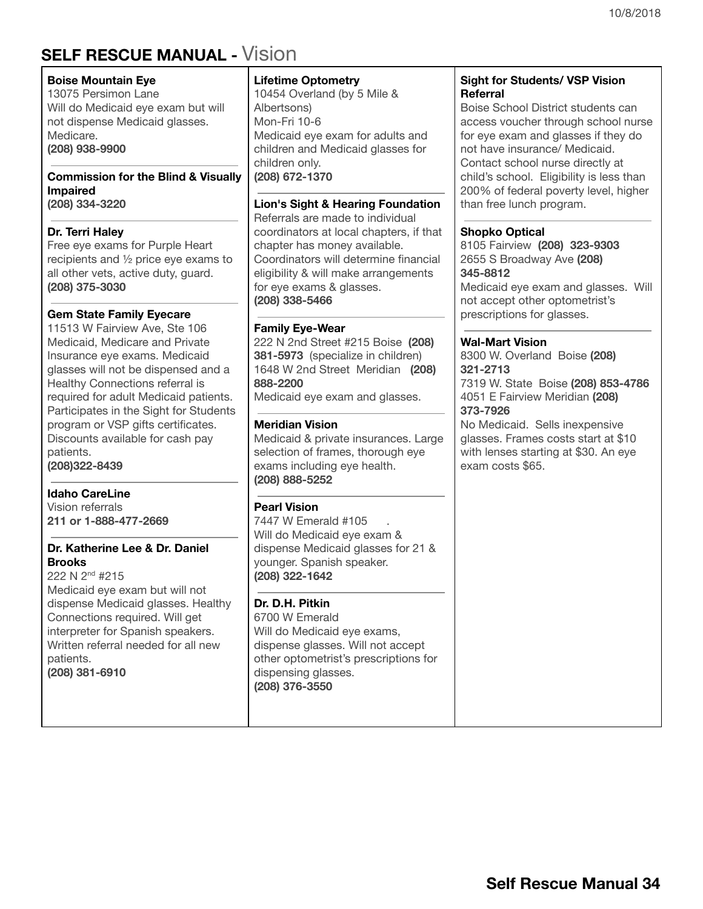# SELF RESCUE MANUAL - Vision

**Boise Mountain Eye**
13075 Persimon Lane
Will do Medicaid eye exam but will not dispense Medicaid glasses. Medicare.
**(208) 938-9900**

---

**Commission for the Blind & Visually Impaired**
**(208) 334-3220**

---

**Dr. Terri Haley**
Free eye exams for Purple Heart recipients and ½ price eye exams to all other vets, active duty, guard.
**(208) 375-3030**

---

**Gem State Family Eyecare**
11513 W Fairview Ave, Ste 106
Medicaid, Medicare and Private Insurance eye exams. Medicaid glasses will not be dispensed and a Healthy Connections referral is required for adult Medicaid patients. Participates in the Sight for Students program or VSP gifts certificates. Discounts available for cash pay patients.
**(208)322-8439**

---

**Idaho CareLine**
Vision referrals
**211 or 1-888-477-2669**

---

**Dr. Katherine Lee & Dr. Daniel Brooks**
222 N 2nd #215
Medicaid eye exam but will not dispense Medicaid glasses. Healthy Connections required. Will get interpreter for Spanish speakers. Written referral needed for all new patients.
**(208) 381-6910**

---

**Lifetime Optometry**
10454 Overland (by 5 Mile & Albertsons)
Mon-Fri 10-6
Medicaid eye exam for adults and children and Medicaid glasses for children only.
**(208) 672-1370**

---

**Lion's Sight & Hearing Foundation**
Referrals are made to individual coordinators at local chapters, if that chapter has money available. Coordinators will determine financial eligibility & will make arrangements for eye exams & glasses.
**(208) 338-5466**

---

**Family Eye-Wear**
222 N 2nd Street #215 Boise **(208) 381-5973** (specialize in children)
1648 W 2nd Street Meridian **(208) 888-2200**
Medicaid eye exam and glasses.

---

**Meridian Vision**
Medicaid & private insurances. Large selection of frames, thorough eye exams including eye health.
**(208) 888-5252**

---

**Pearl Vision**
7447 W Emerald #105 .
Will do Medicaid eye exam & dispense Medicaid glasses for 21 & younger. Spanish speaker.
**(208) 322-1642**

---

**Dr. D.H. Pitkin**
6700 W Emerald
Will do Medicaid eye exams, dispense glasses. Will not accept other optometrist's prescriptions for dispensing glasses.
**(208) 376-3550**

---

**Sight for Students/ VSP Vision Referral**
Boise School District students can access voucher through school nurse for eye exam and glasses if they do not have insurance/ Medicaid. Contact school nurse directly at child's school. Eligibility is less than 200% of federal poverty level, higher than free lunch program.

---

**Shopko Optical**
8105 Fairview **(208) 323-9303**
2655 S Broadway Ave **(208) 345-8812**
Medicaid eye exam and glasses. Will not accept other optometrist's prescriptions for glasses.

---

**Wal-Mart Vision**
8300 W. Overland Boise **(208) 321-2713**
7319 W. State Boise **(208) 853-4786**
4051 E Fairview Meridian **(208) 373-7926**
No Medicaid. Sells inexpensive glasses. Frames costs start at $10 with lenses starting at $30. An eye exam costs $65.